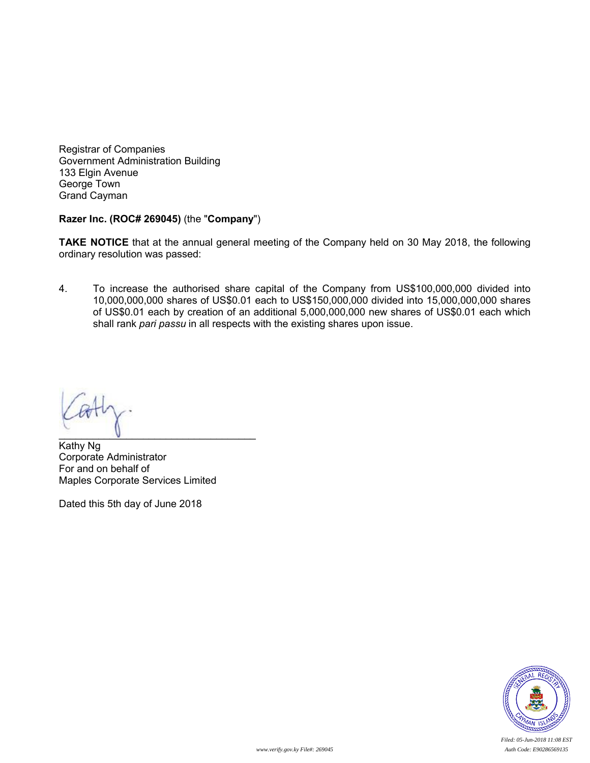Registrar of Companies
Government Administration Building
133 Elgin Avenue
George Town
Grand Cayman

**Razer Inc. (ROC# 269045)** (the "**Company**")

**TAKE NOTICE** that at the annual general meeting of the Company held on 30 May 2018, the following ordinary resolution was passed:

4. To increase the authorised share capital of the Company from US$100,000,000 divided into 10,000,000,000 shares of US$0.01 each to US$150,000,000 divided into 15,000,000,000 shares of US$0.01 each by creation of an additional 5,000,000,000 new shares of US$0.01 each which shall rank *pari passu* in all respects with the existing shares upon issue.

Kathy Ng
Corporate Administrator
For and on behalf of
Maples Corporate Services Limited

Dated this 5th day of June 2018

*Filed: 05-Jun-2018 11:08 EST*
*www.verify.gov.ky File#: 269045*
*Auth Code: E90286569135*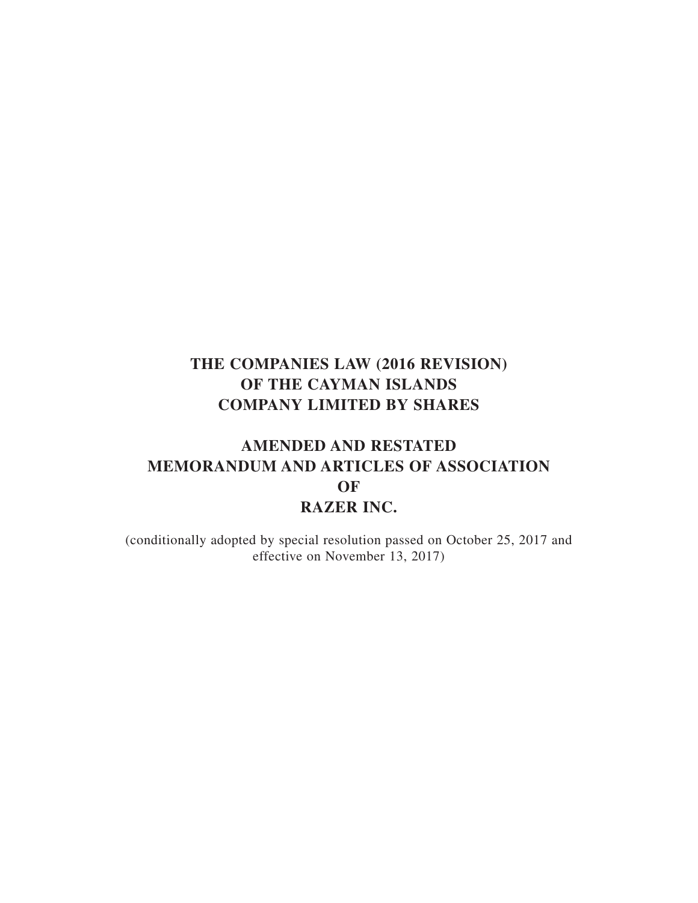# THE COMPANIES LAW (2016 REVISION) OF THE CAYMAN ISLANDS COMPANY LIMITED BY SHARES

# AMENDED AND RESTATED MEMORANDUM AND ARTICLES OF ASSOCIATION OF RAZER INC.

(conditionally adopted by special resolution passed on October 25, 2017 and effective on November 13, 2017)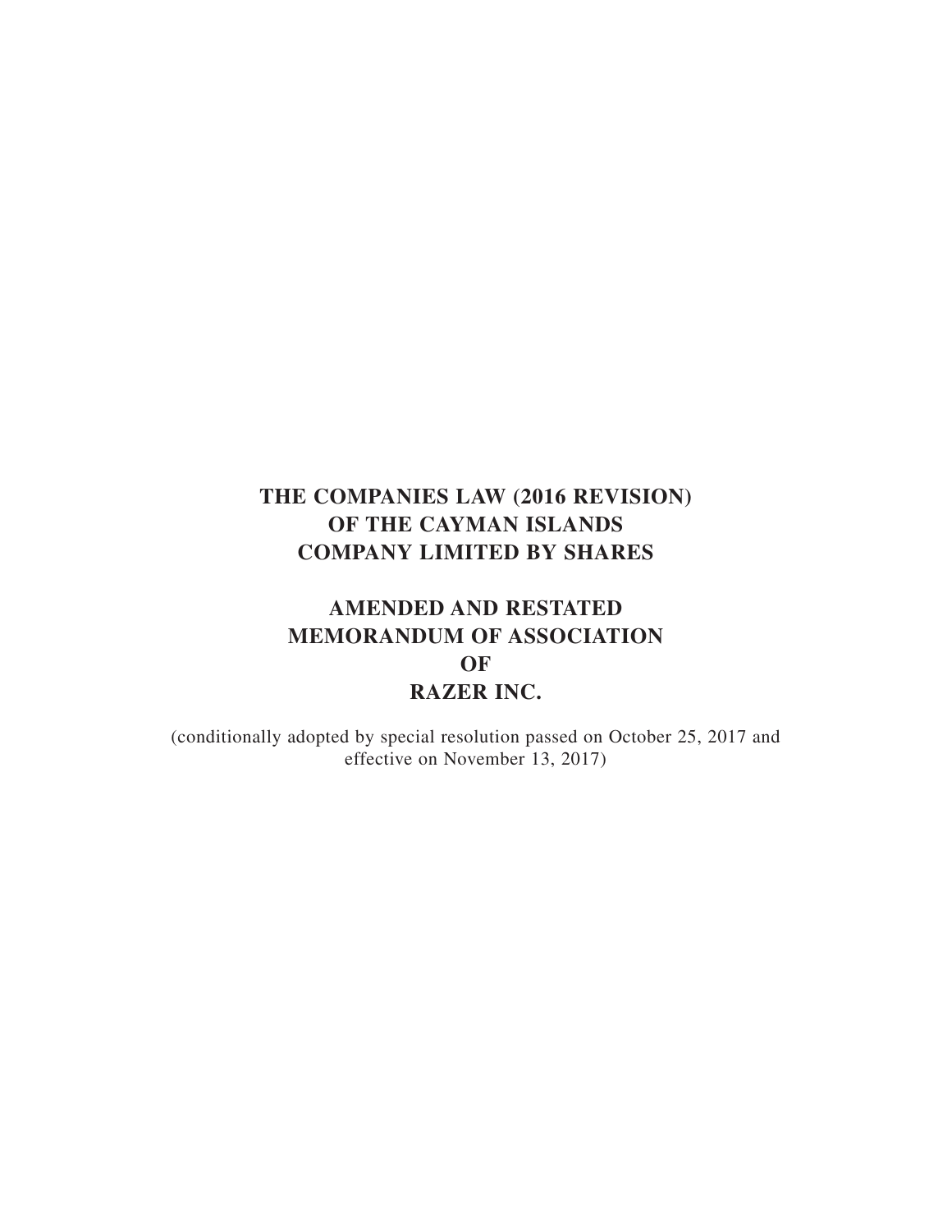# THE COMPANIES LAW (2016 REVISION)
# OF THE CAYMAN ISLANDS
# COMPANY LIMITED BY SHARES

# AMENDED AND RESTATED
# MEMORANDUM OF ASSOCIATION
# OF
# RAZER INC.

(conditionally adopted by special resolution passed on October 25, 2017 and effective on November 13, 2017)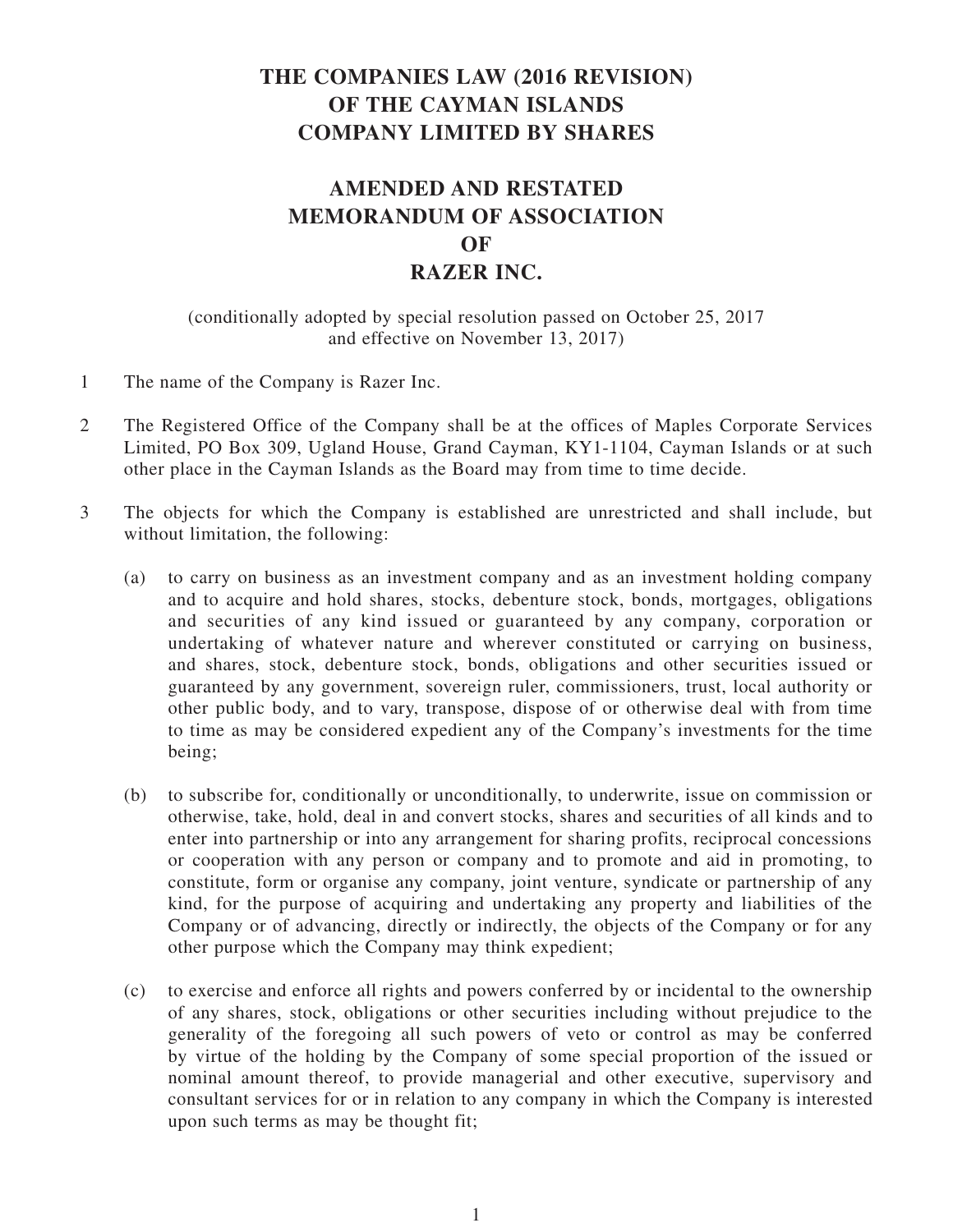# THE COMPANIES LAW (2016 REVISION) OF THE CAYMAN ISLANDS COMPANY LIMITED BY SHARES

# AMENDED AND RESTATED MEMORANDUM OF ASSOCIATION OF RAZER INC.

(conditionally adopted by special resolution passed on October 25, 2017 and effective on November 13, 2017)

1 The name of the Company is Razer Inc.

2 The Registered Office of the Company shall be at the offices of Maples Corporate Services Limited, PO Box 309, Ugland House, Grand Cayman, KY1-1104, Cayman Islands or at such other place in the Cayman Islands as the Board may from time to time decide.

3 The objects for which the Company is established are unrestricted and shall include, but without limitation, the following:

(a) to carry on business as an investment company and as an investment holding company and to acquire and hold shares, stocks, debenture stock, bonds, mortgages, obligations and securities of any kind issued or guaranteed by any company, corporation or undertaking of whatever nature and wherever constituted or carrying on business, and shares, stock, debenture stock, bonds, obligations and other securities issued or guaranteed by any government, sovereign ruler, commissioners, trust, local authority or other public body, and to vary, transpose, dispose of or otherwise deal with from time to time as may be considered expedient any of the Company's investments for the time being;

(b) to subscribe for, conditionally or unconditionally, to underwrite, issue on commission or otherwise, take, hold, deal in and convert stocks, shares and securities of all kinds and to enter into partnership or into any arrangement for sharing profits, reciprocal concessions or cooperation with any person or company and to promote and aid in promoting, to constitute, form or organise any company, joint venture, syndicate or partnership of any kind, for the purpose of acquiring and undertaking any property and liabilities of the Company or of advancing, directly or indirectly, the objects of the Company or for any other purpose which the Company may think expedient;

(c) to exercise and enforce all rights and powers conferred by or incidental to the ownership of any shares, stock, obligations or other securities including without prejudice to the generality of the foregoing all such powers of veto or control as may be conferred by virtue of the holding by the Company of some special proportion of the issued or nominal amount thereof, to provide managerial and other executive, supervisory and consultant services for or in relation to any company in which the Company is interested upon such terms as may be thought fit;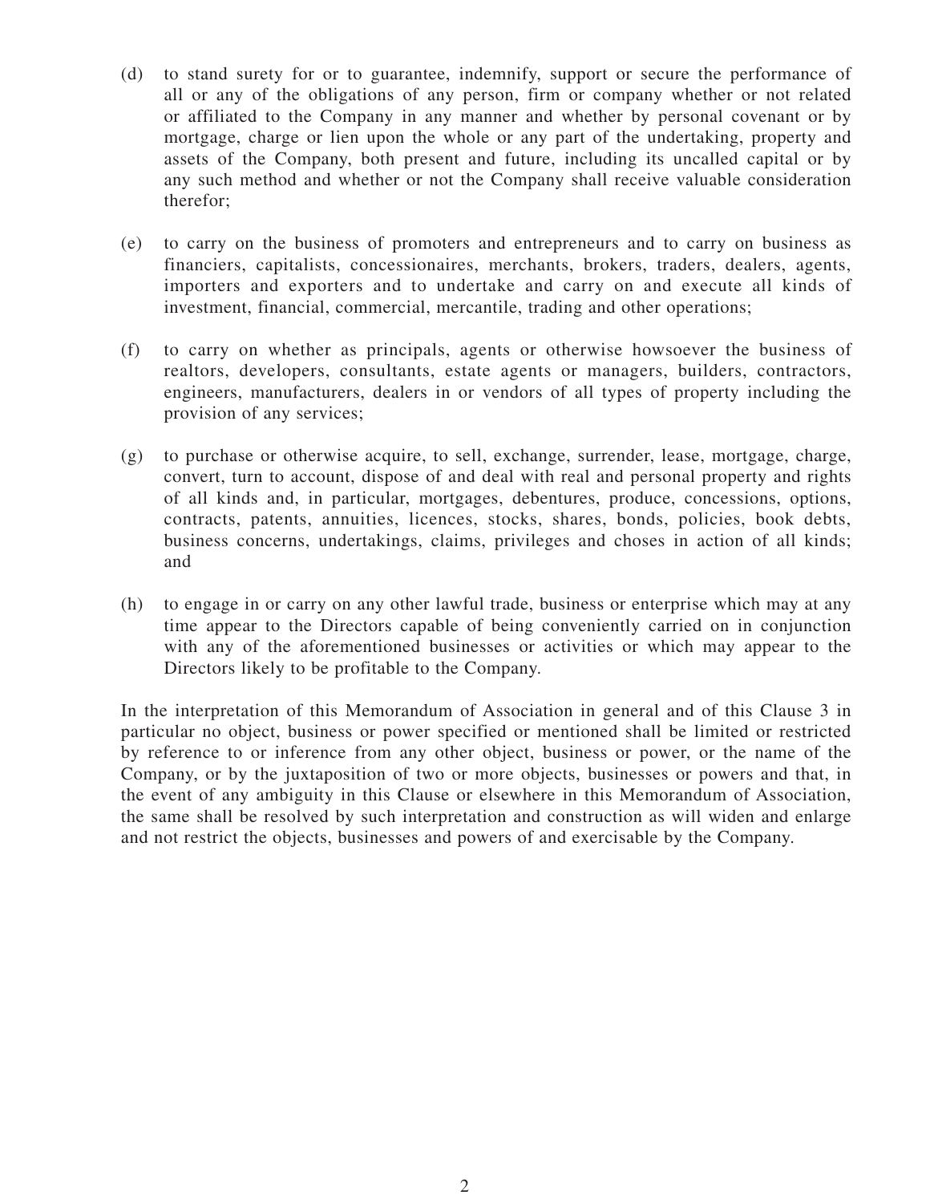(d) to stand surety for or to guarantee, indemnify, support or secure the performance of all or any of the obligations of any person, firm or company whether or not related or affiliated to the Company in any manner and whether by personal covenant or by mortgage, charge or lien upon the whole or any part of the undertaking, property and assets of the Company, both present and future, including its uncalled capital or by any such method and whether or not the Company shall receive valuable consideration therefor;

(e) to carry on the business of promoters and entrepreneurs and to carry on business as financiers, capitalists, concessionaires, merchants, brokers, traders, dealers, agents, importers and exporters and to undertake and carry on and execute all kinds of investment, financial, commercial, mercantile, trading and other operations;

(f) to carry on whether as principals, agents or otherwise howsoever the business of realtors, developers, consultants, estate agents or managers, builders, contractors, engineers, manufacturers, dealers in or vendors of all types of property including the provision of any services;

(g) to purchase or otherwise acquire, to sell, exchange, surrender, lease, mortgage, charge, convert, turn to account, dispose of and deal with real and personal property and rights of all kinds and, in particular, mortgages, debentures, produce, concessions, options, contracts, patents, annuities, licences, stocks, shares, bonds, policies, book debts, business concerns, undertakings, claims, privileges and choses in action of all kinds; and

(h) to engage in or carry on any other lawful trade, business or enterprise which may at any time appear to the Directors capable of being conveniently carried on in conjunction with any of the aforementioned businesses or activities or which may appear to the Directors likely to be profitable to the Company.

In the interpretation of this Memorandum of Association in general and of this Clause 3 in particular no object, business or power specified or mentioned shall be limited or restricted by reference to or inference from any other object, business or power, or the name of the Company, or by the juxtaposition of two or more objects, businesses or powers and that, in the event of any ambiguity in this Clause or elsewhere in this Memorandum of Association, the same shall be resolved by such interpretation and construction as will widen and enlarge and not restrict the objects, businesses and powers of and exercisable by the Company.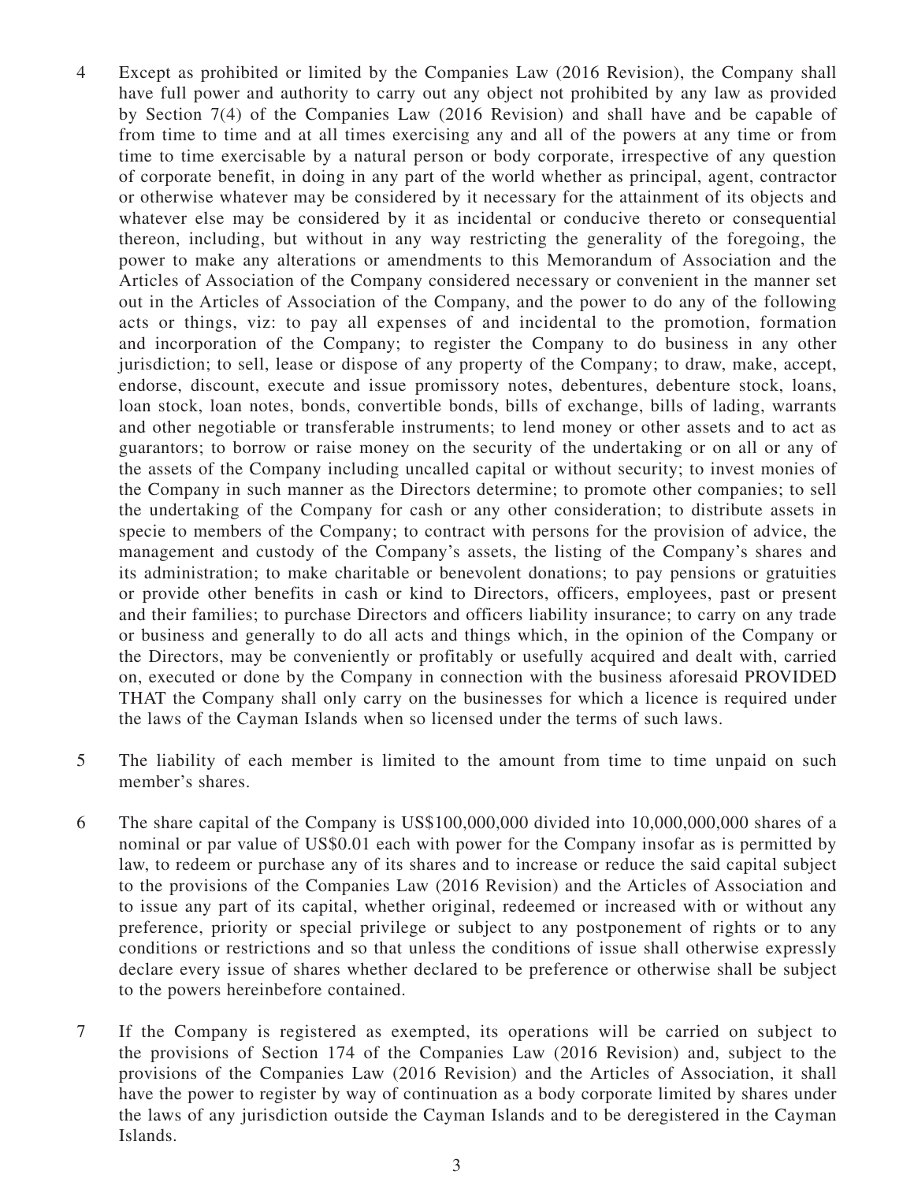4 Except as prohibited or limited by the Companies Law (2016 Revision), the Company shall have full power and authority to carry out any object not prohibited by any law as provided by Section 7(4) of the Companies Law (2016 Revision) and shall have and be capable of from time to time and at all times exercising any and all of the powers at any time or from time to time exercisable by a natural person or body corporate, irrespective of any question of corporate benefit, in doing in any part of the world whether as principal, agent, contractor or otherwise whatever may be considered by it necessary for the attainment of its objects and whatever else may be considered by it as incidental or conducive thereto or consequential thereon, including, but without in any way restricting the generality of the foregoing, the power to make any alterations or amendments to this Memorandum of Association and the Articles of Association of the Company considered necessary or convenient in the manner set out in the Articles of Association of the Company, and the power to do any of the following acts or things, viz: to pay all expenses of and incidental to the promotion, formation and incorporation of the Company; to register the Company to do business in any other jurisdiction; to sell, lease or dispose of any property of the Company; to draw, make, accept, endorse, discount, execute and issue promissory notes, debentures, debenture stock, loans, loan stock, loan notes, bonds, convertible bonds, bills of exchange, bills of lading, warrants and other negotiable or transferable instruments; to lend money or other assets and to act as guarantors; to borrow or raise money on the security of the undertaking or on all or any of the assets of the Company including uncalled capital or without security; to invest monies of the Company in such manner as the Directors determine; to promote other companies; to sell the undertaking of the Company for cash or any other consideration; to distribute assets in specie to members of the Company; to contract with persons for the provision of advice, the management and custody of the Company's assets, the listing of the Company's shares and its administration; to make charitable or benevolent donations; to pay pensions or gratuities or provide other benefits in cash or kind to Directors, officers, employees, past or present and their families; to purchase Directors and officers liability insurance; to carry on any trade or business and generally to do all acts and things which, in the opinion of the Company or the Directors, may be conveniently or profitably or usefully acquired and dealt with, carried on, executed or done by the Company in connection with the business aforesaid PROVIDED THAT the Company shall only carry on the businesses for which a licence is required under the laws of the Cayman Islands when so licensed under the terms of such laws.

5 The liability of each member is limited to the amount from time to time unpaid on such member's shares.

6 The share capital of the Company is US$100,000,000 divided into 10,000,000,000 shares of a nominal or par value of US$0.01 each with power for the Company insofar as is permitted by law, to redeem or purchase any of its shares and to increase or reduce the said capital subject to the provisions of the Companies Law (2016 Revision) and the Articles of Association and to issue any part of its capital, whether original, redeemed or increased with or without any preference, priority or special privilege or subject to any postponement of rights or to any conditions or restrictions and so that unless the conditions of issue shall otherwise expressly declare every issue of shares whether declared to be preference or otherwise shall be subject to the powers hereinbefore contained.

7 If the Company is registered as exempted, its operations will be carried on subject to the provisions of Section 174 of the Companies Law (2016 Revision) and, subject to the provisions of the Companies Law (2016 Revision) and the Articles of Association, it shall have the power to register by way of continuation as a body corporate limited by shares under the laws of any jurisdiction outside the Cayman Islands and to be deregistered in the Cayman Islands.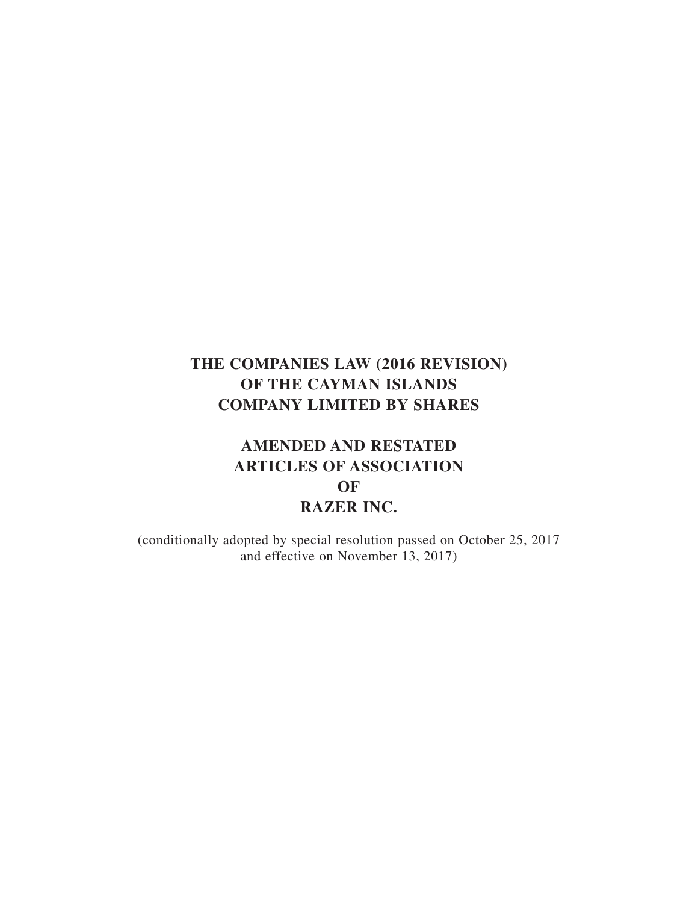# THE COMPANIES LAW (2016 REVISION) OF THE CAYMAN ISLANDS COMPANY LIMITED BY SHARES

# AMENDED AND RESTATED ARTICLES OF ASSOCIATION OF RAZER INC.

(conditionally adopted by special resolution passed on October 25, 2017 and effective on November 13, 2017)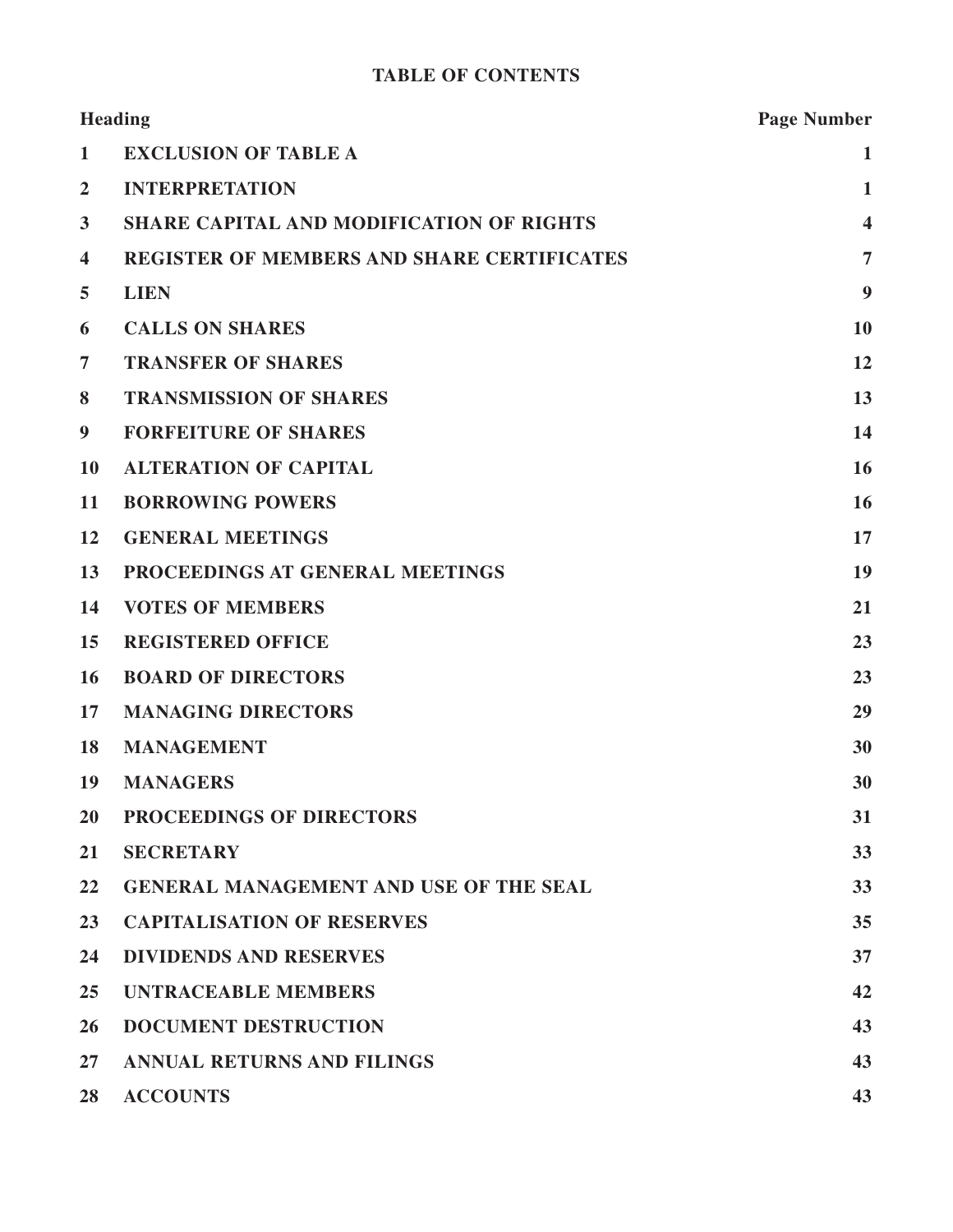**TABLE OF CONTENTS**

| | Heading | Page Number |
|---|---|---|
| 1 | EXCLUSION OF TABLE A | 1 |
| 2 | INTERPRETATION | 1 |
| 3 | SHARE CAPITAL AND MODIFICATION OF RIGHTS | 4 |
| 4 | REGISTER OF MEMBERS AND SHARE CERTIFICATES | 7 |
| 5 | LIEN | 9 |
| 6 | CALLS ON SHARES | 10 |
| 7 | TRANSFER OF SHARES | 12 |
| 8 | TRANSMISSION OF SHARES | 13 |
| 9 | FORFEITURE OF SHARES | 14 |
| 10 | ALTERATION OF CAPITAL | 16 |
| 11 | BORROWING POWERS | 16 |
| 12 | GENERAL MEETINGS | 17 |
| 13 | PROCEEDINGS AT GENERAL MEETINGS | 19 |
| 14 | VOTES OF MEMBERS | 21 |
| 15 | REGISTERED OFFICE | 23 |
| 16 | BOARD OF DIRECTORS | 23 |
| 17 | MANAGING DIRECTORS | 29 |
| 18 | MANAGEMENT | 30 |
| 19 | MANAGERS | 30 |
| 20 | PROCEEDINGS OF DIRECTORS | 31 |
| 21 | SECRETARY | 33 |
| 22 | GENERAL MANAGEMENT AND USE OF THE SEAL | 33 |
| 23 | CAPITALISATION OF RESERVES | 35 |
| 24 | DIVIDENDS AND RESERVES | 37 |
| 25 | UNTRACEABLE MEMBERS | 42 |
| 26 | DOCUMENT DESTRUCTION | 43 |
| 27 | ANNUAL RETURNS AND FILINGS | 43 |
| 28 | ACCOUNTS | 43 |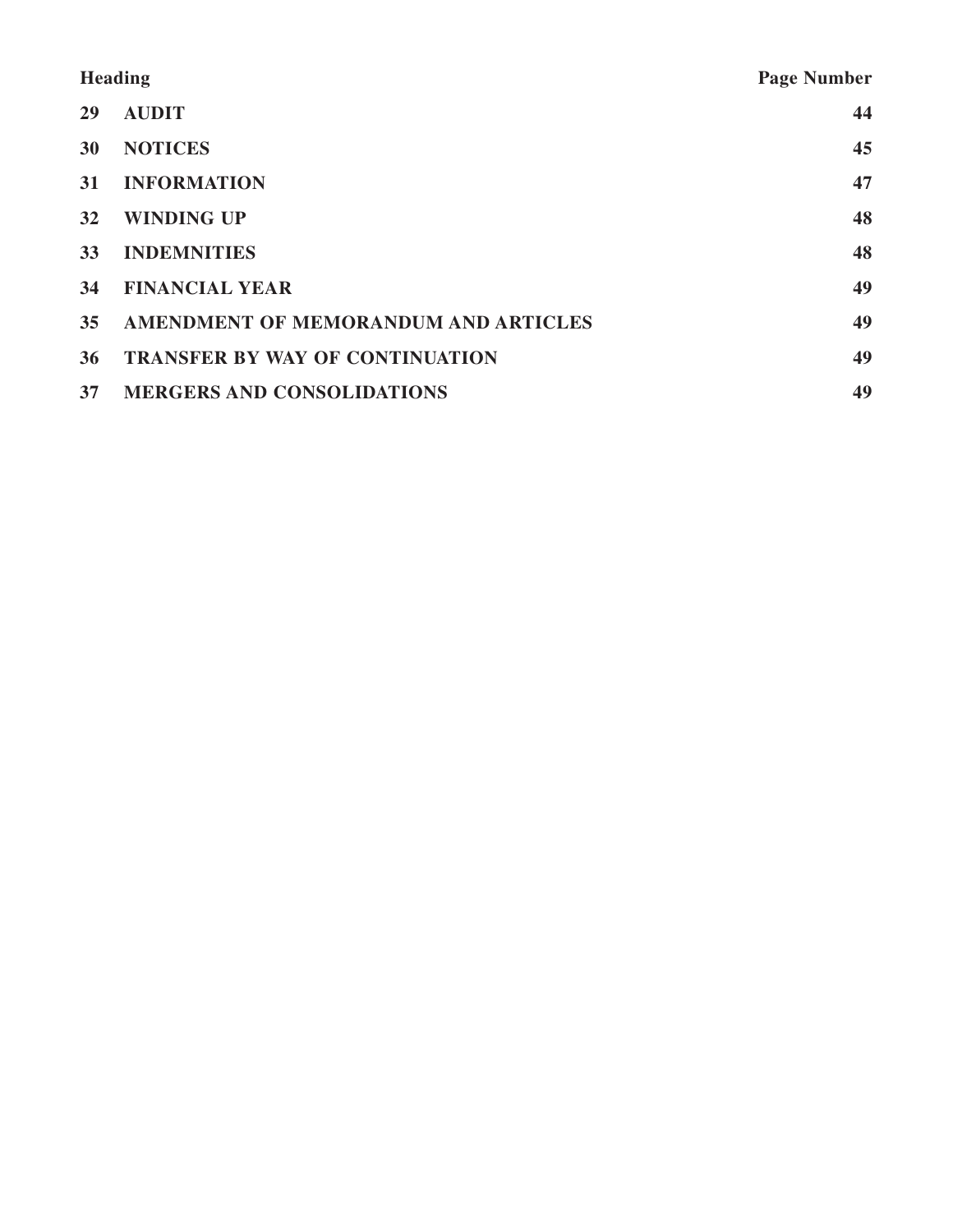| Heading | | Page Number |
| --- | --- | --- |
| 29 | AUDIT | 44 |
| 30 | NOTICES | 45 |
| 31 | INFORMATION | 47 |
| 32 | WINDING UP | 48 |
| 33 | INDEMNITIES | 48 |
| 34 | FINANCIAL YEAR | 49 |
| 35 | AMENDMENT OF MEMORANDUM AND ARTICLES | 49 |
| 36 | TRANSFER BY WAY OF CONTINUATION | 49 |
| 37 | MERGERS AND CONSOLIDATIONS | 49 |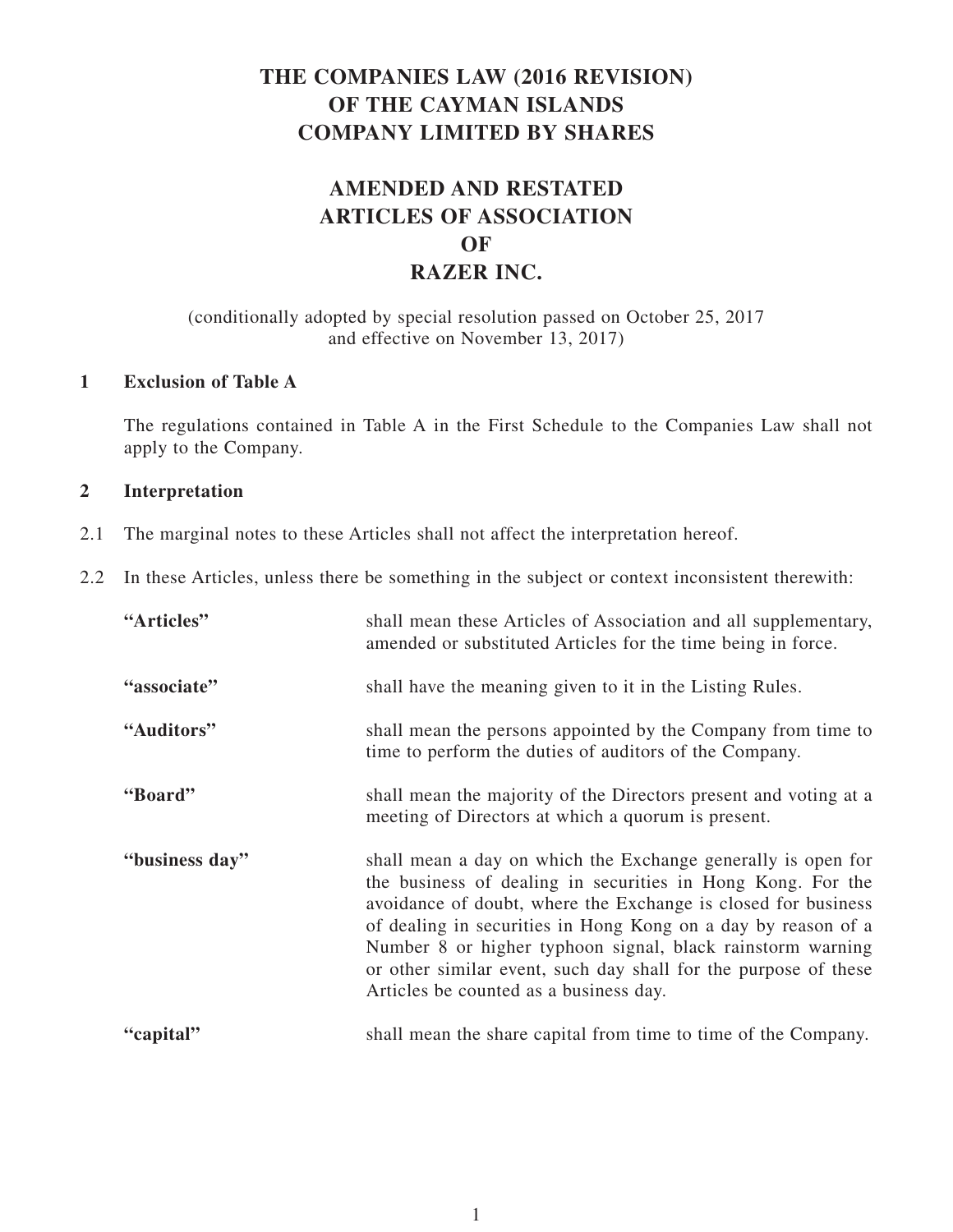# THE COMPANIES LAW (2016 REVISION) OF THE CAYMAN ISLANDS COMPANY LIMITED BY SHARES

# AMENDED AND RESTATED ARTICLES OF ASSOCIATION OF RAZER INC.

(conditionally adopted by special resolution passed on October 25, 2017 and effective on November 13, 2017)

## 1 Exclusion of Table A

The regulations contained in Table A in the First Schedule to the Companies Law shall not apply to the Company.

## 2 Interpretation

2.1 The marginal notes to these Articles shall not affect the interpretation hereof.

2.2 In these Articles, unless there be something in the subject or context inconsistent therewith:

| | |
|---|---|
| **"Articles"** | shall mean these Articles of Association and all supplementary, amended or substituted Articles for the time being in force. |
| **"associate"** | shall have the meaning given to it in the Listing Rules. |
| **"Auditors"** | shall mean the persons appointed by the Company from time to time to perform the duties of auditors of the Company. |
| **"Board"** | shall mean the majority of the Directors present and voting at a meeting of Directors at which a quorum is present. |
| **"business day"** | shall mean a day on which the Exchange generally is open for the business of dealing in securities in Hong Kong. For the avoidance of doubt, where the Exchange is closed for business of dealing in securities in Hong Kong on a day by reason of a Number 8 or higher typhoon signal, black rainstorm warning or other similar event, such day shall for the purpose of these Articles be counted as a business day. |
| **"capital"** | shall mean the share capital from time to time of the Company. |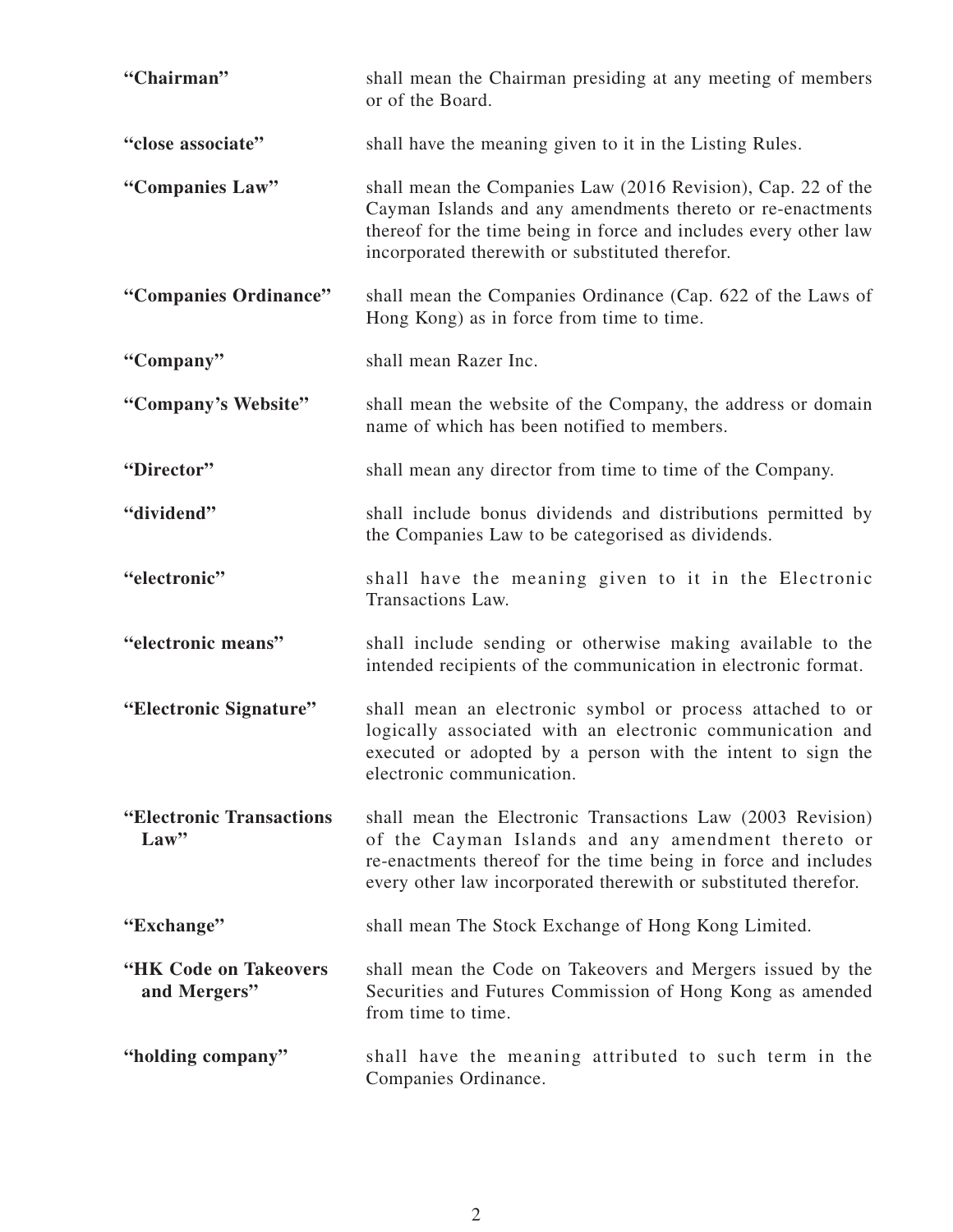| | |
|---|---|
| **"Chairman"** | shall mean the Chairman presiding at any meeting of members or of the Board. |
| **"close associate"** | shall have the meaning given to it in the Listing Rules. |
| **"Companies Law"** | shall mean the Companies Law (2016 Revision), Cap. 22 of the Cayman Islands and any amendments thereto or re-enactments thereof for the time being in force and includes every other law incorporated therewith or substituted therefor. |
| **"Companies Ordinance"** | shall mean the Companies Ordinance (Cap. 622 of the Laws of Hong Kong) as in force from time to time. |
| **"Company"** | shall mean Razer Inc. |
| **"Company's Website"** | shall mean the website of the Company, the address or domain name of which has been notified to members. |
| **"Director"** | shall mean any director from time to time of the Company. |
| **"dividend"** | shall include bonus dividends and distributions permitted by the Companies Law to be categorised as dividends. |
| **"electronic"** | shall have the meaning given to it in the Electronic Transactions Law. |
| **"electronic means"** | shall include sending or otherwise making available to the intended recipients of the communication in electronic format. |
| **"Electronic Signature"** | shall mean an electronic symbol or process attached to or logically associated with an electronic communication and executed or adopted by a person with the intent to sign the electronic communication. |
| **"Electronic Transactions Law"** | shall mean the Electronic Transactions Law (2003 Revision) of the Cayman Islands and any amendment thereto or re-enactments thereof for the time being in force and includes every other law incorporated therewith or substituted therefor. |
| **"Exchange"** | shall mean The Stock Exchange of Hong Kong Limited. |
| **"HK Code on Takeovers and Mergers"** | shall mean the Code on Takeovers and Mergers issued by the Securities and Futures Commission of Hong Kong as amended from time to time. |
| **"holding company"** | shall have the meaning attributed to such term in the Companies Ordinance. |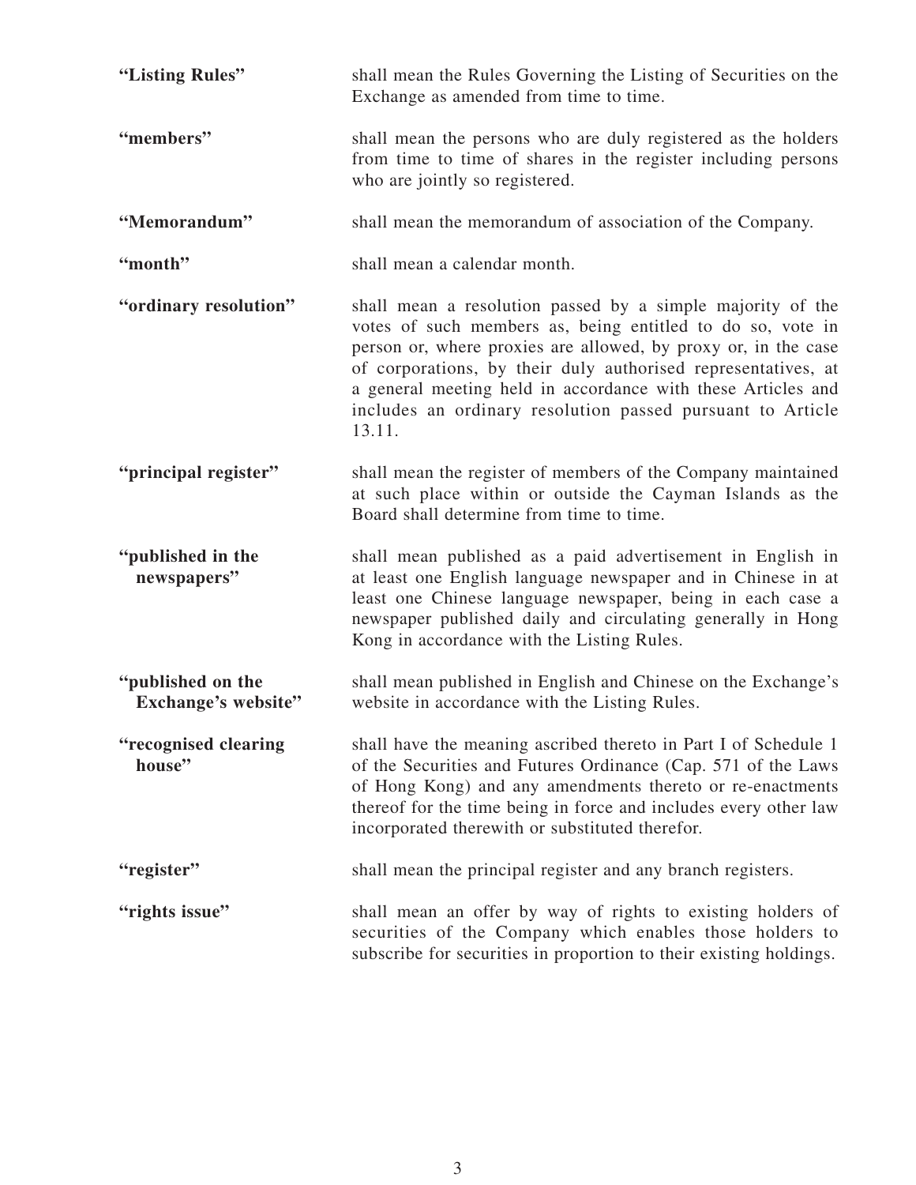| | |
|---|---|
| **"Listing Rules"** | shall mean the Rules Governing the Listing of Securities on the Exchange as amended from time to time. |
| **"members"** | shall mean the persons who are duly registered as the holders from time to time of shares in the register including persons who are jointly so registered. |
| **"Memorandum"** | shall mean the memorandum of association of the Company. |
| **"month"** | shall mean a calendar month. |
| **"ordinary resolution"** | shall mean a resolution passed by a simple majority of the votes of such members as, being entitled to do so, vote in person or, where proxies are allowed, by proxy or, in the case of corporations, by their duly authorised representatives, at a general meeting held in accordance with these Articles and includes an ordinary resolution passed pursuant to Article 13.11. |
| **"principal register"** | shall mean the register of members of the Company maintained at such place within or outside the Cayman Islands as the Board shall determine from time to time. |
| **"published in the newspapers"** | shall mean published as a paid advertisement in English in at least one English language newspaper and in Chinese in at least one Chinese language newspaper, being in each case a newspaper published daily and circulating generally in Hong Kong in accordance with the Listing Rules. |
| **"published on the Exchange's website"** | shall mean published in English and Chinese on the Exchange's website in accordance with the Listing Rules. |
| **"recognised clearing house"** | shall have the meaning ascribed thereto in Part I of Schedule 1 of the Securities and Futures Ordinance (Cap. 571 of the Laws of Hong Kong) and any amendments thereto or re-enactments thereof for the time being in force and includes every other law incorporated therewith or substituted therefor. |
| **"register"** | shall mean the principal register and any branch registers. |
| **"rights issue"** | shall mean an offer by way of rights to existing holders of securities of the Company which enables those holders to subscribe for securities in proportion to their existing holdings. |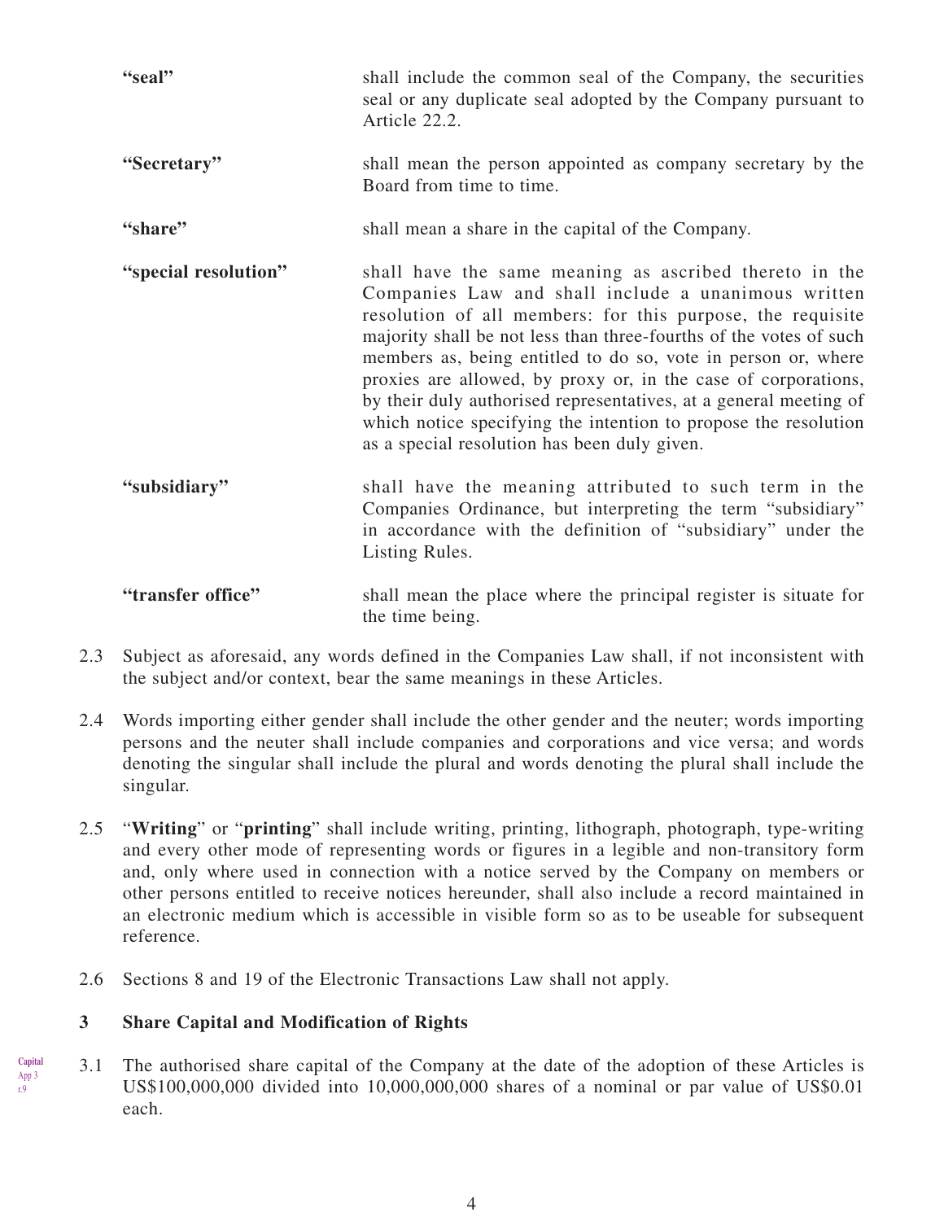**"seal"** shall include the common seal of the Company, the securities seal or any duplicate seal adopted by the Company pursuant to Article 22.2.

**"Secretary"** shall mean the person appointed as company secretary by the Board from time to time.

**"share"** shall mean a share in the capital of the Company.

**"special resolution"** shall have the same meaning as ascribed thereto in the Companies Law and shall include a unanimous written resolution of all members: for this purpose, the requisite majority shall be not less than three-fourths of the votes of such members as, being entitled to do so, vote in person or, where proxies are allowed, by proxy or, in the case of corporations, by their duly authorised representatives, at a general meeting of which notice specifying the intention to propose the resolution as a special resolution has been duly given.

**"subsidiary"** shall have the meaning attributed to such term in the Companies Ordinance, but interpreting the term "subsidiary" in accordance with the definition of "subsidiary" under the Listing Rules.

**"transfer office"** shall mean the place where the principal register is situate for the time being.

2.3 Subject as aforesaid, any words defined in the Companies Law shall, if not inconsistent with the subject and/or context, bear the same meanings in these Articles.

2.4 Words importing either gender shall include the other gender and the neuter; words importing persons and the neuter shall include companies and corporations and vice versa; and words denoting the singular shall include the plural and words denoting the plural shall include the singular.

2.5 "**Writing**" or "**printing**" shall include writing, printing, lithograph, photograph, type-writing and every other mode of representing words or figures in a legible and non-transitory form and, only where used in connection with a notice served by the Company on members or other persons entitled to receive notices hereunder, shall also include a record maintained in an electronic medium which is accessible in visible form so as to be useable for subsequent reference.

2.6 Sections 8 and 19 of the Electronic Transactions Law shall not apply.

### 3 Share Capital and Modification of Rights

Capital
App 3
r.9

3.1 The authorised share capital of the Company at the date of the adoption of these Articles is US$100,000,000 divided into 10,000,000,000 shares of a nominal or par value of US$0.01 each.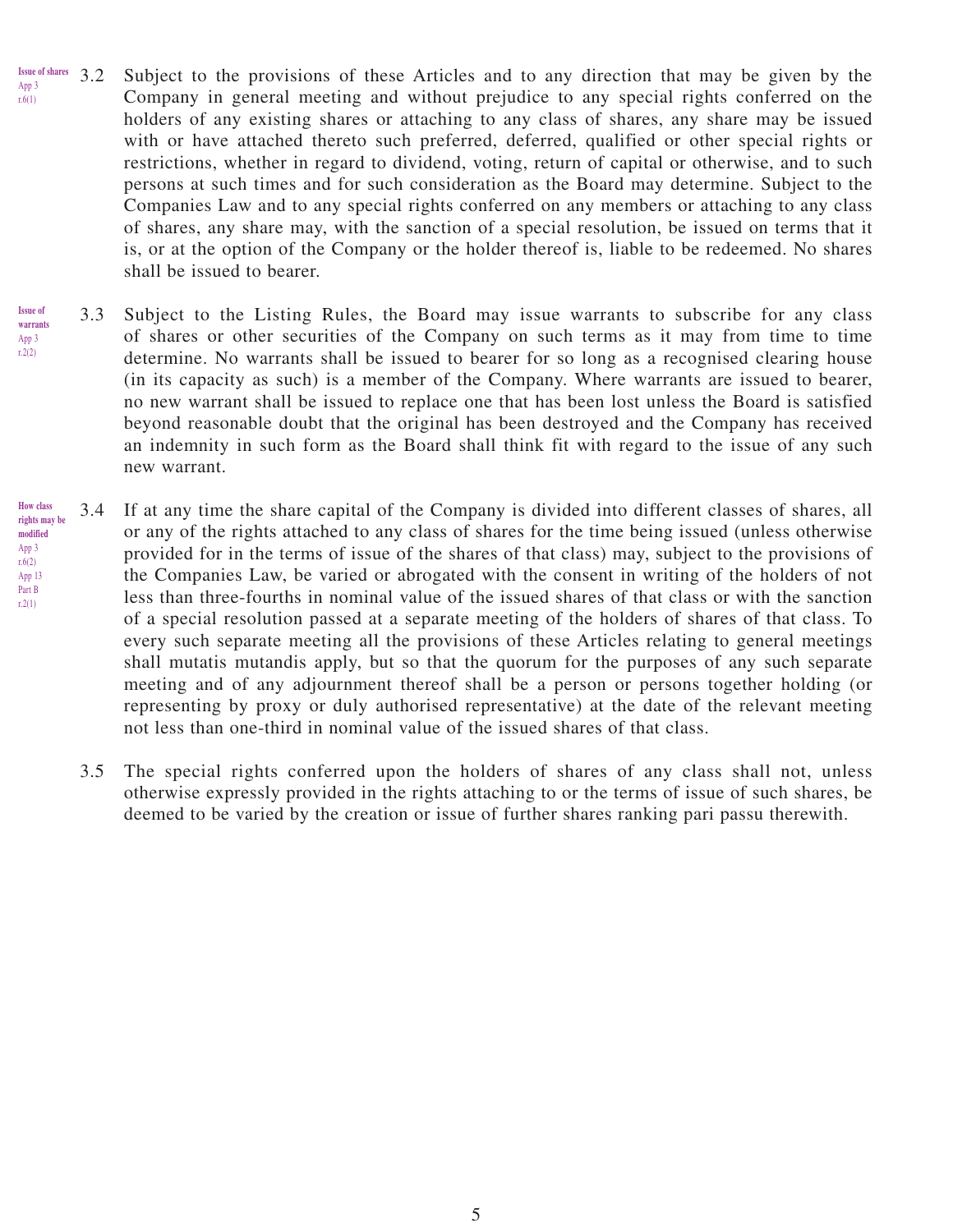Issue of shares
App 3
r.6(1)

3.2 Subject to the provisions of these Articles and to any direction that may be given by the Company in general meeting and without prejudice to any special rights conferred on the holders of any existing shares or attaching to any class of shares, any share may be issued with or have attached thereto such preferred, deferred, qualified or other special rights or restrictions, whether in regard to dividend, voting, return of capital or otherwise, and to such persons at such times and for such consideration as the Board may determine. Subject to the Companies Law and to any special rights conferred on any members or attaching to any class of shares, any share may, with the sanction of a special resolution, be issued on terms that it is, or at the option of the Company or the holder thereof is, liable to be redeemed. No shares shall be issued to bearer.

Issue of warrants
App 3
r.2(2)

3.3 Subject to the Listing Rules, the Board may issue warrants to subscribe for any class of shares or other securities of the Company on such terms as it may from time to time determine. No warrants shall be issued to bearer for so long as a recognised clearing house (in its capacity as such) is a member of the Company. Where warrants are issued to bearer, no new warrant shall be issued to replace one that has been lost unless the Board is satisfied beyond reasonable doubt that the original has been destroyed and the Company has received an indemnity in such form as the Board shall think fit with regard to the issue of any such new warrant.

How class rights may be modified
App 3
r.6(2)
App 13
Part B
r.2(1)

3.4 If at any time the share capital of the Company is divided into different classes of shares, all or any of the rights attached to any class of shares for the time being issued (unless otherwise provided for in the terms of issue of the shares of that class) may, subject to the provisions of the Companies Law, be varied or abrogated with the consent in writing of the holders of not less than three-fourths in nominal value of the issued shares of that class or with the sanction of a special resolution passed at a separate meeting of the holders of shares of that class. To every such separate meeting all the provisions of these Articles relating to general meetings shall mutatis mutandis apply, but so that the quorum for the purposes of any such separate meeting and of any adjournment thereof shall be a person or persons together holding (or representing by proxy or duly authorised representative) at the date of the relevant meeting not less than one-third in nominal value of the issued shares of that class.

3.5 The special rights conferred upon the holders of shares of any class shall not, unless otherwise expressly provided in the rights attaching to or the terms of issue of such shares, be deemed to be varied by the creation or issue of further shares ranking pari passu therewith.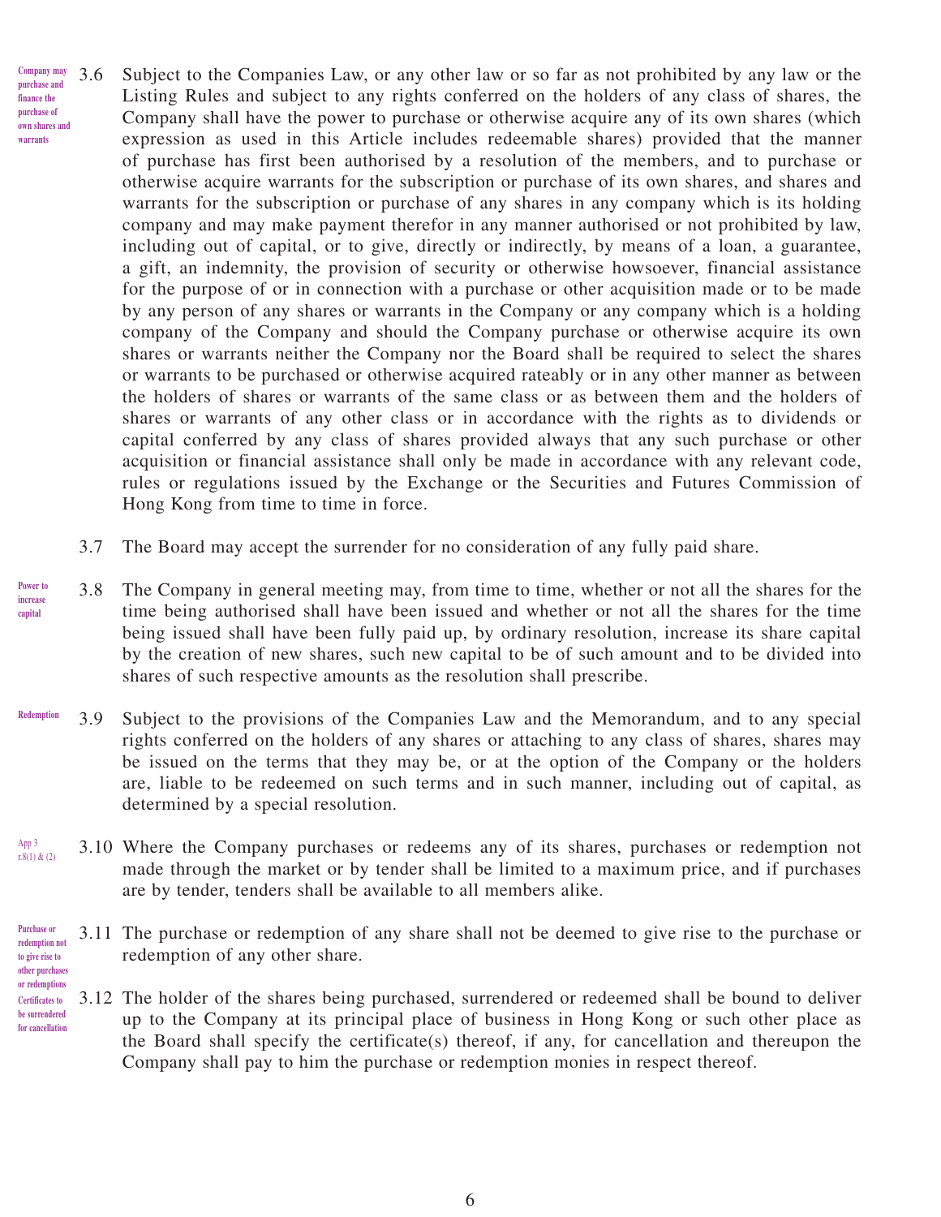3.6 Subject to the Companies Law, or any other law or so far as not prohibited by any law or the Listing Rules and subject to any rights conferred on the holders of any class of shares, the Company shall have the power to purchase or otherwise acquire any of its own shares (which expression as used in this Article includes redeemable shares) provided that the manner of purchase has first been authorised by a resolution of the members, and to purchase or otherwise acquire warrants for the subscription or purchase of its own shares, and shares and warrants for the subscription or purchase of any shares in any company which is its holding company and may make payment therefor in any manner authorised or not prohibited by law, including out of capital, or to give, directly or indirectly, by means of a loan, a guarantee, a gift, an indemnity, the provision of security or otherwise howsoever, financial assistance for the purpose of or in connection with a purchase or other acquisition made or to be made by any person of any shares or warrants in the Company or any company which is a holding company of the Company and should the Company purchase or otherwise acquire its own shares or warrants neither the Company nor the Board shall be required to select the shares or warrants to be purchased or otherwise acquired rateably or in any other manner as between the holders of shares or warrants of the same class or as between them and the holders of shares or warrants of any other class or in accordance with the rights as to dividends or capital conferred by any class of shares provided always that any such purchase or other acquisition or financial assistance shall only be made in accordance with any relevant code, rules or regulations issued by the Exchange or the Securities and Futures Commission of Hong Kong from time to time in force.

*Company may purchase and finance the purchase of own shares and warrants*

3.7 The Board may accept the surrender for no consideration of any fully paid share.

3.8 The Company in general meeting may, from time to time, whether or not all the shares for the time being authorised shall have been issued and whether or not all the shares for the time being issued shall have been fully paid up, by ordinary resolution, increase its share capital by the creation of new shares, such new capital to be of such amount and to be divided into shares of such respective amounts as the resolution shall prescribe.

*Power to increase capital*

3.9 Subject to the provisions of the Companies Law and the Memorandum, and to any special rights conferred on the holders of any shares or attaching to any class of shares, shares may be issued on the terms that they may be, or at the option of the Company or the holders are, liable to be redeemed on such terms and in such manner, including out of capital, as determined by a special resolution.

*Redemption*

3.10 Where the Company purchases or redeems any of its shares, purchases or redemption not made through the market or by tender shall be limited to a maximum price, and if purchases are by tender, tenders shall be available to all members alike.

*App 3 r.8(1) & (2)*

3.11 The purchase or redemption of any share shall not be deemed to give rise to the purchase or redemption of any other share.

*Purchase or redemption not to give rise to other purchases or redemptions*

3.12 The holder of the shares being purchased, surrendered or redeemed shall be bound to deliver up to the Company at its principal place of business in Hong Kong or such other place as the Board shall specify the certificate(s) thereof, if any, for cancellation and thereupon the Company shall pay to him the purchase or redemption monies in respect thereof.

*Certificates to be surrendered for cancellation*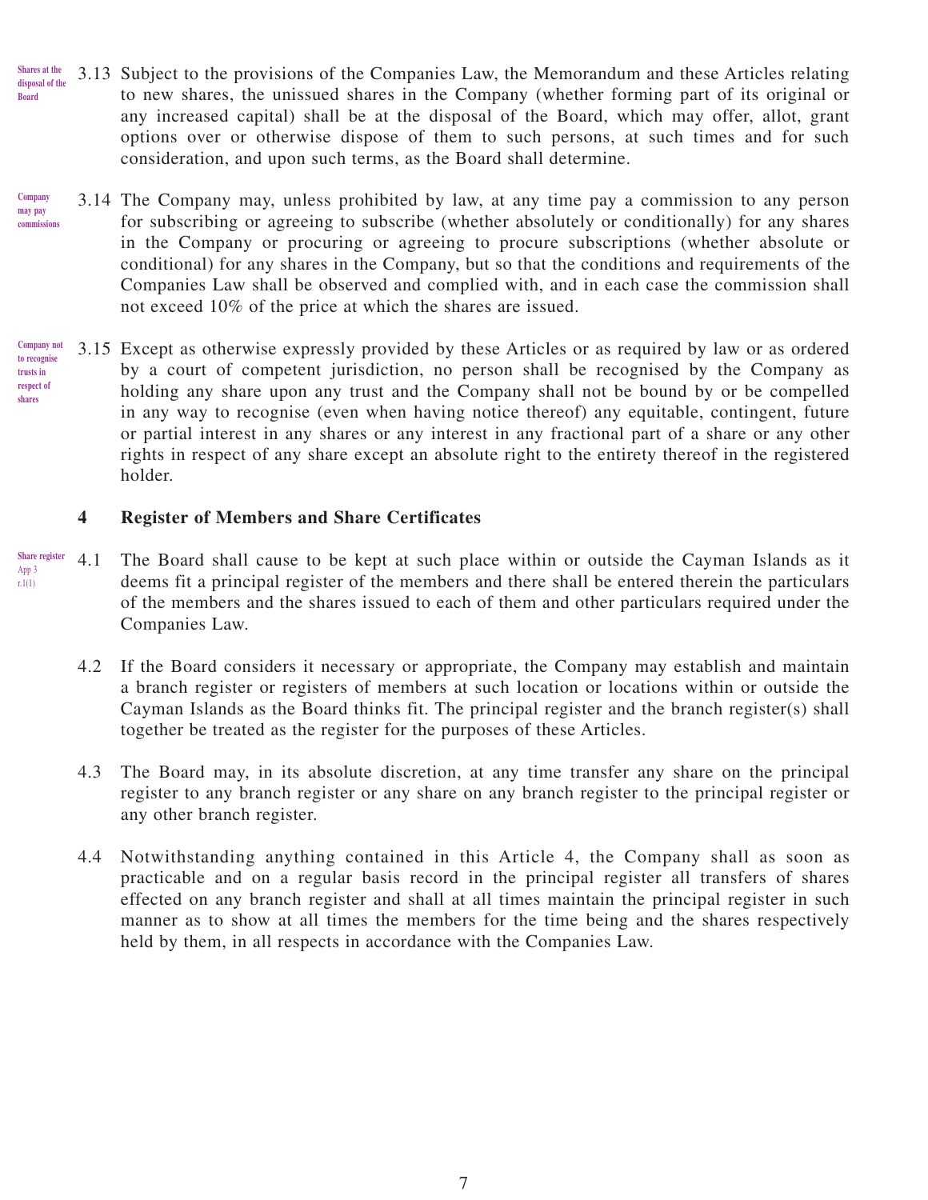*Shares at the disposal of the Board*

3.13 Subject to the provisions of the Companies Law, the Memorandum and these Articles relating to new shares, the unissued shares in the Company (whether forming part of its original or any increased capital) shall be at the disposal of the Board, which may offer, allot, grant options over or otherwise dispose of them to such persons, at such times and for such consideration, and upon such terms, as the Board shall determine.

*Company may pay commissions*

3.14 The Company may, unless prohibited by law, at any time pay a commission to any person for subscribing or agreeing to subscribe (whether absolutely or conditionally) for any shares in the Company or procuring or agreeing to procure subscriptions (whether absolute or conditional) for any shares in the Company, but so that the conditions and requirements of the Companies Law shall be observed and complied with, and in each case the commission shall not exceed 10% of the price at which the shares are issued.

*Company not to recognise trusts in respect of shares*

3.15 Except as otherwise expressly provided by these Articles or as required by law or as ordered by a court of competent jurisdiction, no person shall be recognised by the Company as holding any share upon any trust and the Company shall not be bound by or be compelled in any way to recognise (even when having notice thereof) any equitable, contingent, future or partial interest in any shares or any interest in any fractional part of a share or any other rights in respect of any share except an absolute right to the entirety thereof in the registered holder.

## 4 Register of Members and Share Certificates

*Share register*
*App 3 r.1(1)*

4.1 The Board shall cause to be kept at such place within or outside the Cayman Islands as it deems fit a principal register of the members and there shall be entered therein the particulars of the members and the shares issued to each of them and other particulars required under the Companies Law.

4.2 If the Board considers it necessary or appropriate, the Company may establish and maintain a branch register or registers of members at such location or locations within or outside the Cayman Islands as the Board thinks fit. The principal register and the branch register(s) shall together be treated as the register for the purposes of these Articles.

4.3 The Board may, in its absolute discretion, at any time transfer any share on the principal register to any branch register or any share on any branch register to the principal register or any other branch register.

4.4 Notwithstanding anything contained in this Article 4, the Company shall as soon as practicable and on a regular basis record in the principal register all transfers of shares effected on any branch register and shall at all times maintain the principal register in such manner as to show at all times the members for the time being and the shares respectively held by them, in all respects in accordance with the Companies Law.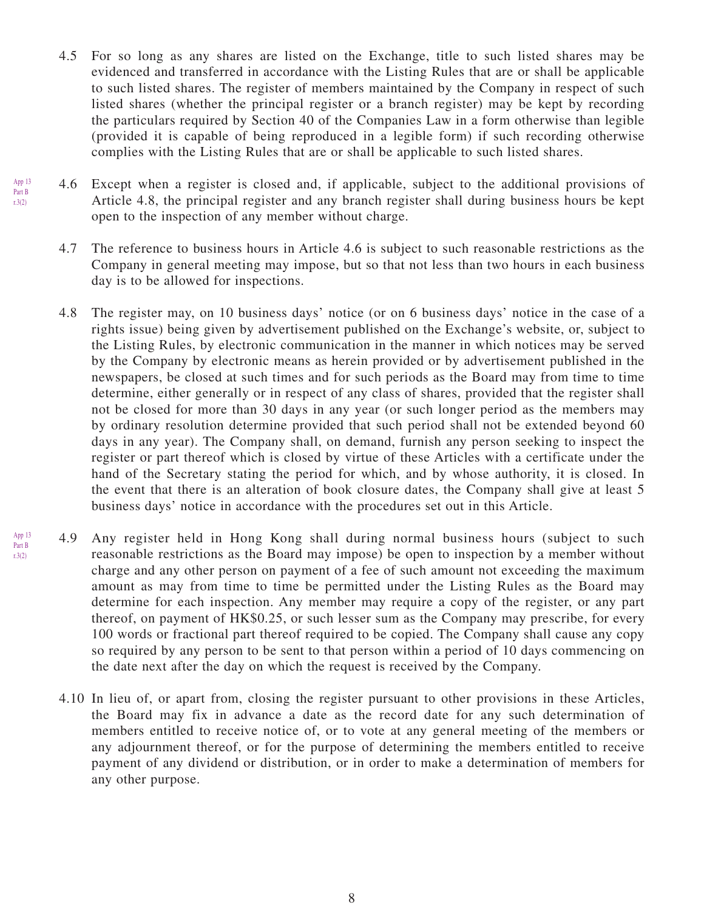4.5 For so long as any shares are listed on the Exchange, title to such listed shares may be evidenced and transferred in accordance with the Listing Rules that are or shall be applicable to such listed shares. The register of members maintained by the Company in respect of such listed shares (whether the principal register or a branch register) may be kept by recording the particulars required by Section 40 of the Companies Law in a form otherwise than legible (provided it is capable of being reproduced in a legible form) if such recording otherwise complies with the Listing Rules that are or shall be applicable to such listed shares.

App 13 Part B r.3(2)

4.6 Except when a register is closed and, if applicable, subject to the additional provisions of Article 4.8, the principal register and any branch register shall during business hours be kept open to the inspection of any member without charge.

4.7 The reference to business hours in Article 4.6 is subject to such reasonable restrictions as the Company in general meeting may impose, but so that not less than two hours in each business day is to be allowed for inspections.

4.8 The register may, on 10 business days' notice (or on 6 business days' notice in the case of a rights issue) being given by advertisement published on the Exchange's website, or, subject to the Listing Rules, by electronic communication in the manner in which notices may be served by the Company by electronic means as herein provided or by advertisement published in the newspapers, be closed at such times and for such periods as the Board may from time to time determine, either generally or in respect of any class of shares, provided that the register shall not be closed for more than 30 days in any year (or such longer period as the members may by ordinary resolution determine provided that such period shall not be extended beyond 60 days in any year). The Company shall, on demand, furnish any person seeking to inspect the register or part thereof which is closed by virtue of these Articles with a certificate under the hand of the Secretary stating the period for which, and by whose authority, it is closed. In the event that there is an alteration of book closure dates, the Company shall give at least 5 business days' notice in accordance with the procedures set out in this Article.

App 13 Part B r.3(2)

4.9 Any register held in Hong Kong shall during normal business hours (subject to such reasonable restrictions as the Board may impose) be open to inspection by a member without charge and any other person on payment of a fee of such amount not exceeding the maximum amount as may from time to time be permitted under the Listing Rules as the Board may determine for each inspection. Any member may require a copy of the register, or any part thereof, on payment of HK$0.25, or such lesser sum as the Company may prescribe, for every 100 words or fractional part thereof required to be copied. The Company shall cause any copy so required by any person to be sent to that person within a period of 10 days commencing on the date next after the day on which the request is received by the Company.

4.10 In lieu of, or apart from, closing the register pursuant to other provisions in these Articles, the Board may fix in advance a date as the record date for any such determination of members entitled to receive notice of, or to vote at any general meeting of the members or any adjournment thereof, or for the purpose of determining the members entitled to receive payment of any dividend or distribution, or in order to make a determination of members for any other purpose.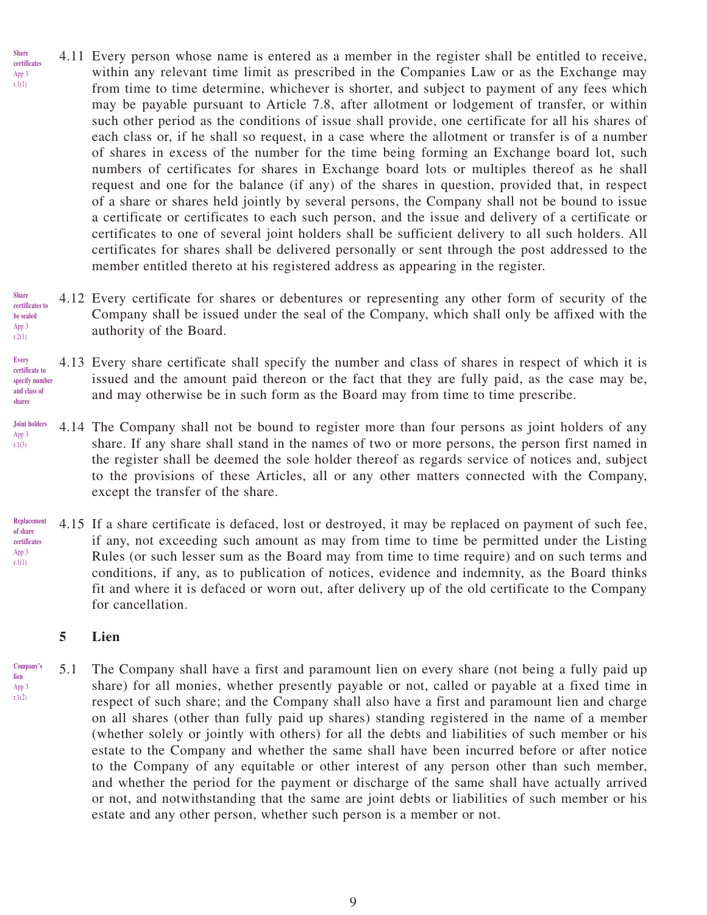Share certificates
App 3 r.1(1)

4.11 Every person whose name is entered as a member in the register shall be entitled to receive, within any relevant time limit as prescribed in the Companies Law or as the Exchange may from time to time determine, whichever is shorter, and subject to payment of any fees which may be payable pursuant to Article 7.8, after allotment or lodgement of transfer, or within such other period as the conditions of issue shall provide, one certificate for all his shares of each class or, if he shall so request, in a case where the allotment or transfer is of a number of shares in excess of the number for the time being forming an Exchange board lot, such numbers of certificates for shares in Exchange board lots or multiples thereof as he shall request and one for the balance (if any) of the shares in question, provided that, in respect of a share or shares held jointly by several persons, the Company shall not be bound to issue a certificate or certificates to each such person, and the issue and delivery of a certificate or certificates to one of several joint holders shall be sufficient delivery to all such holders. All certificates for shares shall be delivered personally or sent through the post addressed to the member entitled thereto at his registered address as appearing in the register.

Share certificates to be sealed
App 3 r.2(1)

4.12 Every certificate for shares or debentures or representing any other form of security of the Company shall be issued under the seal of the Company, which shall only be affixed with the authority of the Board.

Every certificate to specify number and class of shares

4.13 Every share certificate shall specify the number and class of shares in respect of which it is issued and the amount paid thereon or the fact that they are fully paid, as the case may be, and may otherwise be in such form as the Board may from time to time prescribe.

Joint holders
App 3 r.1(3)

4.14 The Company shall not be bound to register more than four persons as joint holders of any share. If any share shall stand in the names of two or more persons, the person first named in the register shall be deemed the sole holder thereof as regards service of notices and, subject to the provisions of these Articles, all or any other matters connected with the Company, except the transfer of the share.

Replacement of share certificates
App 3 r.1(1)

4.15 If a share certificate is defaced, lost or destroyed, it may be replaced on payment of such fee, if any, not exceeding such amount as may from time to time be permitted under the Listing Rules (or such lesser sum as the Board may from time to time require) and on such terms and conditions, if any, as to publication of notices, evidence and indemnity, as the Board thinks fit and where it is defaced or worn out, after delivery up of the old certificate to the Company for cancellation.

## 5 Lien

Company's lien
App 3 r.1(2)

5.1 The Company shall have a first and paramount lien on every share (not being a fully paid up share) for all monies, whether presently payable or not, called or payable at a fixed time in respect of such share; and the Company shall also have a first and paramount lien and charge on all shares (other than fully paid up shares) standing registered in the name of a member (whether solely or jointly with others) for all the debts and liabilities of such member or his estate to the Company and whether the same shall have been incurred before or after notice to the Company of any equitable or other interest of any person other than such member, and whether the period for the payment or discharge of the same shall have actually arrived or not, and notwithstanding that the same are joint debts or liabilities of such member or his estate and any other person, whether such person is a member or not.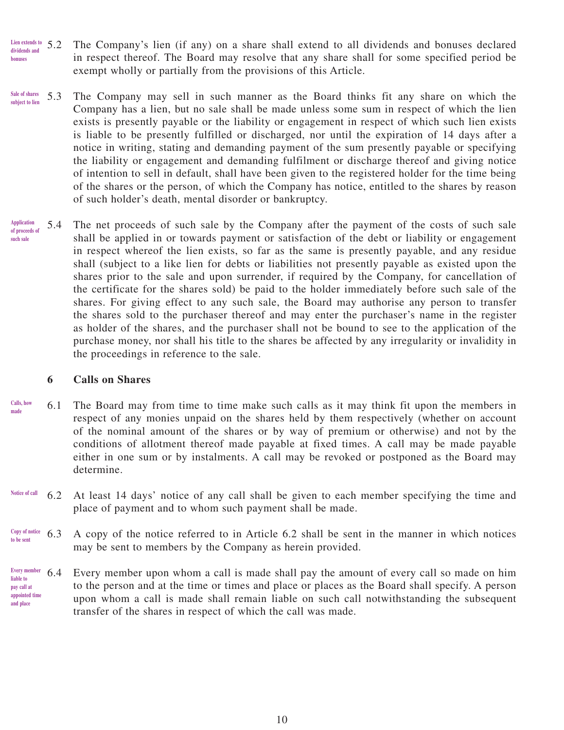5.2 The Company's lien (if any) on a share shall extend to all dividends and bonuses declared in respect thereof. The Board may resolve that any share shall for some specified period be exempt wholly or partially from the provisions of this Article.

*Lien extends to dividends and bonuses*

5.3 The Company may sell in such manner as the Board thinks fit any share on which the Company has a lien, but no sale shall be made unless some sum in respect of which the lien exists is presently payable or the liability or engagement in respect of which such lien exists is liable to be presently fulfilled or discharged, nor until the expiration of 14 days after a notice in writing, stating and demanding payment of the sum presently payable or specifying the liability or engagement and demanding fulfilment or discharge thereof and giving notice of intention to sell in default, shall have been given to the registered holder for the time being of the shares or the person, of which the Company has notice, entitled to the shares by reason of such holder's death, mental disorder or bankruptcy.

*Sale of shares subject to lien*

5.4 The net proceeds of such sale by the Company after the payment of the costs of such sale shall be applied in or towards payment or satisfaction of the debt or liability or engagement in respect whereof the lien exists, so far as the same is presently payable, and any residue shall (subject to a like lien for debts or liabilities not presently payable as existed upon the shares prior to the sale and upon surrender, if required by the Company, for cancellation of the certificate for the shares sold) be paid to the holder immediately before such sale of the shares. For giving effect to any such sale, the Board may authorise any person to transfer the shares sold to the purchaser thereof and may enter the purchaser's name in the register as holder of the shares, and the purchaser shall not be bound to see to the application of the purchase money, nor shall his title to the shares be affected by any irregularity or invalidity in the proceedings in reference to the sale.

*Application of proceeds of such sale*

## 6 Calls on Shares

6.1 The Board may from time to time make such calls as it may think fit upon the members in respect of any monies unpaid on the shares held by them respectively (whether on account of the nominal amount of the shares or by way of premium or otherwise) and not by the conditions of allotment thereof made payable at fixed times. A call may be made payable either in one sum or by instalments. A call may be revoked or postponed as the Board may determine.

*Calls, how made*

6.2 At least 14 days' notice of any call shall be given to each member specifying the time and place of payment and to whom such payment shall be made.

*Notice of call*

6.3 A copy of the notice referred to in Article 6.2 shall be sent in the manner in which notices may be sent to members by the Company as herein provided.

*Copy of notice to be sent*

6.4 Every member upon whom a call is made shall pay the amount of every call so made on him to the person and at the time or times and place or places as the Board shall specify. A person upon whom a call is made shall remain liable on such call notwithstanding the subsequent transfer of the shares in respect of which the call was made.

*Every member liable to pay call at appointed time and place*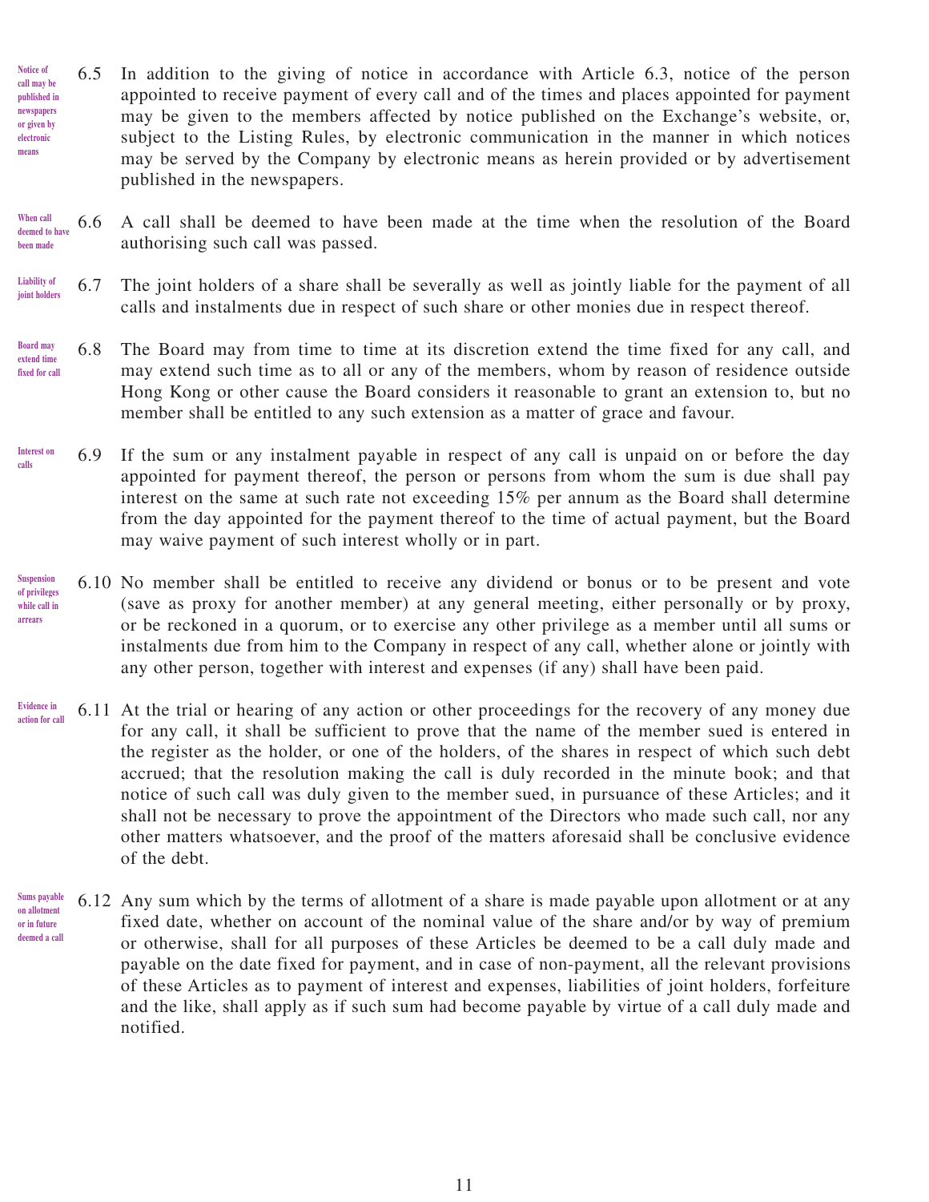*Notice of call may be published in newspapers or given by electronic means*

6.5 In addition to the giving of notice in accordance with Article 6.3, notice of the person appointed to receive payment of every call and of the times and places appointed for payment may be given to the members affected by notice published on the Exchange's website, or, subject to the Listing Rules, by electronic communication in the manner in which notices may be served by the Company by electronic means as herein provided or by advertisement published in the newspapers.

*When call deemed to have been made*

6.6 A call shall be deemed to have been made at the time when the resolution of the Board authorising such call was passed.

*Liability of joint holders*

6.7 The joint holders of a share shall be severally as well as jointly liable for the payment of all calls and instalments due in respect of such share or other monies due in respect thereof.

*Board may extend time fixed for call*

6.8 The Board may from time to time at its discretion extend the time fixed for any call, and may extend such time as to all or any of the members, whom by reason of residence outside Hong Kong or other cause the Board considers it reasonable to grant an extension to, but no member shall be entitled to any such extension as a matter of grace and favour.

*Interest on calls*

6.9 If the sum or any instalment payable in respect of any call is unpaid on or before the day appointed for payment thereof, the person or persons from whom the sum is due shall pay interest on the same at such rate not exceeding 15% per annum as the Board shall determine from the day appointed for the payment thereof to the time of actual payment, but the Board may waive payment of such interest wholly or in part.

*Suspension of privileges while call in arrears*

6.10 No member shall be entitled to receive any dividend or bonus or to be present and vote (save as proxy for another member) at any general meeting, either personally or by proxy, or be reckoned in a quorum, or to exercise any other privilege as a member until all sums or instalments due from him to the Company in respect of any call, whether alone or jointly with any other person, together with interest and expenses (if any) shall have been paid.

*Evidence in action for call*

6.11 At the trial or hearing of any action or other proceedings for the recovery of any money due for any call, it shall be sufficient to prove that the name of the member sued is entered in the register as the holder, or one of the holders, of the shares in respect of which such debt accrued; that the resolution making the call is duly recorded in the minute book; and that notice of such call was duly given to the member sued, in pursuance of these Articles; and it shall not be necessary to prove the appointment of the Directors who made such call, nor any other matters whatsoever, and the proof of the matters aforesaid shall be conclusive evidence of the debt.

*Sums payable on allotment or in future deemed a call*

6.12 Any sum which by the terms of allotment of a share is made payable upon allotment or at any fixed date, whether on account of the nominal value of the share and/or by way of premium or otherwise, shall for all purposes of these Articles be deemed to be a call duly made and payable on the date fixed for payment, and in case of non-payment, all the relevant provisions of these Articles as to payment of interest and expenses, liabilities of joint holders, forfeiture and the like, shall apply as if such sum had become payable by virtue of a call duly made and notified.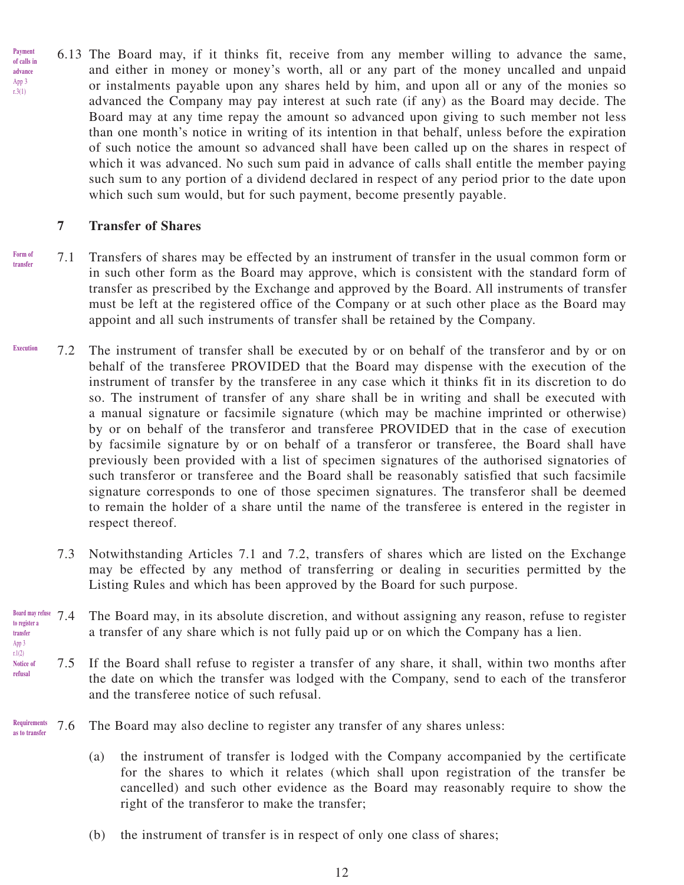Payment of calls in advance App 3 r.3(1)

6.13 The Board may, if it thinks fit, receive from any member willing to advance the same, and either in money or money's worth, all or any part of the money uncalled and unpaid or instalments payable upon any shares held by him, and upon all or any of the monies so advanced the Company may pay interest at such rate (if any) as the Board may decide. The Board may at any time repay the amount so advanced upon giving to such member not less than one month's notice in writing of its intention in that behalf, unless before the expiration of such notice the amount so advanced shall have been called up on the shares in respect of which it was advanced. No such sum paid in advance of calls shall entitle the member paying such sum to any portion of a dividend declared in respect of any period prior to the date upon which such sum would, but for such payment, become presently payable.

## 7 Transfer of Shares

Form of transfer

7.1 Transfers of shares may be effected by an instrument of transfer in the usual common form or in such other form as the Board may approve, which is consistent with the standard form of transfer as prescribed by the Exchange and approved by the Board. All instruments of transfer must be left at the registered office of the Company or at such other place as the Board may appoint and all such instruments of transfer shall be retained by the Company.

Execution

7.2 The instrument of transfer shall be executed by or on behalf of the transferor and by or on behalf of the transferee PROVIDED that the Board may dispense with the execution of the instrument of transfer by the transferee in any case which it thinks fit in its discretion to do so. The instrument of transfer of any share shall be in writing and shall be executed with a manual signature or facsimile signature (which may be machine imprinted or otherwise) by or on behalf of the transferor and transferee PROVIDED that in the case of execution by facsimile signature by or on behalf of a transferor or transferee, the Board shall have previously been provided with a list of specimen signatures of the authorised signatories of such transferor or transferee and the Board shall be reasonably satisfied that such facsimile signature corresponds to one of those specimen signatures. The transferor shall be deemed to remain the holder of a share until the name of the transferee is entered in the register in respect thereof.

7.3 Notwithstanding Articles 7.1 and 7.2, transfers of shares which are listed on the Exchange may be effected by any method of transferring or dealing in securities permitted by the Listing Rules and which has been approved by the Board for such purpose.

Board may refuse to register a transfer App 3 r.1(2)

7.4 The Board may, in its absolute discretion, and without assigning any reason, refuse to register a transfer of any share which is not fully paid up or on which the Company has a lien.

Notice of refusal

7.5 If the Board shall refuse to register a transfer of any share, it shall, within two months after the date on which the transfer was lodged with the Company, send to each of the transferor and the transferee notice of such refusal.

Requirements as to transfer

7.6 The Board may also decline to register any transfer of any shares unless:

(a) the instrument of transfer is lodged with the Company accompanied by the certificate for the shares to which it relates (which shall upon registration of the transfer be cancelled) and such other evidence as the Board may reasonably require to show the right of the transferor to make the transfer;

(b) the instrument of transfer is in respect of only one class of shares;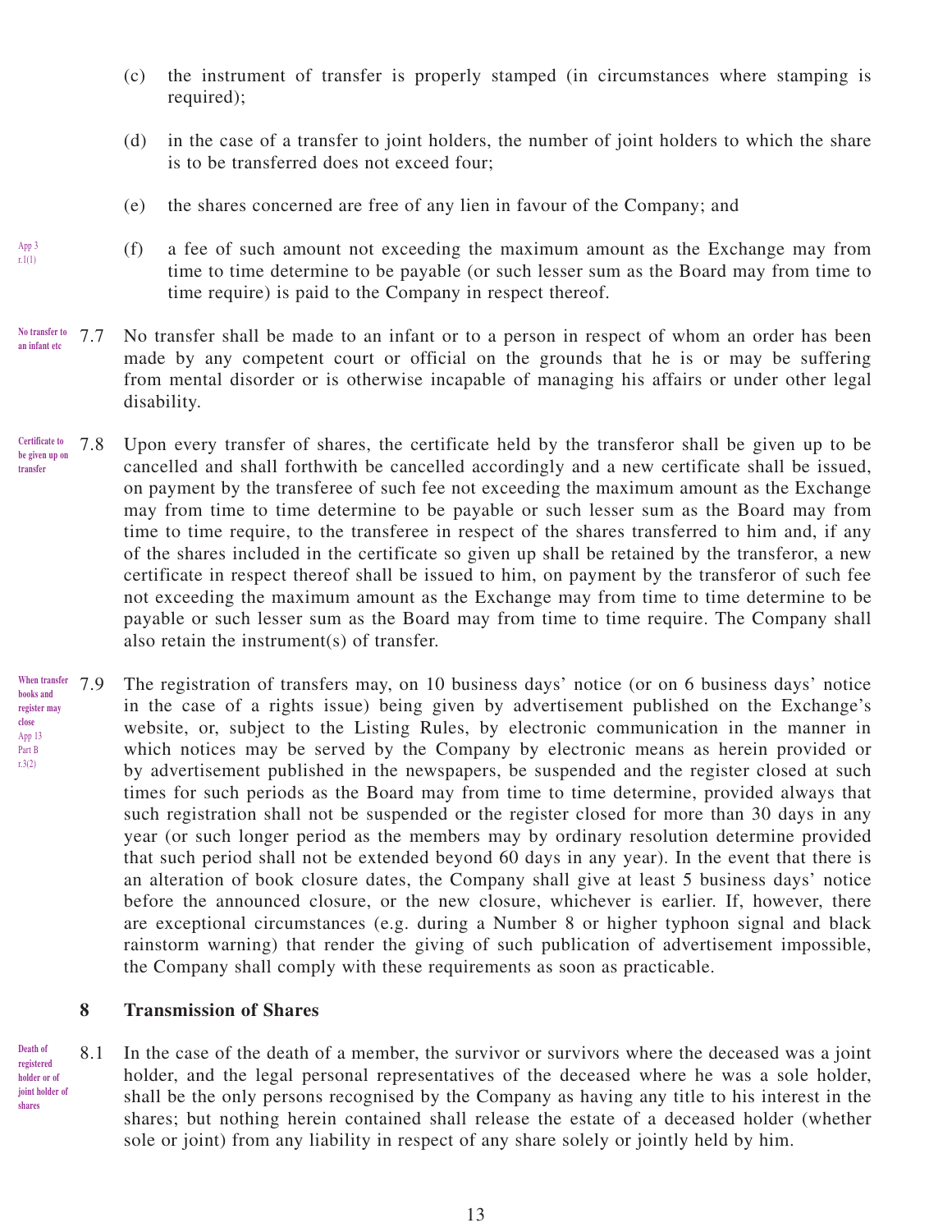(c) the instrument of transfer is properly stamped (in circumstances where stamping is required);

(d) in the case of a transfer to joint holders, the number of joint holders to which the share is to be transferred does not exceed four;

(e) the shares concerned are free of any lien in favour of the Company; and

App 3 r.1(1)

(f) a fee of such amount not exceeding the maximum amount as the Exchange may from time to time determine to be payable (or such lesser sum as the Board may from time to time require) is paid to the Company in respect thereof.

No transfer to an infant etc

7.7 No transfer shall be made to an infant or to a person in respect of whom an order has been made by any competent court or official on the grounds that he is or may be suffering from mental disorder or is otherwise incapable of managing his affairs or under other legal disability.

Certificate to be given up on transfer

7.8 Upon every transfer of shares, the certificate held by the transferor shall be given up to be cancelled and shall forthwith be cancelled accordingly and a new certificate shall be issued, on payment by the transferee of such fee not exceeding the maximum amount as the Exchange may from time to time determine to be payable or such lesser sum as the Board may from time to time require, to the transferee in respect of the shares transferred to him and, if any of the shares included in the certificate so given up shall be retained by the transferor, a new certificate in respect thereof shall be issued to him, on payment by the transferor of such fee not exceeding the maximum amount as the Exchange may from time to time determine to be payable or such lesser sum as the Board may from time to time require. The Company shall also retain the instrument(s) of transfer.

When transfer books and register may close App 13 Part B r.3(2)

7.9 The registration of transfers may, on 10 business days' notice (or on 6 business days' notice in the case of a rights issue) being given by advertisement published on the Exchange's website, or, subject to the Listing Rules, by electronic communication in the manner in which notices may be served by the Company by electronic means as herein provided or by advertisement published in the newspapers, be suspended and the register closed at such times for such periods as the Board may from time to time determine, provided always that such registration shall not be suspended or the register closed for more than 30 days in any year (or such longer period as the members may by ordinary resolution determine provided that such period shall not be extended beyond 60 days in any year). In the event that there is an alteration of book closure dates, the Company shall give at least 5 business days' notice before the announced closure, or the new closure, whichever is earlier. If, however, there are exceptional circumstances (e.g. during a Number 8 or higher typhoon signal and black rainstorm warning) that render the giving of such publication of advertisement impossible, the Company shall comply with these requirements as soon as practicable.

## 8 Transmission of Shares

Death of registered holder or of joint holder of shares

8.1 In the case of the death of a member, the survivor or survivors where the deceased was a joint holder, and the legal personal representatives of the deceased where he was a sole holder, shall be the only persons recognised by the Company as having any title to his interest in the shares; but nothing herein contained shall release the estate of a deceased holder (whether sole or joint) from any liability in respect of any share solely or jointly held by him.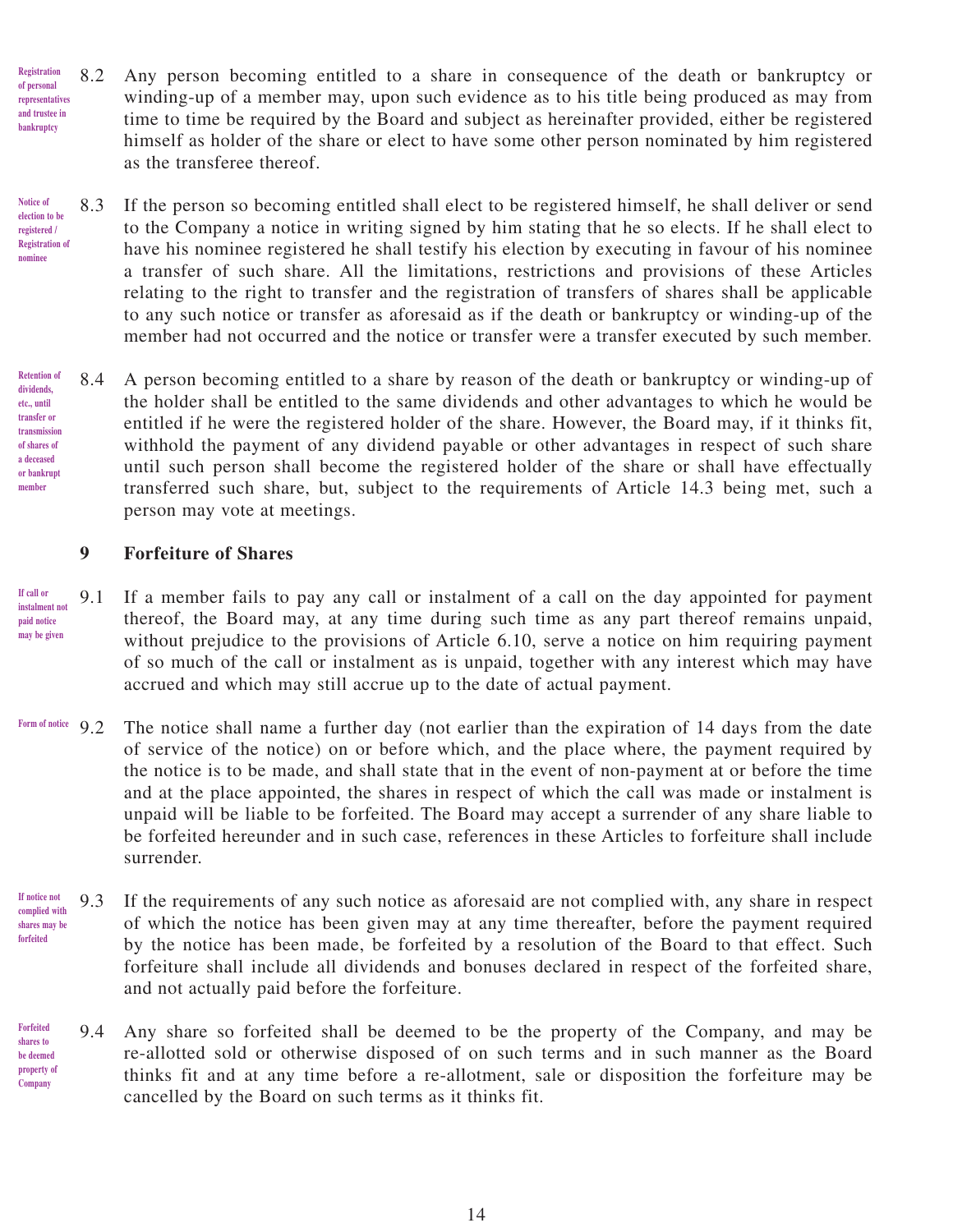*Registration of personal representatives and trustee in bankruptcy*

8.2 Any person becoming entitled to a share in consequence of the death or bankruptcy or winding-up of a member may, upon such evidence as to his title being produced as may from time to time be required by the Board and subject as hereinafter provided, either be registered himself as holder of the share or elect to have some other person nominated by him registered as the transferee thereof.

*Notice of election to be registered / Registration of nominee*

8.3 If the person so becoming entitled shall elect to be registered himself, he shall deliver or send to the Company a notice in writing signed by him stating that he so elects. If he shall elect to have his nominee registered he shall testify his election by executing in favour of his nominee a transfer of such share. All the limitations, restrictions and provisions of these Articles relating to the right to transfer and the registration of transfers of shares shall be applicable to any such notice or transfer as aforesaid as if the death or bankruptcy or winding-up of the member had not occurred and the notice or transfer were a transfer executed by such member.

*Retention of dividends, etc., until transfer or transmission of shares of a deceased or bankrupt member*

8.4 A person becoming entitled to a share by reason of the death or bankruptcy or winding-up of the holder shall be entitled to the same dividends and other advantages to which he would be entitled if he were the registered holder of the share. However, the Board may, if it thinks fit, withhold the payment of any dividend payable or other advantages in respect of such share until such person shall become the registered holder of the share or shall have effectually transferred such share, but, subject to the requirements of Article 14.3 being met, such a person may vote at meetings.

## 9 Forfeiture of Shares

*If call or instalment not paid notice may be given*

9.1 If a member fails to pay any call or instalment of a call on the day appointed for payment thereof, the Board may, at any time during such time as any part thereof remains unpaid, without prejudice to the provisions of Article 6.10, serve a notice on him requiring payment of so much of the call or instalment as is unpaid, together with any interest which may have accrued and which may still accrue up to the date of actual payment.

*Form of notice*

9.2 The notice shall name a further day (not earlier than the expiration of 14 days from the date of service of the notice) on or before which, and the place where, the payment required by the notice is to be made, and shall state that in the event of non-payment at or before the time and at the place appointed, the shares in respect of which the call was made or instalment is unpaid will be liable to be forfeited. The Board may accept a surrender of any share liable to be forfeited hereunder and in such case, references in these Articles to forfeiture shall include surrender.

*If notice not complied with shares may be forfeited*

9.3 If the requirements of any such notice as aforesaid are not complied with, any share in respect of which the notice has been given may at any time thereafter, before the payment required by the notice has been made, be forfeited by a resolution of the Board to that effect. Such forfeiture shall include all dividends and bonuses declared in respect of the forfeited share, and not actually paid before the forfeiture.

*Forfeited shares to be deemed property of Company*

9.4 Any share so forfeited shall be deemed to be the property of the Company, and may be re-allotted sold or otherwise disposed of on such terms and in such manner as the Board thinks fit and at any time before a re-allotment, sale or disposition the forfeiture may be cancelled by the Board on such terms as it thinks fit.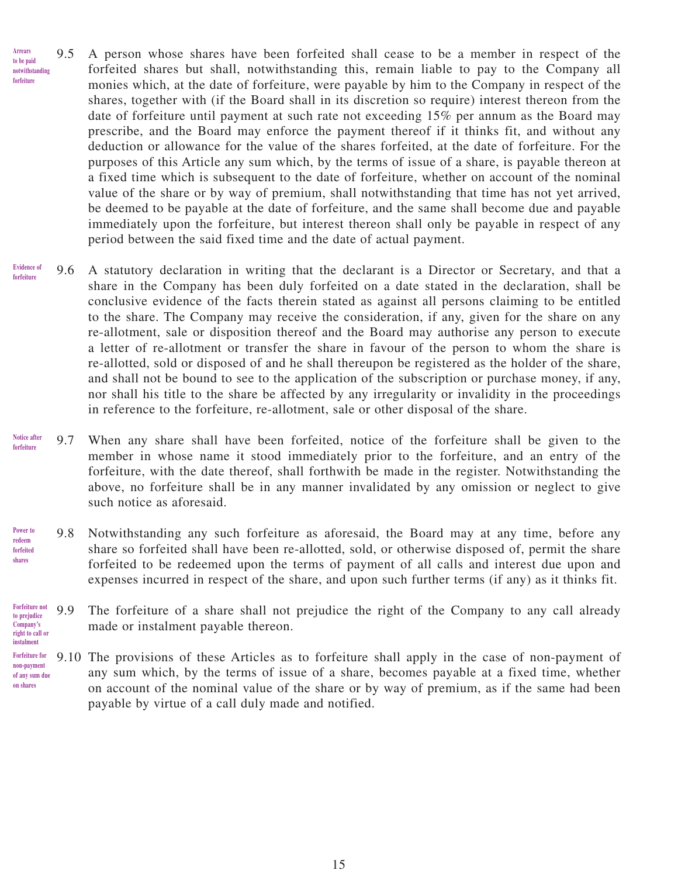*Arrears to be paid notwithstanding forfeiture*

9.5 A person whose shares have been forfeited shall cease to be a member in respect of the forfeited shares but shall, notwithstanding this, remain liable to pay to the Company all monies which, at the date of forfeiture, were payable by him to the Company in respect of the shares, together with (if the Board shall in its discretion so require) interest thereon from the date of forfeiture until payment at such rate not exceeding 15% per annum as the Board may prescribe, and the Board may enforce the payment thereof if it thinks fit, and without any deduction or allowance for the value of the shares forfeited, at the date of forfeiture. For the purposes of this Article any sum which, by the terms of issue of a share, is payable thereon at a fixed time which is subsequent to the date of forfeiture, whether on account of the nominal value of the share or by way of premium, shall notwithstanding that time has not yet arrived, be deemed to be payable at the date of forfeiture, and the same shall become due and payable immediately upon the forfeiture, but interest thereon shall only be payable in respect of any period between the said fixed time and the date of actual payment.

*Evidence of forfeiture*

9.6 A statutory declaration in writing that the declarant is a Director or Secretary, and that a share in the Company has been duly forfeited on a date stated in the declaration, shall be conclusive evidence of the facts therein stated as against all persons claiming to be entitled to the share. The Company may receive the consideration, if any, given for the share on any re-allotment, sale or disposition thereof and the Board may authorise any person to execute a letter of re-allotment or transfer the share in favour of the person to whom the share is re-allotted, sold or disposed of and he shall thereupon be registered as the holder of the share, and shall not be bound to see to the application of the subscription or purchase money, if any, nor shall his title to the share be affected by any irregularity or invalidity in the proceedings in reference to the forfeiture, re-allotment, sale or other disposal of the share.

*Notice after forfeiture*

9.7 When any share shall have been forfeited, notice of the forfeiture shall be given to the member in whose name it stood immediately prior to the forfeiture, and an entry of the forfeiture, with the date thereof, shall forthwith be made in the register. Notwithstanding the above, no forfeiture shall be in any manner invalidated by any omission or neglect to give such notice as aforesaid.

*Power to redeem forfeited shares*

9.8 Notwithstanding any such forfeiture as aforesaid, the Board may at any time, before any share so forfeited shall have been re-allotted, sold, or otherwise disposed of, permit the share forfeited to be redeemed upon the terms of payment of all calls and interest due upon and expenses incurred in respect of the share, and upon such further terms (if any) as it thinks fit.

*Forfeiture not to prejudice Company's right to call or instalment*

9.9 The forfeiture of a share shall not prejudice the right of the Company to any call already made or instalment payable thereon.

*Forfeiture for non-payment of any sum due on shares*

9.10 The provisions of these Articles as to forfeiture shall apply in the case of non-payment of any sum which, by the terms of issue of a share, becomes payable at a fixed time, whether on account of the nominal value of the share or by way of premium, as if the same had been payable by virtue of a call duly made and notified.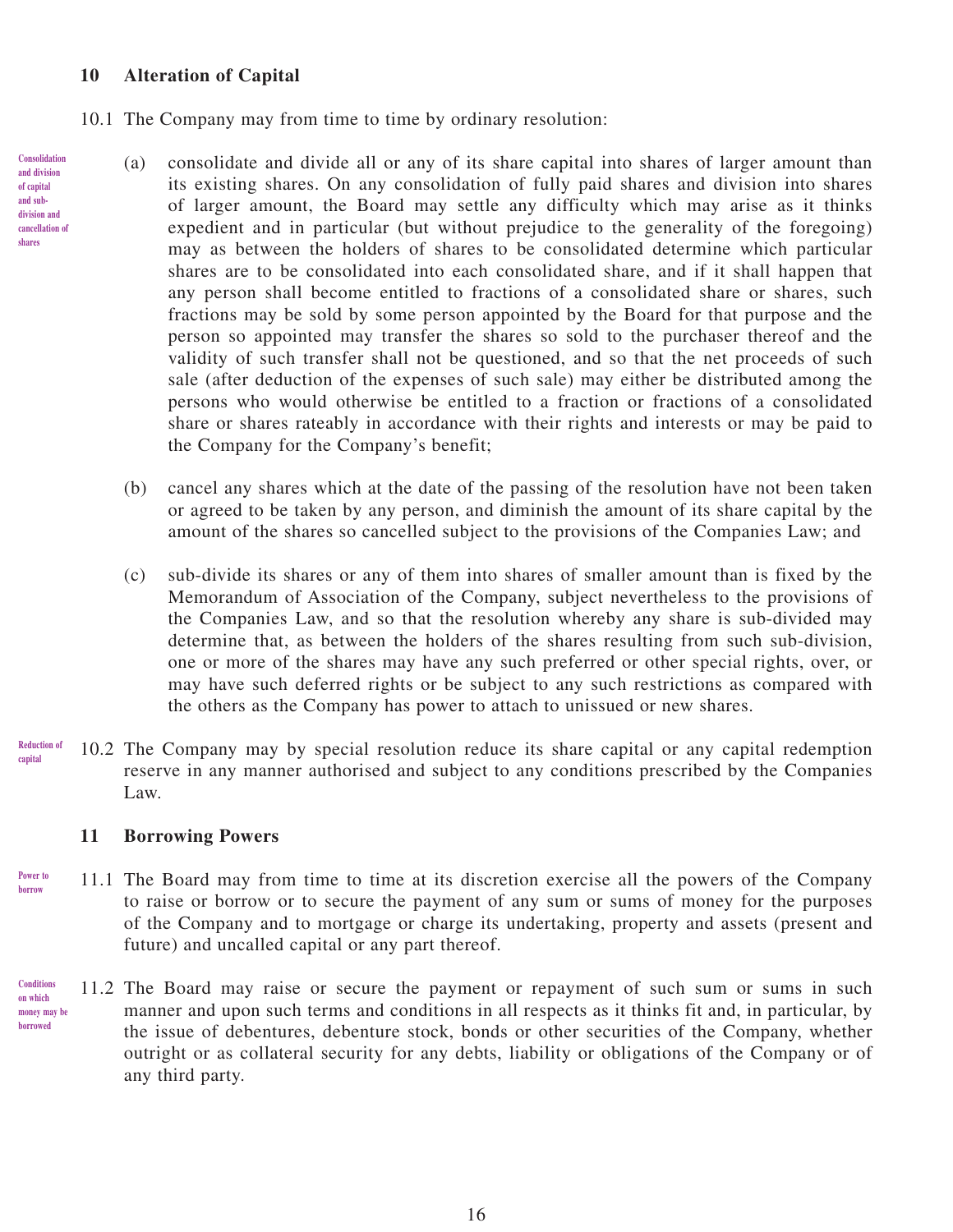## 10 Alteration of Capital

10.1 The Company may from time to time by ordinary resolution:

*Consolidation and division of capital and sub-division and cancellation of shares*

(a) consolidate and divide all or any of its share capital into shares of larger amount than its existing shares. On any consolidation of fully paid shares and division into shares of larger amount, the Board may settle any difficulty which may arise as it thinks expedient and in particular (but without prejudice to the generality of the foregoing) may as between the holders of shares to be consolidated determine which particular shares are to be consolidated into each consolidated share, and if it shall happen that any person shall become entitled to fractions of a consolidated share or shares, such fractions may be sold by some person appointed by the Board for that purpose and the person so appointed may transfer the shares so sold to the purchaser thereof and the validity of such transfer shall not be questioned, and so that the net proceeds of such sale (after deduction of the expenses of such sale) may either be distributed among the persons who would otherwise be entitled to a fraction or fractions of a consolidated share or shares rateably in accordance with their rights and interests or may be paid to the Company for the Company's benefit;

(b) cancel any shares which at the date of the passing of the resolution have not been taken or agreed to be taken by any person, and diminish the amount of its share capital by the amount of the shares so cancelled subject to the provisions of the Companies Law; and

(c) sub-divide its shares or any of them into shares of smaller amount than is fixed by the Memorandum of Association of the Company, subject nevertheless to the provisions of the Companies Law, and so that the resolution whereby any share is sub-divided may determine that, as between the holders of the shares resulting from such sub-division, one or more of the shares may have any such preferred or other special rights, over, or may have such deferred rights or be subject to any such restrictions as compared with the others as the Company has power to attach to unissued or new shares.

*Reduction of capital*

10.2 The Company may by special resolution reduce its share capital or any capital redemption reserve in any manner authorised and subject to any conditions prescribed by the Companies Law.

## 11 Borrowing Powers

*Power to borrow*

11.1 The Board may from time to time at its discretion exercise all the powers of the Company to raise or borrow or to secure the payment of any sum or sums of money for the purposes of the Company and to mortgage or charge its undertaking, property and assets (present and future) and uncalled capital or any part thereof.

*Conditions on which money may be borrowed*

11.2 The Board may raise or secure the payment or repayment of such sum or sums in such manner and upon such terms and conditions in all respects as it thinks fit and, in particular, by the issue of debentures, debenture stock, bonds or other securities of the Company, whether outright or as collateral security for any debts, liability or obligations of the Company or of any third party.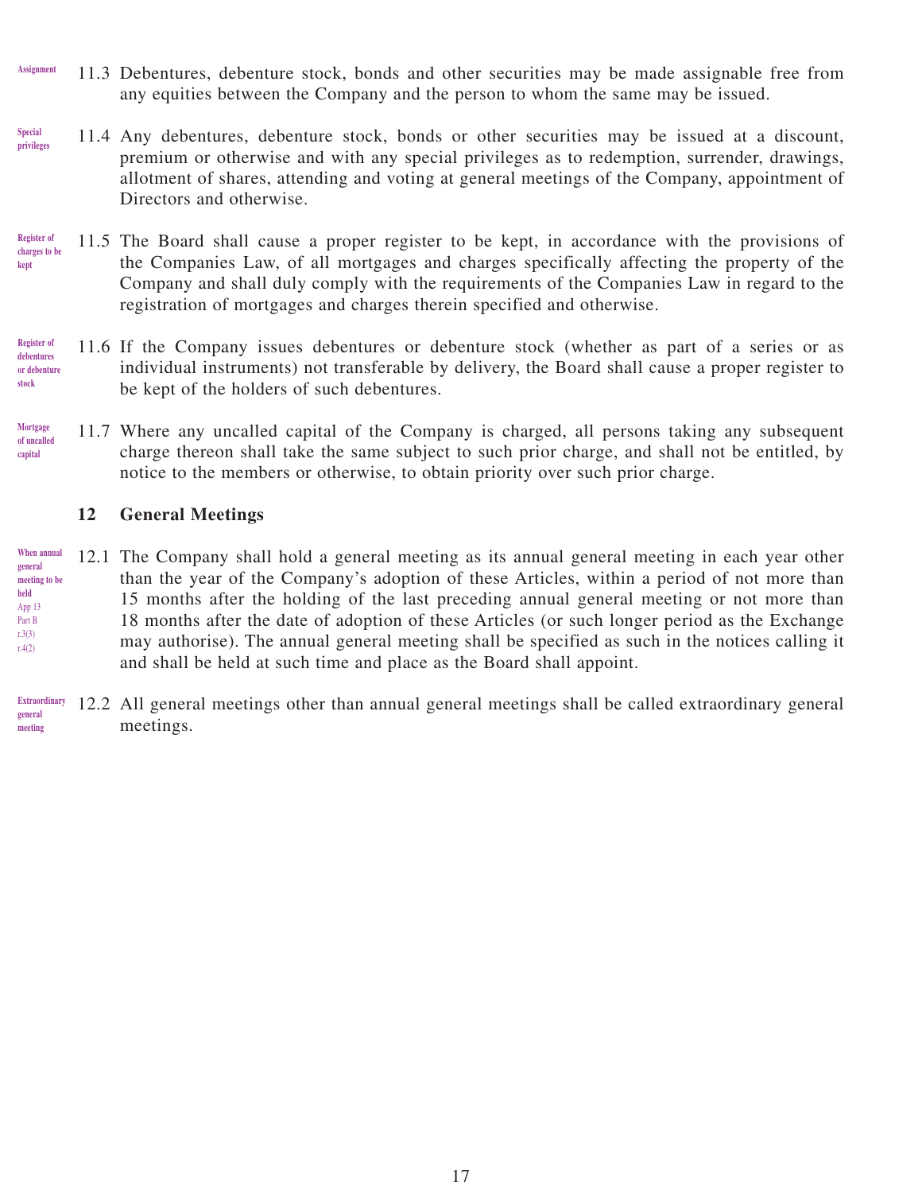Assignment

11.3 Debentures, debenture stock, bonds and other securities may be made assignable free from any equities between the Company and the person to whom the same may be issued.

Special privileges

11.4 Any debentures, debenture stock, bonds or other securities may be issued at a discount, premium or otherwise and with any special privileges as to redemption, surrender, drawings, allotment of shares, attending and voting at general meetings of the Company, appointment of Directors and otherwise.

Register of charges to be kept

11.5 The Board shall cause a proper register to be kept, in accordance with the provisions of the Companies Law, of all mortgages and charges specifically affecting the property of the Company and shall duly comply with the requirements of the Companies Law in regard to the registration of mortgages and charges therein specified and otherwise.

Register of debentures or debenture stock

11.6 If the Company issues debentures or debenture stock (whether as part of a series or as individual instruments) not transferable by delivery, the Board shall cause a proper register to be kept of the holders of such debentures.

Mortgage of uncalled capital

11.7 Where any uncalled capital of the Company is charged, all persons taking any subsequent charge thereon shall take the same subject to such prior charge, and shall not be entitled, by notice to the members or otherwise, to obtain priority over such prior charge.

## 12 General Meetings

When annual general meeting to be held
App 13 Part B r.3(3) r.4(2)

12.1 The Company shall hold a general meeting as its annual general meeting in each year other than the year of the Company's adoption of these Articles, within a period of not more than 15 months after the holding of the last preceding annual general meeting or not more than 18 months after the date of adoption of these Articles (or such longer period as the Exchange may authorise). The annual general meeting shall be specified as such in the notices calling it and shall be held at such time and place as the Board shall appoint.

Extraordinary general meeting

12.2 All general meetings other than annual general meetings shall be called extraordinary general meetings.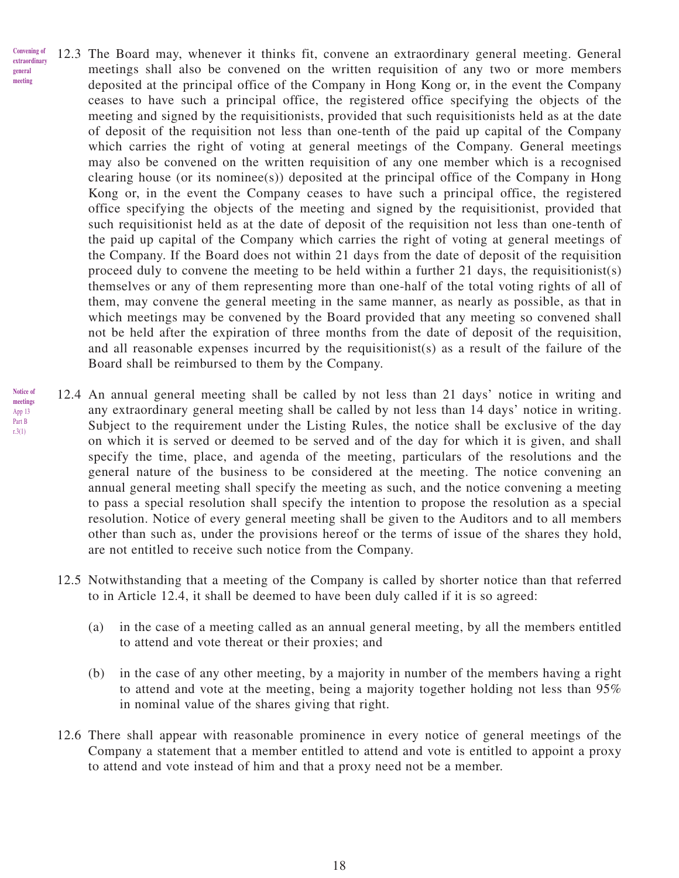Convening of extraordinary general meeting

12.3 The Board may, whenever it thinks fit, convene an extraordinary general meeting. General meetings shall also be convened on the written requisition of any two or more members deposited at the principal office of the Company in Hong Kong or, in the event the Company ceases to have such a principal office, the registered office specifying the objects of the meeting and signed by the requisitionists, provided that such requisitionists held as at the date of deposit of the requisition not less than one-tenth of the paid up capital of the Company which carries the right of voting at general meetings of the Company. General meetings may also be convened on the written requisition of any one member which is a recognised clearing house (or its nominee(s)) deposited at the principal office of the Company in Hong Kong or, in the event the Company ceases to have such a principal office, the registered office specifying the objects of the meeting and signed by the requisitionist, provided that such requisitionist held as at the date of deposit of the requisition not less than one-tenth of the paid up capital of the Company which carries the right of voting at general meetings of the Company. If the Board does not within 21 days from the date of deposit of the requisition proceed duly to convene the meeting to be held within a further 21 days, the requisitionist(s) themselves or any of them representing more than one-half of the total voting rights of all of them, may convene the general meeting in the same manner, as nearly as possible, as that in which meetings may be convened by the Board provided that any meeting so convened shall not be held after the expiration of three months from the date of deposit of the requisition, and all reasonable expenses incurred by the requisitionist(s) as a result of the failure of the Board shall be reimbursed to them by the Company.

Notice of meetings App 13 Part B r.3(1)

12.4 An annual general meeting shall be called by not less than 21 days' notice in writing and any extraordinary general meeting shall be called by not less than 14 days' notice in writing. Subject to the requirement under the Listing Rules, the notice shall be exclusive of the day on which it is served or deemed to be served and of the day for which it is given, and shall specify the time, place, and agenda of the meeting, particulars of the resolutions and the general nature of the business to be considered at the meeting. The notice convening an annual general meeting shall specify the meeting as such, and the notice convening a meeting to pass a special resolution shall specify the intention to propose the resolution as a special resolution. Notice of every general meeting shall be given to the Auditors and to all members other than such as, under the provisions hereof or the terms of issue of the shares they hold, are not entitled to receive such notice from the Company.

12.5 Notwithstanding that a meeting of the Company is called by shorter notice than that referred to in Article 12.4, it shall be deemed to have been duly called if it is so agreed:

(a) in the case of a meeting called as an annual general meeting, by all the members entitled to attend and vote thereat or their proxies; and

(b) in the case of any other meeting, by a majority in number of the members having a right to attend and vote at the meeting, being a majority together holding not less than 95% in nominal value of the shares giving that right.

12.6 There shall appear with reasonable prominence in every notice of general meetings of the Company a statement that a member entitled to attend and vote is entitled to appoint a proxy to attend and vote instead of him and that a proxy need not be a member.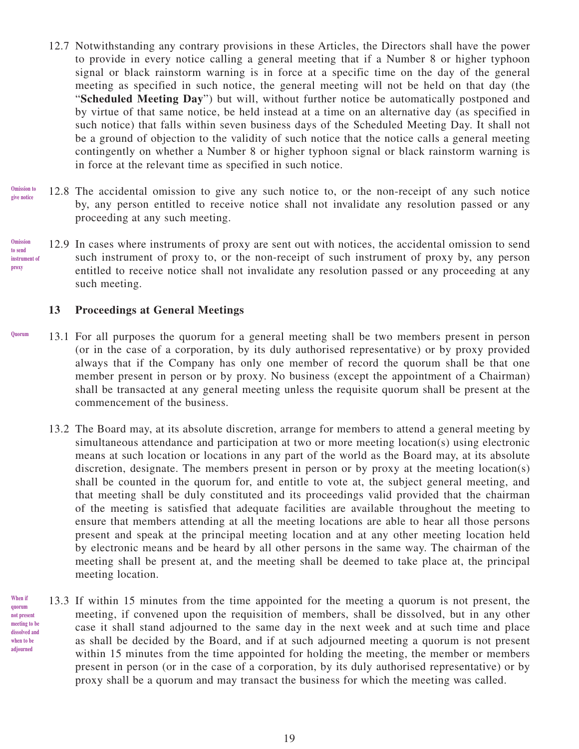12.7 Notwithstanding any contrary provisions in these Articles, the Directors shall have the power to provide in every notice calling a general meeting that if a Number 8 or higher typhoon signal or black rainstorm warning is in force at a specific time on the day of the general meeting as specified in such notice, the general meeting will not be held on that day (the "**Scheduled Meeting Day**") but will, without further notice be automatically postponed and by virtue of that same notice, be held instead at a time on an alternative day (as specified in such notice) that falls within seven business days of the Scheduled Meeting Day. It shall not be a ground of objection to the validity of such notice that the notice calls a general meeting contingently on whether a Number 8 or higher typhoon signal or black rainstorm warning is in force at the relevant time as specified in such notice.

*Omission to give notice*

12.8 The accidental omission to give any such notice to, or the non-receipt of any such notice by, any person entitled to receive notice shall not invalidate any resolution passed or any proceeding at any such meeting.

*Omission to send instrument of proxy*

12.9 In cases where instruments of proxy are sent out with notices, the accidental omission to send such instrument of proxy to, or the non-receipt of such instrument of proxy by, any person entitled to receive notice shall not invalidate any resolution passed or any proceeding at any such meeting.

## 13 Proceedings at General Meetings

*Quorum*

13.1 For all purposes the quorum for a general meeting shall be two members present in person (or in the case of a corporation, by its duly authorised representative) or by proxy provided always that if the Company has only one member of record the quorum shall be that one member present in person or by proxy. No business (except the appointment of a Chairman) shall be transacted at any general meeting unless the requisite quorum shall be present at the commencement of the business.

13.2 The Board may, at its absolute discretion, arrange for members to attend a general meeting by simultaneous attendance and participation at two or more meeting location(s) using electronic means at such location or locations in any part of the world as the Board may, at its absolute discretion, designate. The members present in person or by proxy at the meeting location(s) shall be counted in the quorum for, and entitle to vote at, the subject general meeting, and that meeting shall be duly constituted and its proceedings valid provided that the chairman of the meeting is satisfied that adequate facilities are available throughout the meeting to ensure that members attending at all the meeting locations are able to hear all those persons present and speak at the principal meeting location and at any other meeting location held by electronic means and be heard by all other persons in the same way. The chairman of the meeting shall be present at, and the meeting shall be deemed to take place at, the principal meeting location.

*When if quorum not present meeting to be dissolved and when to be adjourned*

13.3 If within 15 minutes from the time appointed for the meeting a quorum is not present, the meeting, if convened upon the requisition of members, shall be dissolved, but in any other case it shall stand adjourned to the same day in the next week and at such time and place as shall be decided by the Board, and if at such adjourned meeting a quorum is not present within 15 minutes from the time appointed for holding the meeting, the member or members present in person (or in the case of a corporation, by its duly authorised representative) or by proxy shall be a quorum and may transact the business for which the meeting was called.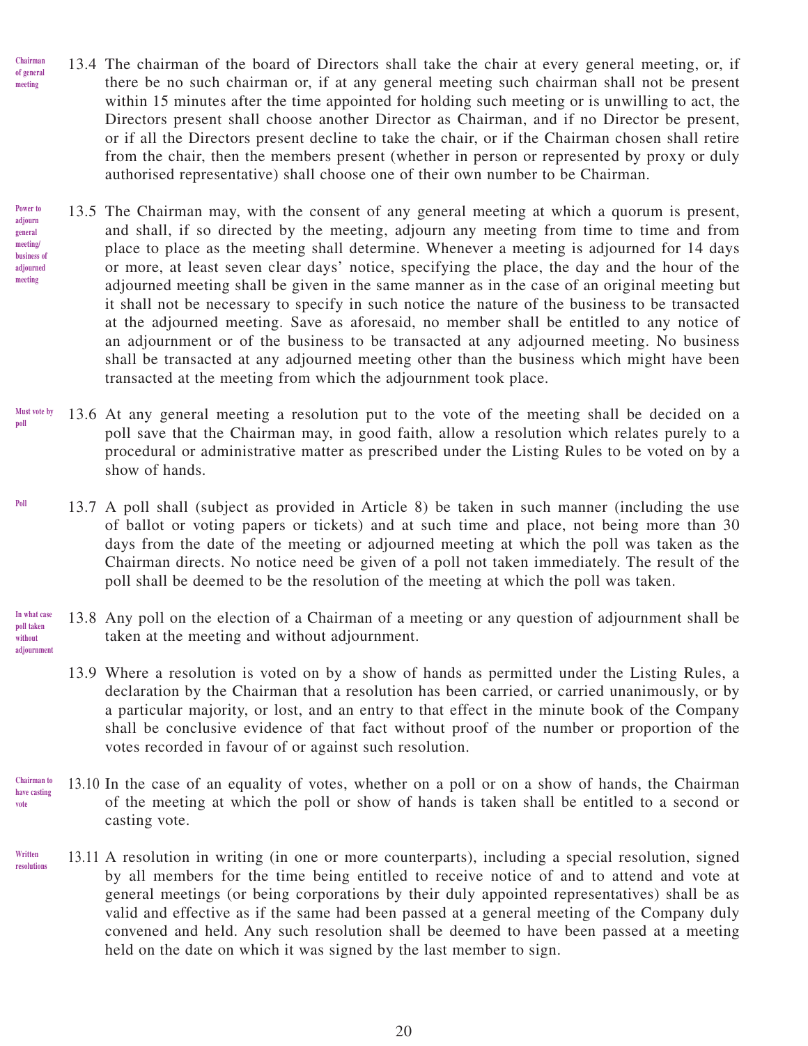Chairman of general meeting

13.4 The chairman of the board of Directors shall take the chair at every general meeting, or, if there be no such chairman or, if at any general meeting such chairman shall not be present within 15 minutes after the time appointed for holding such meeting or is unwilling to act, the Directors present shall choose another Director as Chairman, and if no Director be present, or if all the Directors present decline to take the chair, or if the Chairman chosen shall retire from the chair, then the members present (whether in person or represented by proxy or duly authorised representative) shall choose one of their own number to be Chairman.

Power to adjourn general meeting/ business of adjourned meeting

13.5 The Chairman may, with the consent of any general meeting at which a quorum is present, and shall, if so directed by the meeting, adjourn any meeting from time to time and from place to place as the meeting shall determine. Whenever a meeting is adjourned for 14 days or more, at least seven clear days' notice, specifying the place, the day and the hour of the adjourned meeting shall be given in the same manner as in the case of an original meeting but it shall not be necessary to specify in such notice the nature of the business to be transacted at the adjourned meeting. Save as aforesaid, no member shall be entitled to any notice of an adjournment or of the business to be transacted at any adjourned meeting. No business shall be transacted at any adjourned meeting other than the business which might have been transacted at the meeting from which the adjournment took place.

Must vote by poll

13.6 At any general meeting a resolution put to the vote of the meeting shall be decided on a poll save that the Chairman may, in good faith, allow a resolution which relates purely to a procedural or administrative matter as prescribed under the Listing Rules to be voted on by a show of hands.

Poll

13.7 A poll shall (subject as provided in Article 8) be taken in such manner (including the use of ballot or voting papers or tickets) and at such time and place, not being more than 30 days from the date of the meeting or adjourned meeting at which the poll was taken as the Chairman directs. No notice need be given of a poll not taken immediately. The result of the poll shall be deemed to be the resolution of the meeting at which the poll was taken.

In what case poll taken without adjournment

13.8 Any poll on the election of a Chairman of a meeting or any question of adjournment shall be taken at the meeting and without adjournment.

13.9 Where a resolution is voted on by a show of hands as permitted under the Listing Rules, a declaration by the Chairman that a resolution has been carried, or carried unanimously, or by a particular majority, or lost, and an entry to that effect in the minute book of the Company shall be conclusive evidence of that fact without proof of the number or proportion of the votes recorded in favour of or against such resolution.

Chairman to have casting vote

13.10 In the case of an equality of votes, whether on a poll or on a show of hands, the Chairman of the meeting at which the poll or show of hands is taken shall be entitled to a second or casting vote.

Written resolutions

13.11 A resolution in writing (in one or more counterparts), including a special resolution, signed by all members for the time being entitled to receive notice of and to attend and vote at general meetings (or being corporations by their duly appointed representatives) shall be as valid and effective as if the same had been passed at a general meeting of the Company duly convened and held. Any such resolution shall be deemed to have been passed at a meeting held on the date on which it was signed by the last member to sign.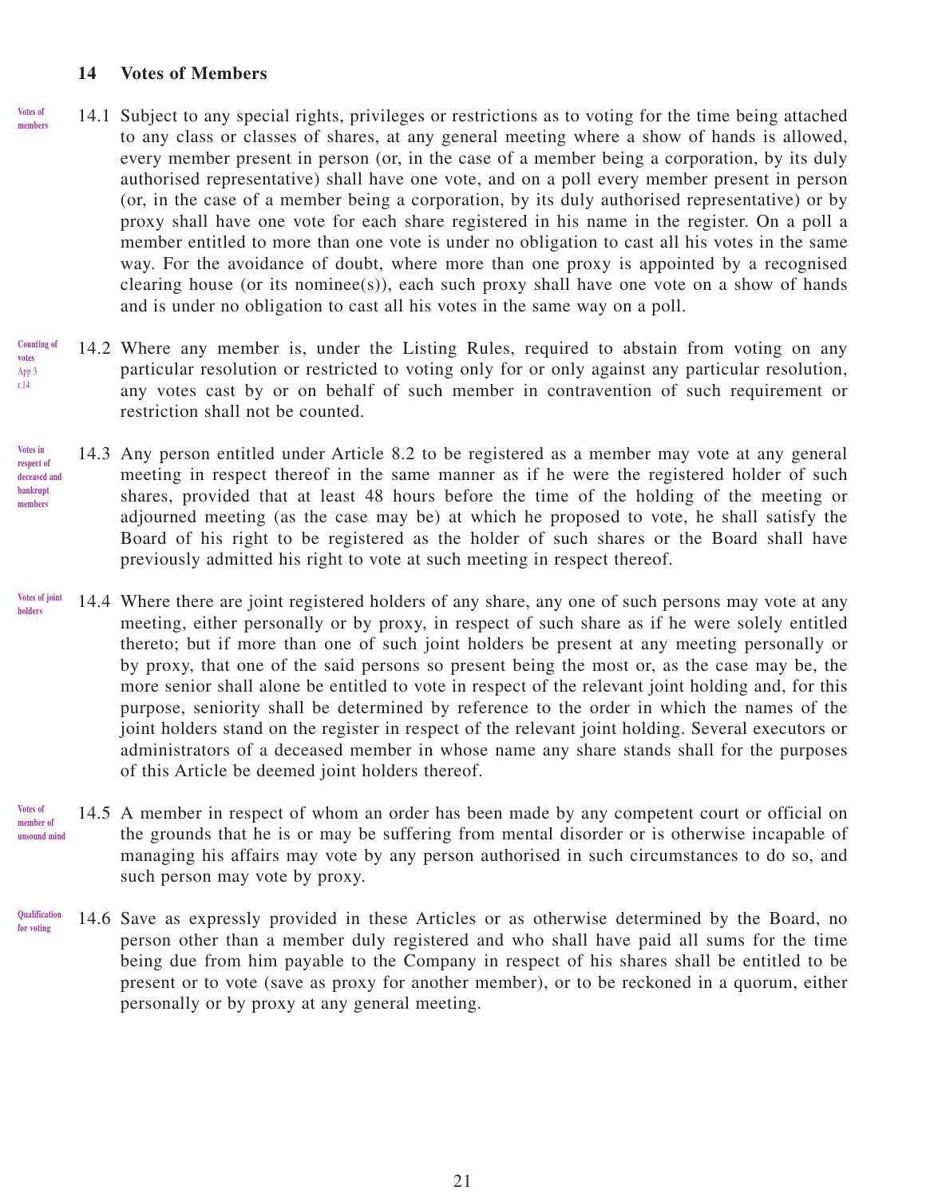## 14 Votes of Members

Votes of members

14.1 Subject to any special rights, privileges or restrictions as to voting for the time being attached to any class or classes of shares, at any general meeting where a show of hands is allowed, every member present in person (or, in the case of a member being a corporation, by its duly authorised representative) shall have one vote, and on a poll every member present in person (or, in the case of a member being a corporation, by its duly authorised representative) or by proxy shall have one vote for each share registered in his name in the register. On a poll a member entitled to more than one vote is under no obligation to cast all his votes in the same way. For the avoidance of doubt, where more than one proxy is appointed by a recognised clearing house (or its nominee(s)), each such proxy shall have one vote on a show of hands and is under no obligation to cast all his votes in the same way on a poll.

Counting of votes
App 3 r.14

14.2 Where any member is, under the Listing Rules, required to abstain from voting on any particular resolution or restricted to voting only for or only against any particular resolution, any votes cast by or on behalf of such member in contravention of such requirement or restriction shall not be counted.

Votes in respect of deceased and bankrupt members

14.3 Any person entitled under Article 8.2 to be registered as a member may vote at any general meeting in respect thereof in the same manner as if he were the registered holder of such shares, provided that at least 48 hours before the time of the holding of the meeting or adjourned meeting (as the case may be) at which he proposed to vote, he shall satisfy the Board of his right to be registered as the holder of such shares or the Board shall have previously admitted his right to vote at such meeting in respect thereof.

Votes of joint holders

14.4 Where there are joint registered holders of any share, any one of such persons may vote at any meeting, either personally or by proxy, in respect of such share as if he were solely entitled thereto; but if more than one of such joint holders be present at any meeting personally or by proxy, that one of the said persons so present being the most or, as the case may be, the more senior shall alone be entitled to vote in respect of the relevant joint holding and, for this purpose, seniority shall be determined by reference to the order in which the names of the joint holders stand on the register in respect of the relevant joint holding. Several executors or administrators of a deceased member in whose name any share stands shall for the purposes of this Article be deemed joint holders thereof.

Votes of member of unsound mind

14.5 A member in respect of whom an order has been made by any competent court or official on the grounds that he is or may be suffering from mental disorder or is otherwise incapable of managing his affairs may vote by any person authorised in such circumstances to do so, and such person may vote by proxy.

Qualification for voting

14.6 Save as expressly provided in these Articles or as otherwise determined by the Board, no person other than a member duly registered and who shall have paid all sums for the time being due from him payable to the Company in respect of his shares shall be entitled to be present or to vote (save as proxy for another member), or to be reckoned in a quorum, either personally or by proxy at any general meeting.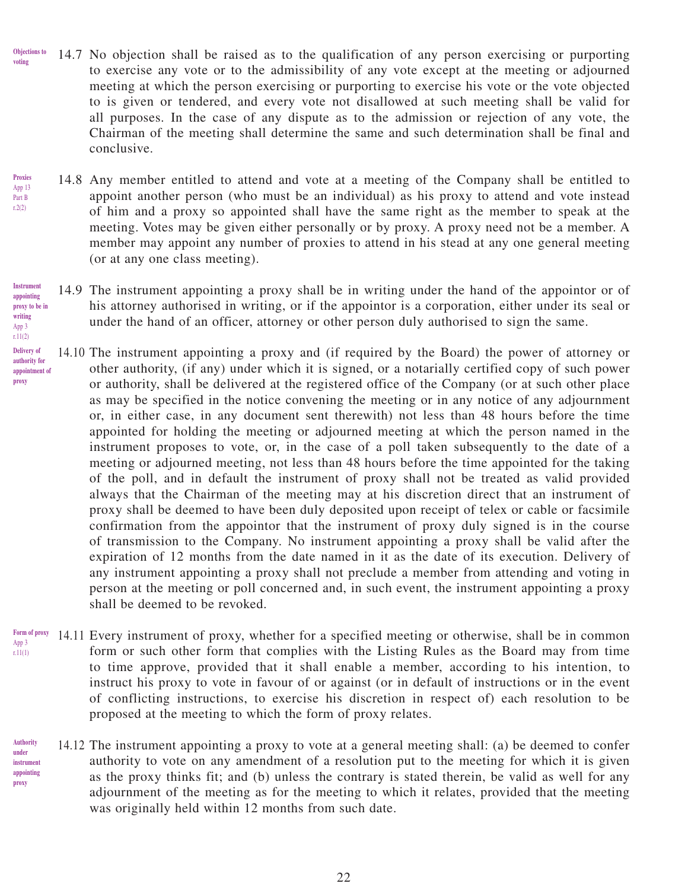**Objections to voting**

14.7 No objection shall be raised as to the qualification of any person exercising or purporting to exercise any vote or to the admissibility of any vote except at the meeting or adjourned meeting at which the person exercising or purporting to exercise his vote or the vote objected to is given or tendered, and every vote not disallowed at such meeting shall be valid for all purposes. In the case of any dispute as to the admission or rejection of any vote, the Chairman of the meeting shall determine the same and such determination shall be final and conclusive.

**Proxies**
App 13 Part B r.2(2)

14.8 Any member entitled to attend and vote at a meeting of the Company shall be entitled to appoint another person (who must be an individual) as his proxy to attend and vote instead of him and a proxy so appointed shall have the same right as the member to speak at the meeting. Votes may be given either personally or by proxy. A proxy need not be a member. A member may appoint any number of proxies to attend in his stead at any one general meeting (or at any one class meeting).

**Instrument appointing proxy to be in writing**
App 3 r.11(2)

14.9 The instrument appointing a proxy shall be in writing under the hand of the appointor or of his attorney authorised in writing, or if the appointor is a corporation, either under its seal or under the hand of an officer, attorney or other person duly authorised to sign the same.

**Delivery of authority for appointment of proxy**

14.10 The instrument appointing a proxy and (if required by the Board) the power of attorney or other authority, (if any) under which it is signed, or a notarially certified copy of such power or authority, shall be delivered at the registered office of the Company (or at such other place as may be specified in the notice convening the meeting or in any notice of any adjournment or, in either case, in any document sent therewith) not less than 48 hours before the time appointed for holding the meeting or adjourned meeting at which the person named in the instrument proposes to vote, or, in the case of a poll taken subsequently to the date of a meeting or adjourned meeting, not less than 48 hours before the time appointed for the taking of the poll, and in default the instrument of proxy shall not be treated as valid provided always that the Chairman of the meeting may at his discretion direct that an instrument of proxy shall be deemed to have been duly deposited upon receipt of telex or cable or facsimile confirmation from the appointor that the instrument of proxy duly signed is in the course of transmission to the Company. No instrument appointing a proxy shall be valid after the expiration of 12 months from the date named in it as the date of its execution. Delivery of any instrument appointing a proxy shall not preclude a member from attending and voting in person at the meeting or poll concerned and, in such event, the instrument appointing a proxy shall be deemed to be revoked.

**Form of proxy**
App 3 r.11(1)

14.11 Every instrument of proxy, whether for a specified meeting or otherwise, shall be in common form or such other form that complies with the Listing Rules as the Board may from time to time approve, provided that it shall enable a member, according to his intention, to instruct his proxy to vote in favour of or against (or in default of instructions or in the event of conflicting instructions, to exercise his discretion in respect of) each resolution to be proposed at the meeting to which the form of proxy relates.

**Authority under instrument appointing proxy**

14.12 The instrument appointing a proxy to vote at a general meeting shall: (a) be deemed to confer authority to vote on any amendment of a resolution put to the meeting for which it is given as the proxy thinks fit; and (b) unless the contrary is stated therein, be valid as well for any adjournment of the meeting as for the meeting to which it relates, provided that the meeting was originally held within 12 months from such date.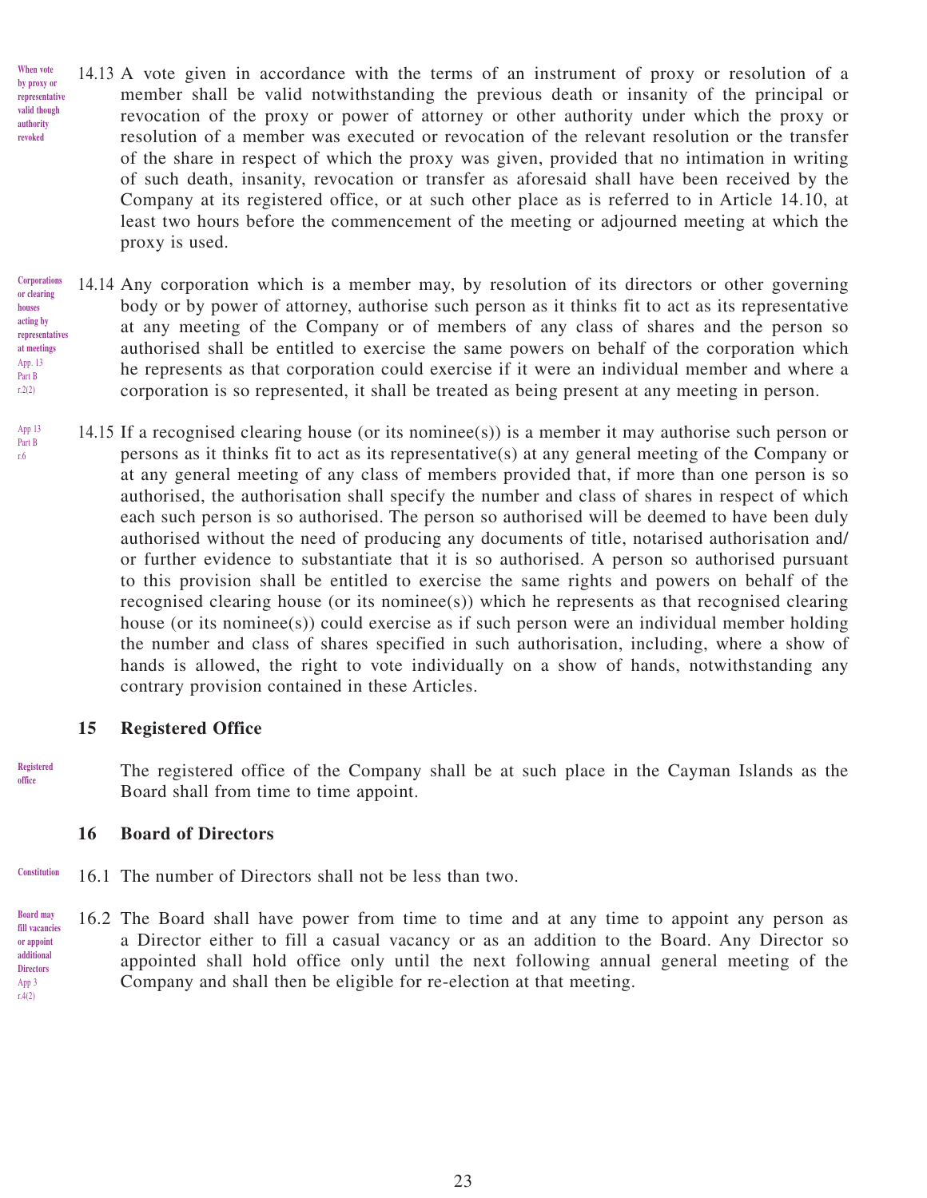**When vote by proxy or representative valid though authority revoked**

14.13 A vote given in accordance with the terms of an instrument of proxy or resolution of a member shall be valid notwithstanding the previous death or insanity of the principal or revocation of the proxy or power of attorney or other authority under which the proxy or resolution of a member was executed or revocation of the relevant resolution or the transfer of the share in respect of which the proxy was given, provided that no intimation in writing of such death, insanity, revocation or transfer as aforesaid shall have been received by the Company at its registered office, or at such other place as is referred to in Article 14.10, at least two hours before the commencement of the meeting or adjourned meeting at which the proxy is used.

**Corporations or clearing houses acting by representatives at meetings**
App. 13 Part B r.2(2)

14.14 Any corporation which is a member may, by resolution of its directors or other governing body or by power of attorney, authorise such person as it thinks fit to act as its representative at any meeting of the Company or of members of any class of shares and the person so authorised shall be entitled to exercise the same powers on behalf of the corporation which he represents as that corporation could exercise if it were an individual member and where a corporation is so represented, it shall be treated as being present at any meeting in person.

App 13 Part B r.6

14.15 If a recognised clearing house (or its nominee(s)) is a member it may authorise such person or persons as it thinks fit to act as its representative(s) at any general meeting of the Company or at any general meeting of any class of members provided that, if more than one person is so authorised, the authorisation shall specify the number and class of shares in respect of which each such person is so authorised. The person so authorised will be deemed to have been duly authorised without the need of producing any documents of title, notarised authorisation and/or further evidence to substantiate that it is so authorised. A person so authorised pursuant to this provision shall be entitled to exercise the same rights and powers on behalf of the recognised clearing house (or its nominee(s)) which he represents as that recognised clearing house (or its nominee(s)) could exercise as if such person were an individual member holding the number and class of shares specified in such authorisation, including, where a show of hands is allowed, the right to vote individually on a show of hands, notwithstanding any contrary provision contained in these Articles.

## 15 Registered Office

**Registered office**

The registered office of the Company shall be at such place in the Cayman Islands as the Board shall from time to time appoint.

## 16 Board of Directors

**Constitution**

16.1 The number of Directors shall not be less than two.

**Board may fill vacancies or appoint additional Directors**
App 3 r.4(2)

16.2 The Board shall have power from time to time and at any time to appoint any person as a Director either to fill a casual vacancy or as an addition to the Board. Any Director so appointed shall hold office only until the next following annual general meeting of the Company and shall then be eligible for re-election at that meeting.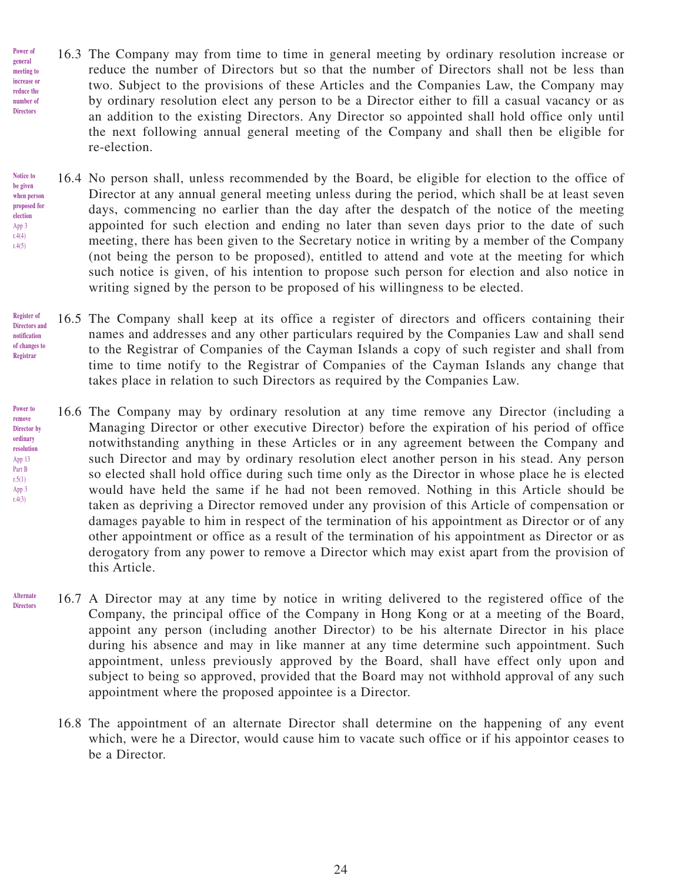Power of general meeting to increase or reduce the number of Directors

16.3 The Company may from time to time in general meeting by ordinary resolution increase or reduce the number of Directors but so that the number of Directors shall not be less than two. Subject to the provisions of these Articles and the Companies Law, the Company may by ordinary resolution elect any person to be a Director either to fill a casual vacancy or as an addition to the existing Directors. Any Director so appointed shall hold office only until the next following annual general meeting of the Company and shall then be eligible for re-election.

Notice to be given when person proposed for election
App 3 r.4(4) r.4(5)

16.4 No person shall, unless recommended by the Board, be eligible for election to the office of Director at any annual general meeting unless during the period, which shall be at least seven days, commencing no earlier than the day after the despatch of the notice of the meeting appointed for such election and ending no later than seven days prior to the date of such meeting, there has been given to the Secretary notice in writing by a member of the Company (not being the person to be proposed), entitled to attend and vote at the meeting for which such notice is given, of his intention to propose such person for election and also notice in writing signed by the person to be proposed of his willingness to be elected.

Register of Directors and notification of changes to Registrar

16.5 The Company shall keep at its office a register of directors and officers containing their names and addresses and any other particulars required by the Companies Law and shall send to the Registrar of Companies of the Cayman Islands a copy of such register and shall from time to time notify to the Registrar of Companies of the Cayman Islands any change that takes place in relation to such Directors as required by the Companies Law.

Power to remove Director by ordinary resolution
App 13 Part B r.5(1)
App 3 r.4(3)

16.6 The Company may by ordinary resolution at any time remove any Director (including a Managing Director or other executive Director) before the expiration of his period of office notwithstanding anything in these Articles or in any agreement between the Company and such Director and may by ordinary resolution elect another person in his stead. Any person so elected shall hold office during such time only as the Director in whose place he is elected would have held the same if he had not been removed. Nothing in this Article should be taken as depriving a Director removed under any provision of this Article of compensation or damages payable to him in respect of the termination of his appointment as Director or of any other appointment or office as a result of the termination of his appointment as Director or as derogatory from any power to remove a Director which may exist apart from the provision of this Article.

Alternate Directors

16.7 A Director may at any time by notice in writing delivered to the registered office of the Company, the principal office of the Company in Hong Kong or at a meeting of the Board, appoint any person (including another Director) to be his alternate Director in his place during his absence and may in like manner at any time determine such appointment. Such appointment, unless previously approved by the Board, shall have effect only upon and subject to being so approved, provided that the Board may not withhold approval of any such appointment where the proposed appointee is a Director.

16.8 The appointment of an alternate Director shall determine on the happening of any event which, were he a Director, would cause him to vacate such office or if his appointor ceases to be a Director.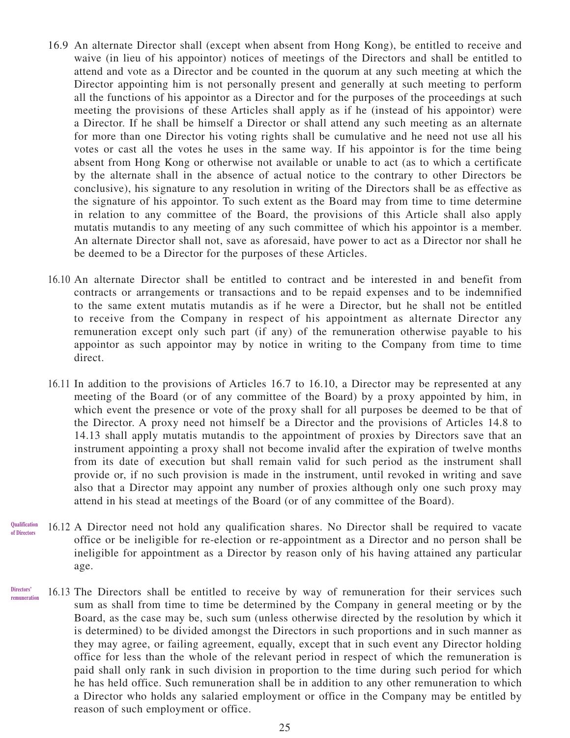16.9 An alternate Director shall (except when absent from Hong Kong), be entitled to receive and waive (in lieu of his appointor) notices of meetings of the Directors and shall be entitled to attend and vote as a Director and be counted in the quorum at any such meeting at which the Director appointing him is not personally present and generally at such meeting to perform all the functions of his appointor as a Director and for the purposes of the proceedings at such meeting the provisions of these Articles shall apply as if he (instead of his appointor) were a Director. If he shall be himself a Director or shall attend any such meeting as an alternate for more than one Director his voting rights shall be cumulative and he need not use all his votes or cast all the votes he uses in the same way. If his appointor is for the time being absent from Hong Kong or otherwise not available or unable to act (as to which a certificate by the alternate shall in the absence of actual notice to the contrary to other Directors be conclusive), his signature to any resolution in writing of the Directors shall be as effective as the signature of his appointor. To such extent as the Board may from time to time determine in relation to any committee of the Board, the provisions of this Article shall also apply mutatis mutandis to any meeting of any such committee of which his appointor is a member. An alternate Director shall not, save as aforesaid, have power to act as a Director nor shall he be deemed to be a Director for the purposes of these Articles.

16.10 An alternate Director shall be entitled to contract and be interested in and benefit from contracts or arrangements or transactions and to be repaid expenses and to be indemnified to the same extent mutatis mutandis as if he were a Director, but he shall not be entitled to receive from the Company in respect of his appointment as alternate Director any remuneration except only such part (if any) of the remuneration otherwise payable to his appointor as such appointor may by notice in writing to the Company from time to time direct.

16.11 In addition to the provisions of Articles 16.7 to 16.10, a Director may be represented at any meeting of the Board (or of any committee of the Board) by a proxy appointed by him, in which event the presence or vote of the proxy shall for all purposes be deemed to be that of the Director. A proxy need not himself be a Director and the provisions of Articles 14.8 to 14.13 shall apply mutatis mutandis to the appointment of proxies by Directors save that an instrument appointing a proxy shall not become invalid after the expiration of twelve months from its date of execution but shall remain valid for such period as the instrument shall provide or, if no such provision is made in the instrument, until revoked in writing and save also that a Director may appoint any number of proxies although only one such proxy may attend in his stead at meetings of the Board (or of any committee of the Board).

**Qualification of Directors**

16.12 A Director need not hold any qualification shares. No Director shall be required to vacate office or be ineligible for re-election or re-appointment as a Director and no person shall be ineligible for appointment as a Director by reason only of his having attained any particular age.

**Directors' remuneration**

16.13 The Directors shall be entitled to receive by way of remuneration for their services such sum as shall from time to time be determined by the Company in general meeting or by the Board, as the case may be, such sum (unless otherwise directed by the resolution by which it is determined) to be divided amongst the Directors in such proportions and in such manner as they may agree, or failing agreement, equally, except that in such event any Director holding office for less than the whole of the relevant period in respect of which the remuneration is paid shall only rank in such division in proportion to the time during such period for which he has held office. Such remuneration shall be in addition to any other remuneration to which a Director who holds any salaried employment or office in the Company may be entitled by reason of such employment or office.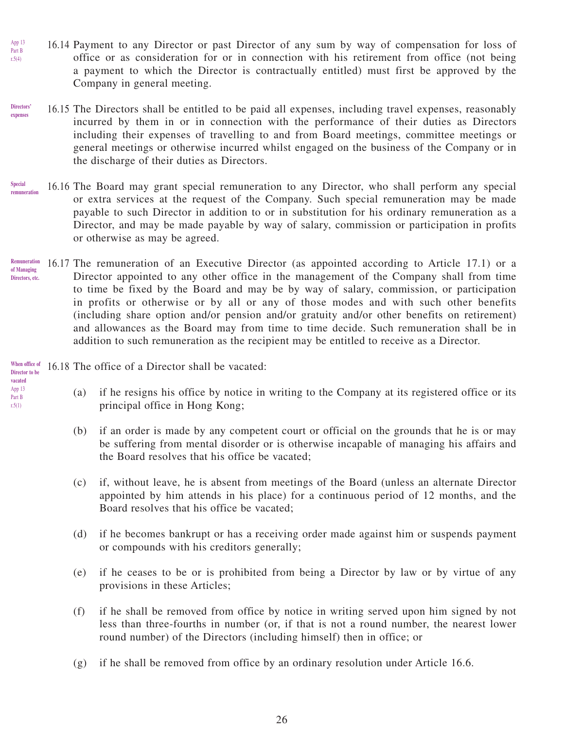App 13 Part B r.5(4)

16.14 Payment to any Director or past Director of any sum by way of compensation for loss of office or as consideration for or in connection with his retirement from office (not being a payment to which the Director is contractually entitled) must first be approved by the Company in general meeting.

**Directors' expenses**

16.15 The Directors shall be entitled to be paid all expenses, including travel expenses, reasonably incurred by them in or in connection with the performance of their duties as Directors including their expenses of travelling to and from Board meetings, committee meetings or general meetings or otherwise incurred whilst engaged on the business of the Company or in the discharge of their duties as Directors.

**Special remuneration**

16.16 The Board may grant special remuneration to any Director, who shall perform any special or extra services at the request of the Company. Such special remuneration may be made payable to such Director in addition to or in substitution for his ordinary remuneration as a Director, and may be made payable by way of salary, commission or participation in profits or otherwise as may be agreed.

**Remuneration of Managing Directors, etc.**

16.17 The remuneration of an Executive Director (as appointed according to Article 17.1) or a Director appointed to any other office in the management of the Company shall from time to time be fixed by the Board and may be by way of salary, commission, or participation in profits or otherwise or by all or any of those modes and with such other benefits (including share option and/or pension and/or gratuity and/or other benefits on retirement) and allowances as the Board may from time to time decide. Such remuneration shall be in addition to such remuneration as the recipient may be entitled to receive as a Director.

**When office of Director to be vacated**
App 13 Part B r.5(1)

16.18 The office of a Director shall be vacated:

(a) if he resigns his office by notice in writing to the Company at its registered office or its principal office in Hong Kong;

(b) if an order is made by any competent court or official on the grounds that he is or may be suffering from mental disorder or is otherwise incapable of managing his affairs and the Board resolves that his office be vacated;

(c) if, without leave, he is absent from meetings of the Board (unless an alternate Director appointed by him attends in his place) for a continuous period of 12 months, and the Board resolves that his office be vacated;

(d) if he becomes bankrupt or has a receiving order made against him or suspends payment or compounds with his creditors generally;

(e) if he ceases to be or is prohibited from being a Director by law or by virtue of any provisions in these Articles;

(f) if he shall be removed from office by notice in writing served upon him signed by not less than three-fourths in number (or, if that is not a round number, the nearest lower round number) of the Directors (including himself) then in office; or

(g) if he shall be removed from office by an ordinary resolution under Article 16.6.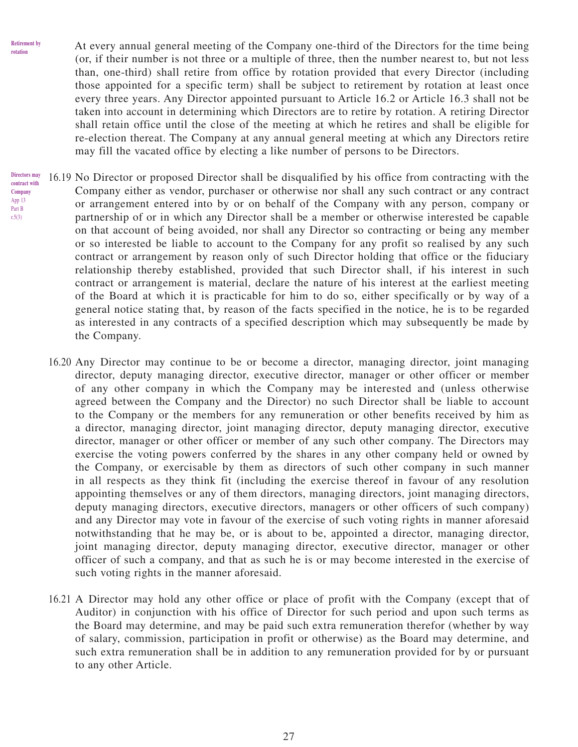**Retirement by rotation**

At every annual general meeting of the Company one-third of the Directors for the time being (or, if their number is not three or a multiple of three, then the number nearest to, but not less than, one-third) shall retire from office by rotation provided that every Director (including those appointed for a specific term) shall be subject to retirement by rotation at least once every three years. Any Director appointed pursuant to Article 16.2 or Article 16.3 shall not be taken into account in determining which Directors are to retire by rotation. A retiring Director shall retain office until the close of the meeting at which he retires and shall be eligible for re-election thereat. The Company at any annual general meeting at which any Directors retire may fill the vacated office by electing a like number of persons to be Directors.

**Directors may contract with Company**
App 13 Part B r.5(3)

16.19 No Director or proposed Director shall be disqualified by his office from contracting with the Company either as vendor, purchaser or otherwise nor shall any such contract or any contract or arrangement entered into by or on behalf of the Company with any person, company or partnership of or in which any Director shall be a member or otherwise interested be capable on that account of being avoided, nor shall any Director so contracting or being any member or so interested be liable to account to the Company for any profit so realised by any such contract or arrangement by reason only of such Director holding that office or the fiduciary relationship thereby established, provided that such Director shall, if his interest in such contract or arrangement is material, declare the nature of his interest at the earliest meeting of the Board at which it is practicable for him to do so, either specifically or by way of a general notice stating that, by reason of the facts specified in the notice, he is to be regarded as interested in any contracts of a specified description which may subsequently be made by the Company.

16.20 Any Director may continue to be or become a director, managing director, joint managing director, deputy managing director, executive director, manager or other officer or member of any other company in which the Company may be interested and (unless otherwise agreed between the Company and the Director) no such Director shall be liable to account to the Company or the members for any remuneration or other benefits received by him as a director, managing director, joint managing director, deputy managing director, executive director, manager or other officer or member of any such other company. The Directors may exercise the voting powers conferred by the shares in any other company held or owned by the Company, or exercisable by them as directors of such other company in such manner in all respects as they think fit (including the exercise thereof in favour of any resolution appointing themselves or any of them directors, managing directors, joint managing directors, deputy managing directors, executive directors, managers or other officers of such company) and any Director may vote in favour of the exercise of such voting rights in manner aforesaid notwithstanding that he may be, or is about to be, appointed a director, managing director, joint managing director, deputy managing director, executive director, manager or other officer of such a company, and that as such he is or may become interested in the exercise of such voting rights in the manner aforesaid.

16.21 A Director may hold any other office or place of profit with the Company (except that of Auditor) in conjunction with his office of Director for such period and upon such terms as the Board may determine, and may be paid such extra remuneration therefor (whether by way of salary, commission, participation in profit or otherwise) as the Board may determine, and such extra remuneration shall be in addition to any remuneration provided for by or pursuant to any other Article.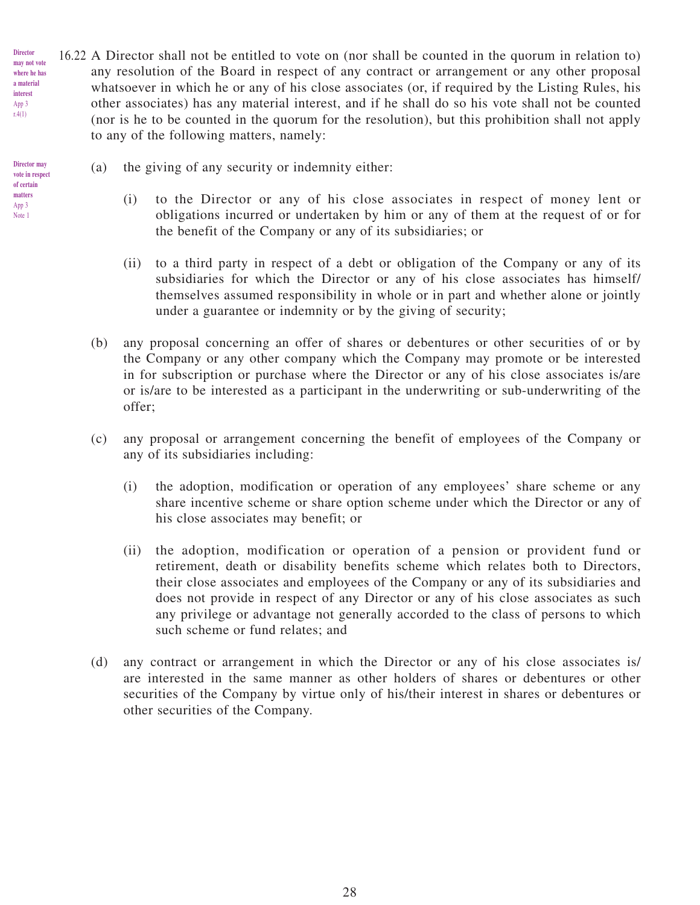Director may not vote where he has a material interest
App 3 r.4(1)

16.22 A Director shall not be entitled to vote on (nor shall be counted in the quorum in relation to) any resolution of the Board in respect of any contract or arrangement or any other proposal whatsoever in which he or any of his close associates (or, if required by the Listing Rules, his other associates) has any material interest, and if he shall do so his vote shall not be counted (nor is he to be counted in the quorum for the resolution), but this prohibition shall not apply to any of the following matters, namely:

Director may vote in respect of certain matters
App 3 Note 1

(a) the giving of any security or indemnity either:

(i) to the Director or any of his close associates in respect of money lent or obligations incurred or undertaken by him or any of them at the request of or for the benefit of the Company or any of its subsidiaries; or

(ii) to a third party in respect of a debt or obligation of the Company or any of its subsidiaries for which the Director or any of his close associates has himself/themselves assumed responsibility in whole or in part and whether alone or jointly under a guarantee or indemnity or by the giving of security;

(b) any proposal concerning an offer of shares or debentures or other securities of or by the Company or any other company which the Company may promote or be interested in for subscription or purchase where the Director or any of his close associates is/are or is/are to be interested as a participant in the underwriting or sub-underwriting of the offer;

(c) any proposal or arrangement concerning the benefit of employees of the Company or any of its subsidiaries including:

(i) the adoption, modification or operation of any employees' share scheme or any share incentive scheme or share option scheme under which the Director or any of his close associates may benefit; or

(ii) the adoption, modification or operation of a pension or provident fund or retirement, death or disability benefits scheme which relates both to Directors, their close associates and employees of the Company or any of its subsidiaries and does not provide in respect of any Director or any of his close associates as such any privilege or advantage not generally accorded to the class of persons to which such scheme or fund relates; and

(d) any contract or arrangement in which the Director or any of his close associates is/are interested in the same manner as other holders of shares or debentures or other securities of the Company by virtue only of his/their interest in shares or debentures or other securities of the Company.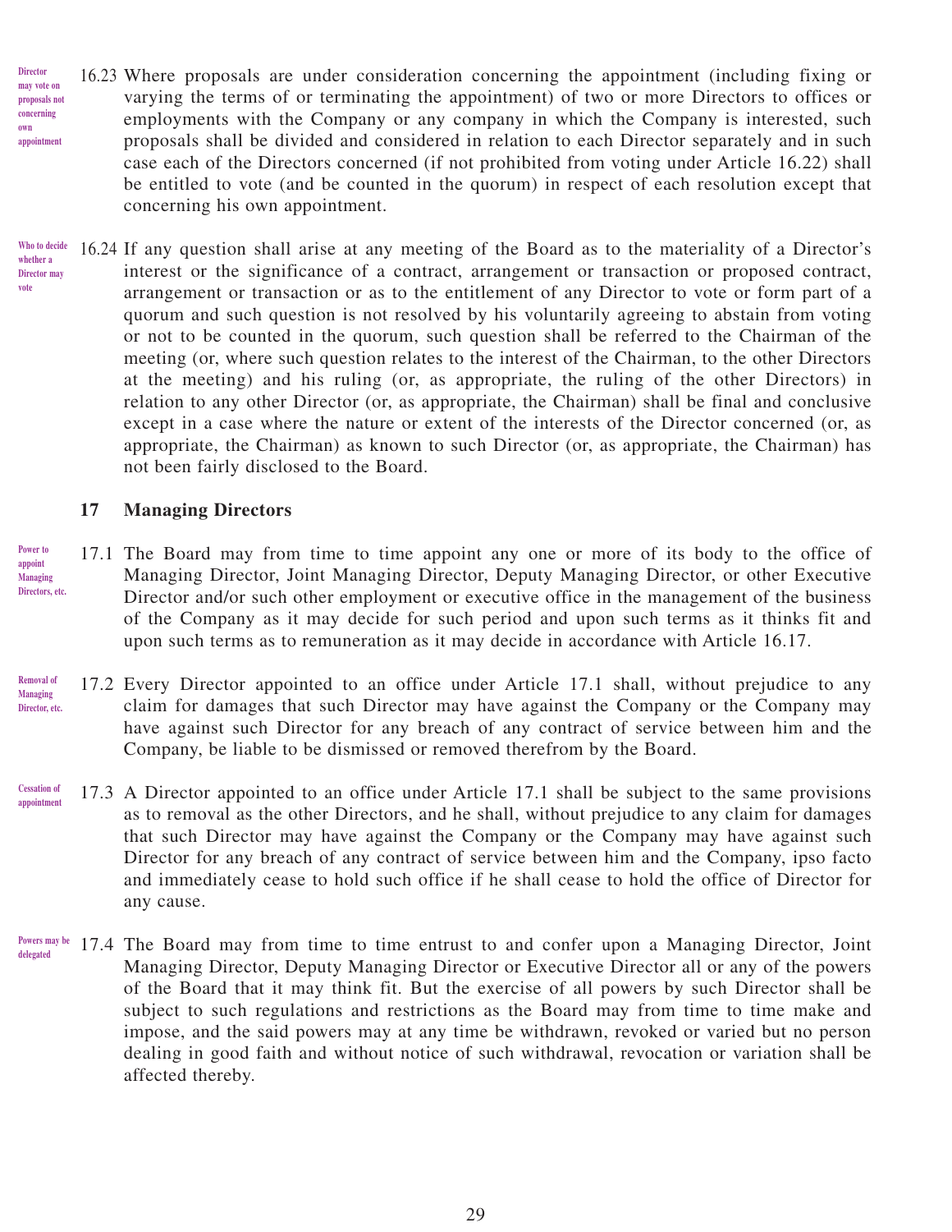16.23 Where proposals are under consideration concerning the appointment (including fixing or varying the terms of or terminating the appointment) of two or more Directors to offices or employments with the Company or any company in which the Company is interested, such proposals shall be divided and considered in relation to each Director separately and in such case each of the Directors concerned (if not prohibited from voting under Article 16.22) shall be entitled to vote (and be counted in the quorum) in respect of each resolution except that concerning his own appointment.

*Director may vote on proposals not concerning own appointment*

16.24 If any question shall arise at any meeting of the Board as to the materiality of a Director's interest or the significance of a contract, arrangement or transaction or proposed contract, arrangement or transaction or as to the entitlement of any Director to vote or form part of a quorum and such question is not resolved by his voluntarily agreeing to abstain from voting or not to be counted in the quorum, such question shall be referred to the Chairman of the meeting (or, where such question relates to the interest of the Chairman, to the other Directors at the meeting) and his ruling (or, as appropriate, the ruling of the other Directors) in relation to any other Director (or, as appropriate, the Chairman) shall be final and conclusive except in a case where the nature or extent of the interests of the Director concerned (or, as appropriate, the Chairman) as known to such Director (or, as appropriate, the Chairman) has not been fairly disclosed to the Board.

*Who to decide whether a Director may vote*

## 17 Managing Directors

17.1 The Board may from time to time appoint any one or more of its body to the office of Managing Director, Joint Managing Director, Deputy Managing Director, or other Executive Director and/or such other employment or executive office in the management of the business of the Company as it may decide for such period and upon such terms as it thinks fit and upon such terms as to remuneration as it may decide in accordance with Article 16.17.

*Power to appoint Managing Directors, etc.*

17.2 Every Director appointed to an office under Article 17.1 shall, without prejudice to any claim for damages that such Director may have against the Company or the Company may have against such Director for any breach of any contract of service between him and the Company, be liable to be dismissed or removed therefrom by the Board.

*Removal of Managing Director, etc.*

17.3 A Director appointed to an office under Article 17.1 shall be subject to the same provisions as to removal as the other Directors, and he shall, without prejudice to any claim for damages that such Director may have against the Company or the Company may have against such Director for any breach of any contract of service between him and the Company, ipso facto and immediately cease to hold such office if he shall cease to hold the office of Director for any cause.

*Cessation of appointment*

17.4 The Board may from time to time entrust to and confer upon a Managing Director, Joint Managing Director, Deputy Managing Director or Executive Director all or any of the powers of the Board that it may think fit. But the exercise of all powers by such Director shall be subject to such regulations and restrictions as the Board may from time to time make and impose, and the said powers may at any time be withdrawn, revoked or varied but no person dealing in good faith and without notice of such withdrawal, revocation or variation shall be affected thereby.

*Powers may be delegated*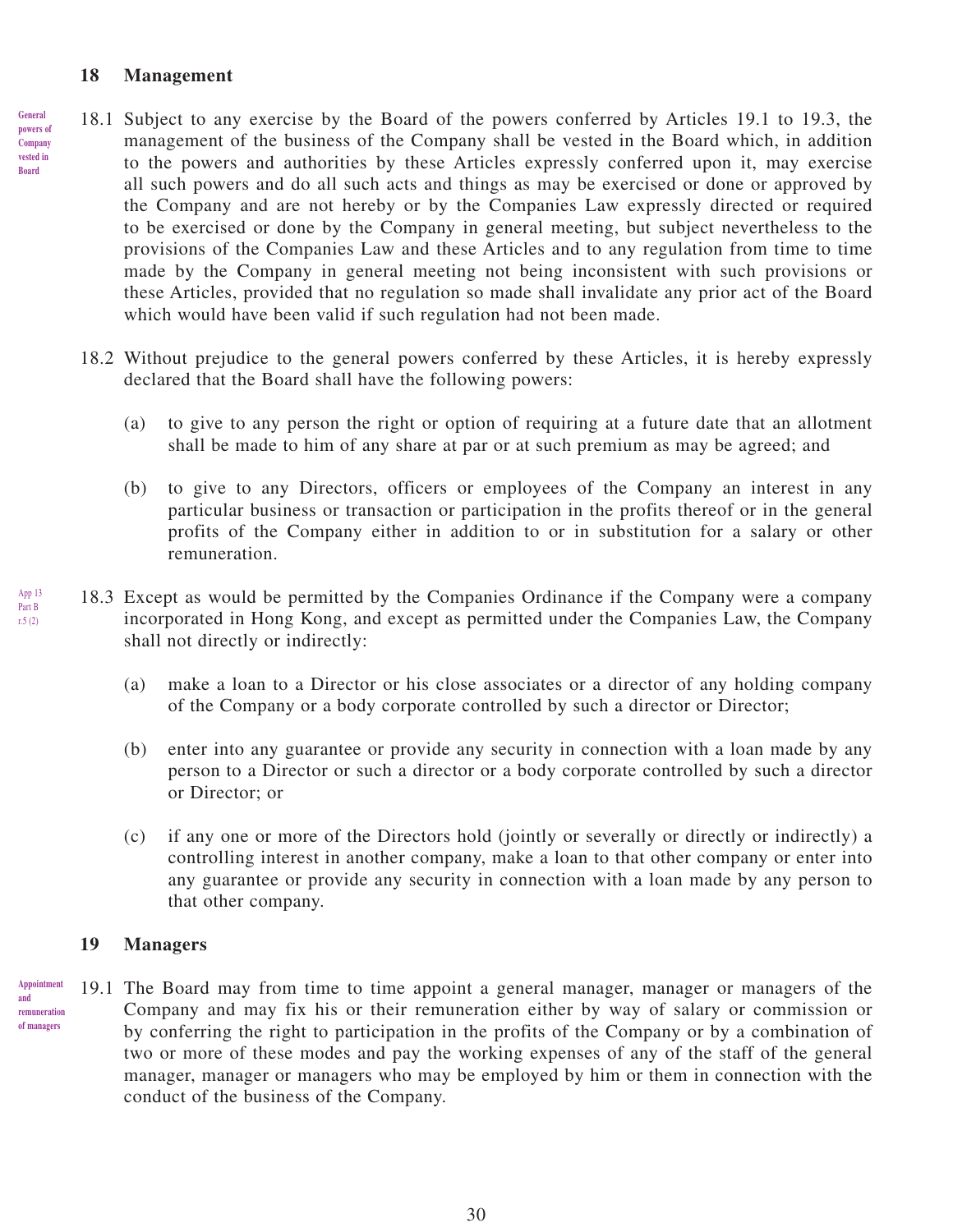## 18 Management

General powers of Company vested in Board

18.1 Subject to any exercise by the Board of the powers conferred by Articles 19.1 to 19.3, the management of the business of the Company shall be vested in the Board which, in addition to the powers and authorities by these Articles expressly conferred upon it, may exercise all such powers and do all such acts and things as may be exercised or done or approved by the Company and are not hereby or by the Companies Law expressly directed or required to be exercised or done by the Company in general meeting, but subject nevertheless to the provisions of the Companies Law and these Articles and to any regulation from time to time made by the Company in general meeting not being inconsistent with such provisions or these Articles, provided that no regulation so made shall invalidate any prior act of the Board which would have been valid if such regulation had not been made.

18.2 Without prejudice to the general powers conferred by these Articles, it is hereby expressly declared that the Board shall have the following powers:

(a) to give to any person the right or option of requiring at a future date that an allotment shall be made to him of any share at par or at such premium as may be agreed; and

(b) to give to any Directors, officers or employees of the Company an interest in any particular business or transaction or participation in the profits thereof or in the general profits of the Company either in addition to or in substitution for a salary or other remuneration.

App 13 Part B r.5 (2)

18.3 Except as would be permitted by the Companies Ordinance if the Company were a company incorporated in Hong Kong, and except as permitted under the Companies Law, the Company shall not directly or indirectly:

(a) make a loan to a Director or his close associates or a director of any holding company of the Company or a body corporate controlled by such a director or Director;

(b) enter into any guarantee or provide any security in connection with a loan made by any person to a Director or such a director or a body corporate controlled by such a director or Director; or

(c) if any one or more of the Directors hold (jointly or severally or directly or indirectly) a controlling interest in another company, make a loan to that other company or enter into any guarantee or provide any security in connection with a loan made by any person to that other company.

## 19 Managers

Appointment and remuneration of managers

19.1 The Board may from time to time appoint a general manager, manager or managers of the Company and may fix his or their remuneration either by way of salary or commission or by conferring the right to participation in the profits of the Company or by a combination of two or more of these modes and pay the working expenses of any of the staff of the general manager, manager or managers who may be employed by him or them in connection with the conduct of the business of the Company.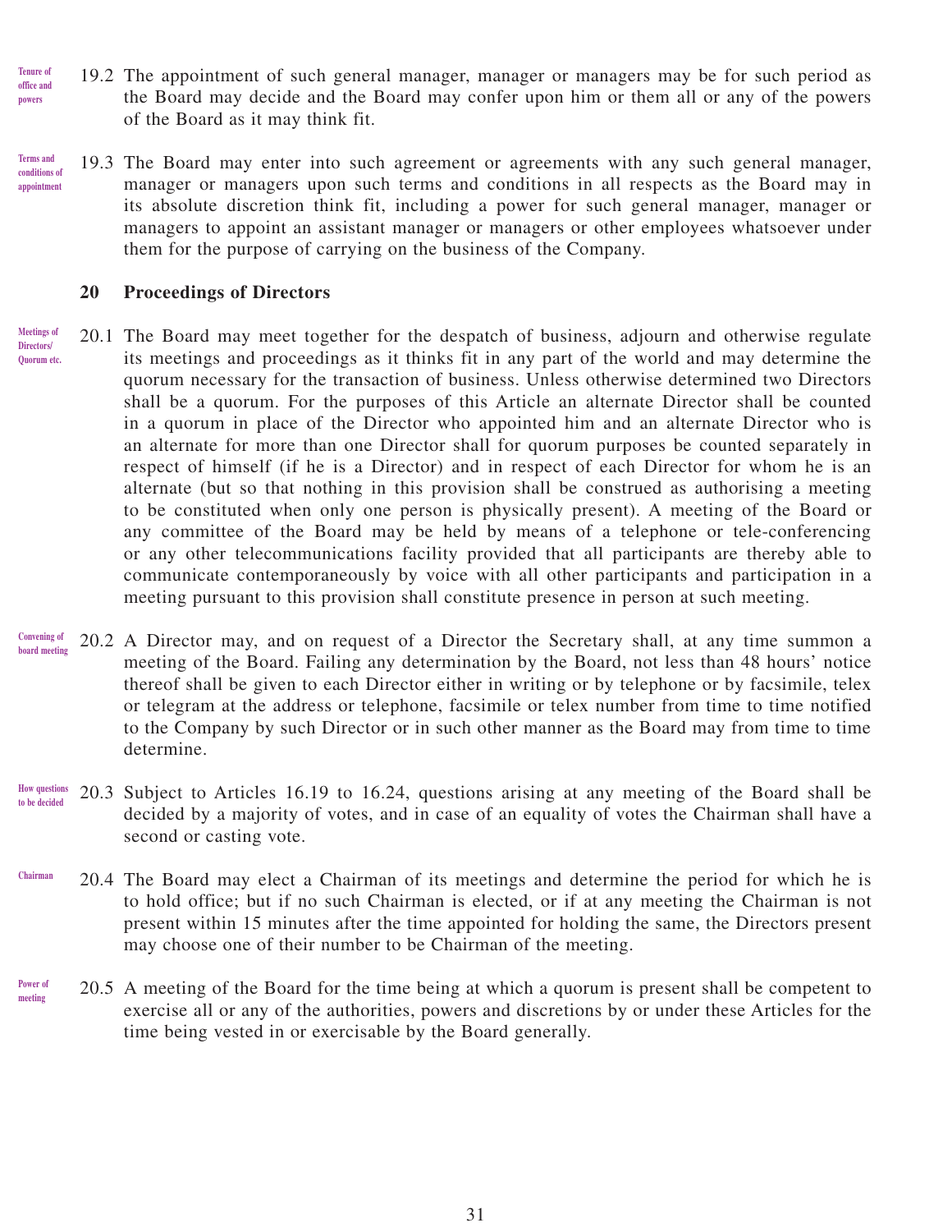*Tenure of office and powers*

19.2 The appointment of such general manager, manager or managers may be for such period as the Board may decide and the Board may confer upon him or them all or any of the powers of the Board as it may think fit.

*Terms and conditions of appointment*

19.3 The Board may enter into such agreement or agreements with any such general manager, manager or managers upon such terms and conditions in all respects as the Board may in its absolute discretion think fit, including a power for such general manager, manager or managers to appoint an assistant manager or managers or other employees whatsoever under them for the purpose of carrying on the business of the Company.

## 20 Proceedings of Directors

*Meetings of Directors/ Quorum etc.*

20.1 The Board may meet together for the despatch of business, adjourn and otherwise regulate its meetings and proceedings as it thinks fit in any part of the world and may determine the quorum necessary for the transaction of business. Unless otherwise determined two Directors shall be a quorum. For the purposes of this Article an alternate Director shall be counted in a quorum in place of the Director who appointed him and an alternate Director who is an alternate for more than one Director shall for quorum purposes be counted separately in respect of himself (if he is a Director) and in respect of each Director for whom he is an alternate (but so that nothing in this provision shall be construed as authorising a meeting to be constituted when only one person is physically present). A meeting of the Board or any committee of the Board may be held by means of a telephone or tele-conferencing or any other telecommunications facility provided that all participants are thereby able to communicate contemporaneously by voice with all other participants and participation in a meeting pursuant to this provision shall constitute presence in person at such meeting.

*Convening of board meeting*

20.2 A Director may, and on request of a Director the Secretary shall, at any time summon a meeting of the Board. Failing any determination by the Board, not less than 48 hours' notice thereof shall be given to each Director either in writing or by telephone or by facsimile, telex or telegram at the address or telephone, facsimile or telex number from time to time notified to the Company by such Director or in such other manner as the Board may from time to time determine.

*How questions to be decided*

20.3 Subject to Articles 16.19 to 16.24, questions arising at any meeting of the Board shall be decided by a majority of votes, and in case of an equality of votes the Chairman shall have a second or casting vote.

*Chairman*

20.4 The Board may elect a Chairman of its meetings and determine the period for which he is to hold office; but if no such Chairman is elected, or if at any meeting the Chairman is not present within 15 minutes after the time appointed for holding the same, the Directors present may choose one of their number to be Chairman of the meeting.

*Power of meeting*

20.5 A meeting of the Board for the time being at which a quorum is present shall be competent to exercise all or any of the authorities, powers and discretions by or under these Articles for the time being vested in or exercisable by the Board generally.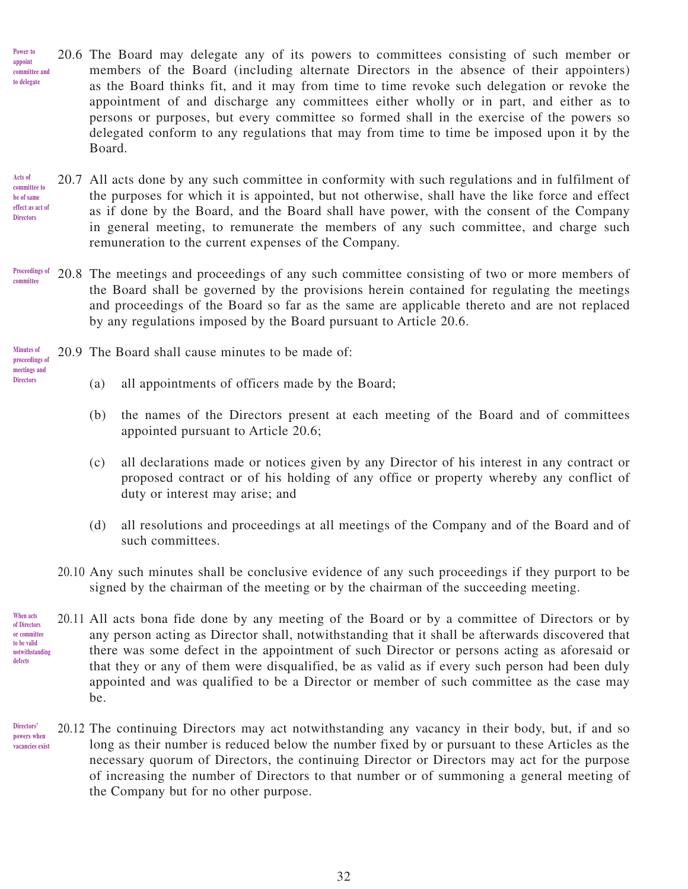*Power to appoint committee and to delegate*

20.6 The Board may delegate any of its powers to committees consisting of such member or members of the Board (including alternate Directors in the absence of their appointers) as the Board thinks fit, and it may from time to time revoke such delegation or revoke the appointment of and discharge any committees either wholly or in part, and either as to persons or purposes, but every committee so formed shall in the exercise of the powers so delegated conform to any regulations that may from time to time be imposed upon it by the Board.

*Acts of committee to be of same effect as act of Directors*

20.7 All acts done by any such committee in conformity with such regulations and in fulfilment of the purposes for which it is appointed, but not otherwise, shall have the like force and effect as if done by the Board, and the Board shall have power, with the consent of the Company in general meeting, to remunerate the members of any such committee, and charge such remuneration to the current expenses of the Company.

*Proceedings of committee*

20.8 The meetings and proceedings of any such committee consisting of two or more members of the Board shall be governed by the provisions herein contained for regulating the meetings and proceedings of the Board so far as the same are applicable thereto and are not replaced by any regulations imposed by the Board pursuant to Article 20.6.

*Minutes of proceedings of meetings and Directors*

20.9 The Board shall cause minutes to be made of:

(a) all appointments of officers made by the Board;

(b) the names of the Directors present at each meeting of the Board and of committees appointed pursuant to Article 20.6;

(c) all declarations made or notices given by any Director of his interest in any contract or proposed contract or of his holding of any office or property whereby any conflict of duty or interest may arise; and

(d) all resolutions and proceedings at all meetings of the Company and of the Board and of such committees.

20.10 Any such minutes shall be conclusive evidence of any such proceedings if they purport to be signed by the chairman of the meeting or by the chairman of the succeeding meeting.

*When acts of Directors or committee to be valid notwithstanding defects*

20.11 All acts bona fide done by any meeting of the Board or by a committee of Directors or by any person acting as Director shall, notwithstanding that it shall be afterwards discovered that there was some defect in the appointment of such Director or persons acting as aforesaid or that they or any of them were disqualified, be as valid as if every such person had been duly appointed and was qualified to be a Director or member of such committee as the case may be.

*Directors' powers when vacancies exist*

20.12 The continuing Directors may act notwithstanding any vacancy in their body, but, if and so long as their number is reduced below the number fixed by or pursuant to these Articles as the necessary quorum of Directors, the continuing Director or Directors may act for the purpose of increasing the number of Directors to that number or of summoning a general meeting of the Company but for no other purpose.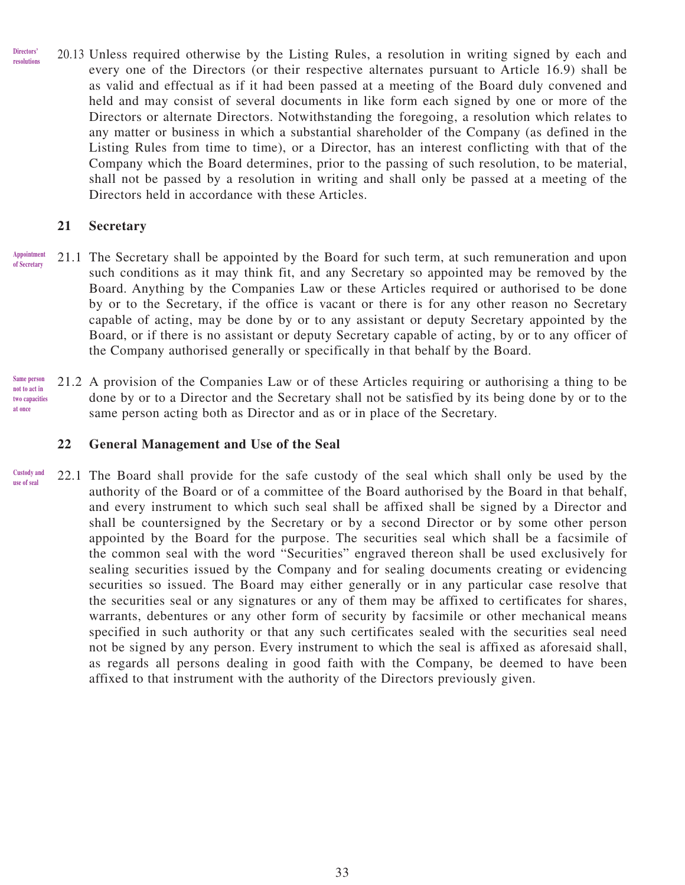Directors' resolutions

20.13 Unless required otherwise by the Listing Rules, a resolution in writing signed by each and every one of the Directors (or their respective alternates pursuant to Article 16.9) shall be as valid and effectual as if it had been passed at a meeting of the Board duly convened and held and may consist of several documents in like form each signed by one or more of the Directors or alternate Directors. Notwithstanding the foregoing, a resolution which relates to any matter or business in which a substantial shareholder of the Company (as defined in the Listing Rules from time to time), or a Director, has an interest conflicting with that of the Company which the Board determines, prior to the passing of such resolution, to be material, shall not be passed by a resolution in writing and shall only be passed at a meeting of the Directors held in accordance with these Articles.

## 21 Secretary

Appointment of Secretary

21.1 The Secretary shall be appointed by the Board for such term, at such remuneration and upon such conditions as it may think fit, and any Secretary so appointed may be removed by the Board. Anything by the Companies Law or these Articles required or authorised to be done by or to the Secretary, if the office is vacant or there is for any other reason no Secretary capable of acting, may be done by or to any assistant or deputy Secretary appointed by the Board, or if there is no assistant or deputy Secretary capable of acting, by or to any officer of the Company authorised generally or specifically in that behalf by the Board.

Same person not to act in two capacities at once

21.2 A provision of the Companies Law or of these Articles requiring or authorising a thing to be done by or to a Director and the Secretary shall not be satisfied by its being done by or to the same person acting both as Director and as or in place of the Secretary.

## 22 General Management and Use of the Seal

Custody and use of seal

22.1 The Board shall provide for the safe custody of the seal which shall only be used by the authority of the Board or of a committee of the Board authorised by the Board in that behalf, and every instrument to which such seal shall be affixed shall be signed by a Director and shall be countersigned by the Secretary or by a second Director or by some other person appointed by the Board for the purpose. The securities seal which shall be a facsimile of the common seal with the word "Securities" engraved thereon shall be used exclusively for sealing securities issued by the Company and for sealing documents creating or evidencing securities so issued. The Board may either generally or in any particular case resolve that the securities seal or any signatures or any of them may be affixed to certificates for shares, warrants, debentures or any other form of security by facsimile or other mechanical means specified in such authority or that any such certificates sealed with the securities seal need not be signed by any person. Every instrument to which the seal is affixed as aforesaid shall, as regards all persons dealing in good faith with the Company, be deemed to have been affixed to that instrument with the authority of the Directors previously given.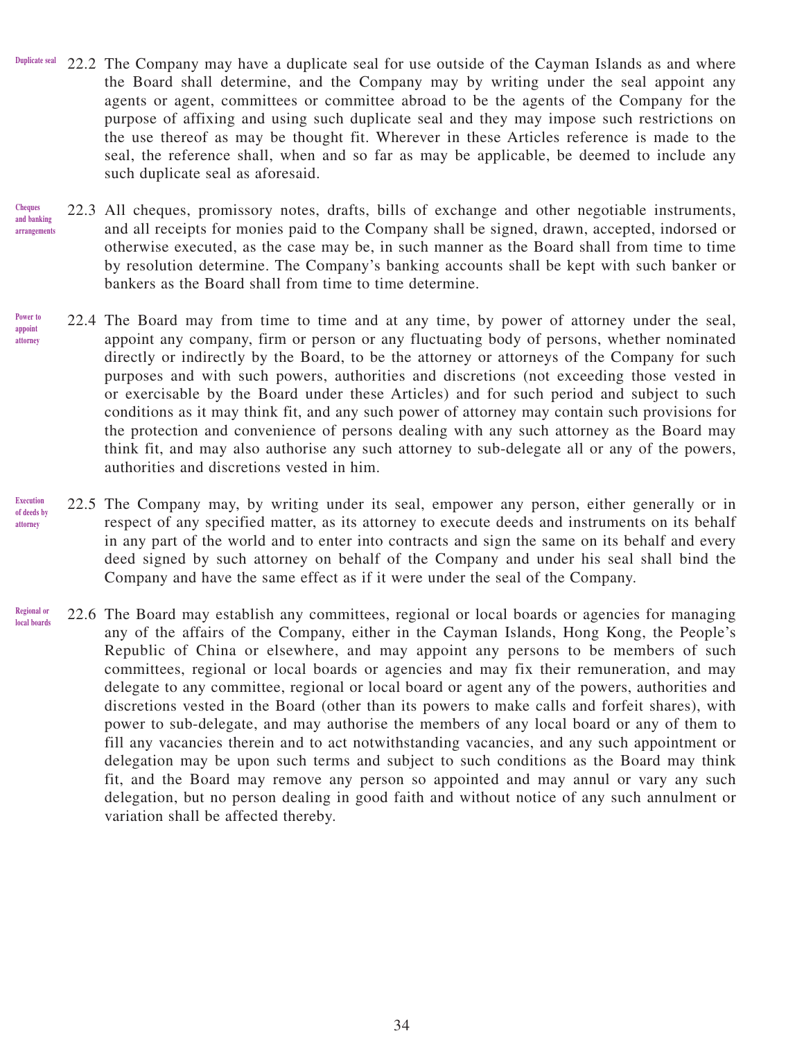22.2 The Company may have a duplicate seal for use outside of the Cayman Islands as and where the Board shall determine, and the Company may by writing under the seal appoint any agents or agent, committees or committee abroad to be the agents of the Company for the purpose of affixing and using such duplicate seal and they may impose such restrictions on the use thereof as may be thought fit. Wherever in these Articles reference is made to the seal, the reference shall, when and so far as may be applicable, be deemed to include any such duplicate seal as aforesaid.

*Duplicate seal*

22.3 All cheques, promissory notes, drafts, bills of exchange and other negotiable instruments, and all receipts for monies paid to the Company shall be signed, drawn, accepted, indorsed or otherwise executed, as the case may be, in such manner as the Board shall from time to time by resolution determine. The Company's banking accounts shall be kept with such banker or bankers as the Board shall from time to time determine.

*Cheques and banking arrangements*

22.4 The Board may from time to time and at any time, by power of attorney under the seal, appoint any company, firm or person or any fluctuating body of persons, whether nominated directly or indirectly by the Board, to be the attorney or attorneys of the Company for such purposes and with such powers, authorities and discretions (not exceeding those vested in or exercisable by the Board under these Articles) and for such period and subject to such conditions as it may think fit, and any such power of attorney may contain such provisions for the protection and convenience of persons dealing with any such attorney as the Board may think fit, and may also authorise any such attorney to sub-delegate all or any of the powers, authorities and discretions vested in him.

*Power to appoint attorney*

22.5 The Company may, by writing under its seal, empower any person, either generally or in respect of any specified matter, as its attorney to execute deeds and instruments on its behalf in any part of the world and to enter into contracts and sign the same on its behalf and every deed signed by such attorney on behalf of the Company and under his seal shall bind the Company and have the same effect as if it were under the seal of the Company.

*Execution of deeds by attorney*

22.6 The Board may establish any committees, regional or local boards or agencies for managing any of the affairs of the Company, either in the Cayman Islands, Hong Kong, the People's Republic of China or elsewhere, and may appoint any persons to be members of such committees, regional or local boards or agencies and may fix their remuneration, and may delegate to any committee, regional or local board or agent any of the powers, authorities and discretions vested in the Board (other than its powers to make calls and forfeit shares), with power to sub-delegate, and may authorise the members of any local board or any of them to fill any vacancies therein and to act notwithstanding vacancies, and any such appointment or delegation may be upon such terms and subject to such conditions as the Board may think fit, and the Board may remove any person so appointed and may annul or vary any such delegation, but no person dealing in good faith and without notice of any such annulment or variation shall be affected thereby.

*Regional or local boards*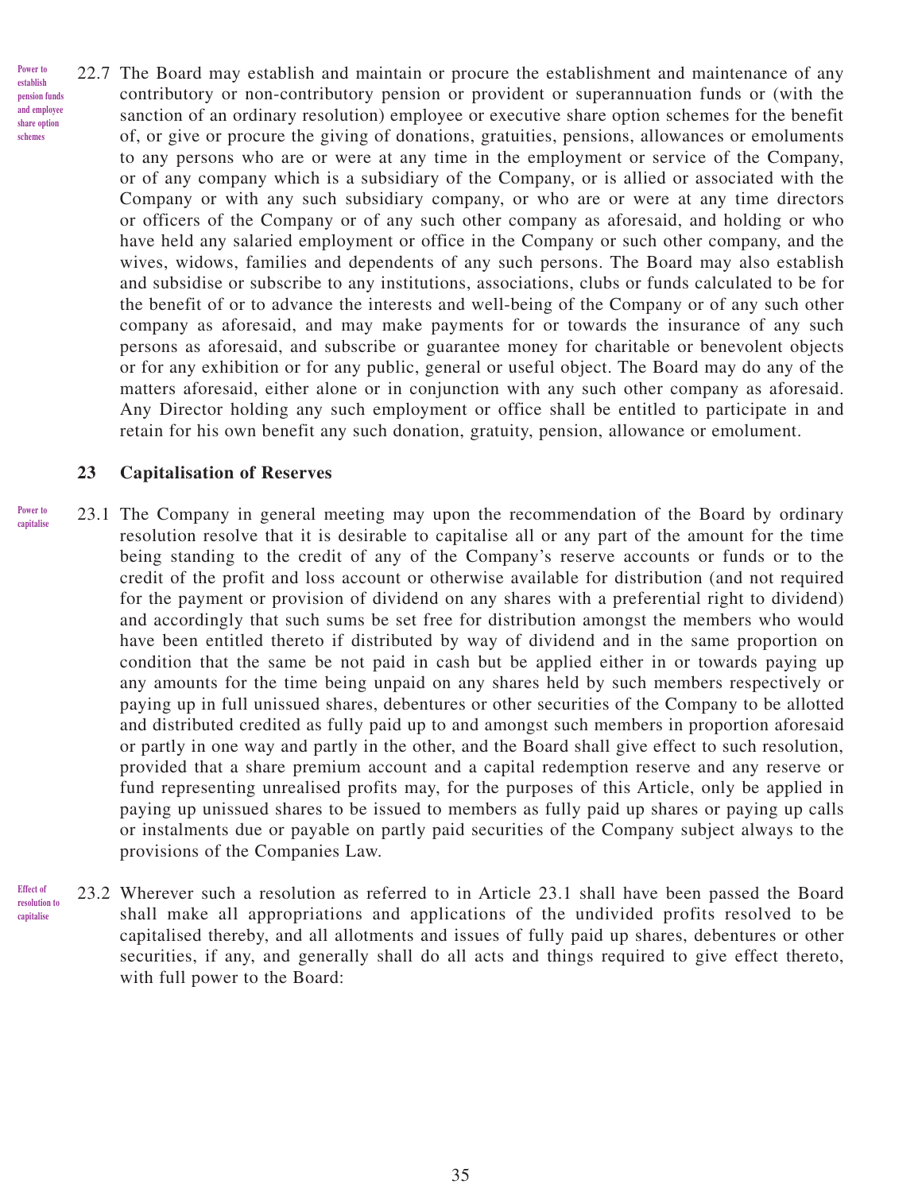Power to establish pension funds and employee share option schemes

22.7 The Board may establish and maintain or procure the establishment and maintenance of any contributory or non-contributory pension or provident or superannuation funds or (with the sanction of an ordinary resolution) employee or executive share option schemes for the benefit of, or give or procure the giving of donations, gratuities, pensions, allowances or emoluments to any persons who are or were at any time in the employment or service of the Company, or of any company which is a subsidiary of the Company, or is allied or associated with the Company or with any such subsidiary company, or who are or were at any time directors or officers of the Company or of any such other company as aforesaid, and holding or who have held any salaried employment or office in the Company or such other company, and the wives, widows, families and dependents of any such persons. The Board may also establish and subsidise or subscribe to any institutions, associations, clubs or funds calculated to be for the benefit of or to advance the interests and well-being of the Company or of any such other company as aforesaid, and may make payments for or towards the insurance of any such persons as aforesaid, and subscribe or guarantee money for charitable or benevolent objects or for any exhibition or for any public, general or useful object. The Board may do any of the matters aforesaid, either alone or in conjunction with any such other company as aforesaid. Any Director holding any such employment or office shall be entitled to participate in and retain for his own benefit any such donation, gratuity, pension, allowance or emolument.

## 23 Capitalisation of Reserves

Power to capitalise

23.1 The Company in general meeting may upon the recommendation of the Board by ordinary resolution resolve that it is desirable to capitalise all or any part of the amount for the time being standing to the credit of any of the Company's reserve accounts or funds or to the credit of the profit and loss account or otherwise available for distribution (and not required for the payment or provision of dividend on any shares with a preferential right to dividend) and accordingly that such sums be set free for distribution amongst the members who would have been entitled thereto if distributed by way of dividend and in the same proportion on condition that the same be not paid in cash but be applied either in or towards paying up any amounts for the time being unpaid on any shares held by such members respectively or paying up in full unissued shares, debentures or other securities of the Company to be allotted and distributed credited as fully paid up to and amongst such members in proportion aforesaid or partly in one way and partly in the other, and the Board shall give effect to such resolution, provided that a share premium account and a capital redemption reserve and any reserve or fund representing unrealised profits may, for the purposes of this Article, only be applied in paying up unissued shares to be issued to members as fully paid up shares or paying up calls or instalments due or payable on partly paid securities of the Company subject always to the provisions of the Companies Law.

Effect of resolution to capitalise

23.2 Wherever such a resolution as referred to in Article 23.1 shall have been passed the Board shall make all appropriations and applications of the undivided profits resolved to be capitalised thereby, and all allotments and issues of fully paid up shares, debentures or other securities, if any, and generally shall do all acts and things required to give effect thereto, with full power to the Board: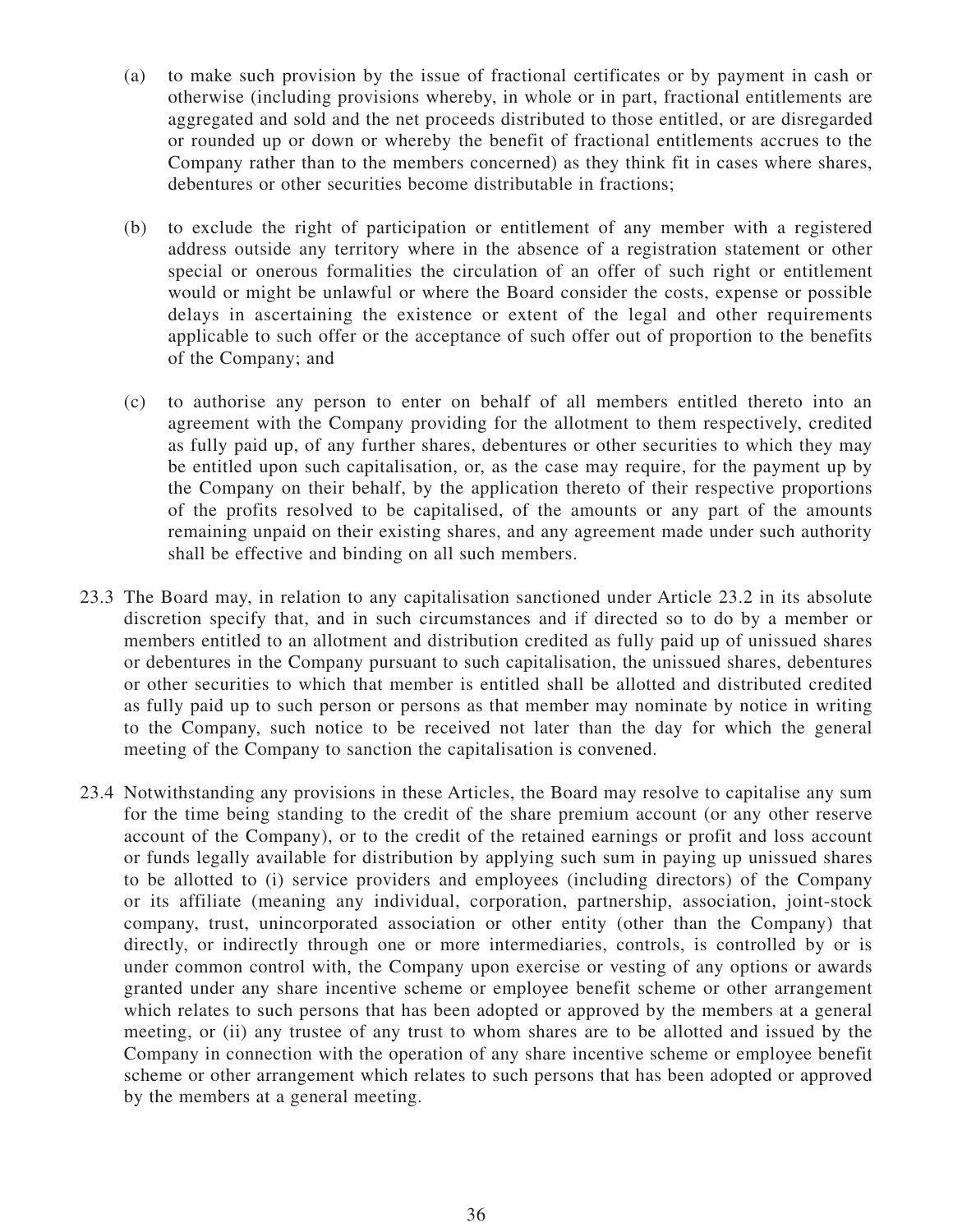(a) to make such provision by the issue of fractional certificates or by payment in cash or otherwise (including provisions whereby, in whole or in part, fractional entitlements are aggregated and sold and the net proceeds distributed to those entitled, or are disregarded or rounded up or down or whereby the benefit of fractional entitlements accrues to the Company rather than to the members concerned) as they think fit in cases where shares, debentures or other securities become distributable in fractions;

(b) to exclude the right of participation or entitlement of any member with a registered address outside any territory where in the absence of a registration statement or other special or onerous formalities the circulation of an offer of such right or entitlement would or might be unlawful or where the Board consider the costs, expense or possible delays in ascertaining the existence or extent of the legal and other requirements applicable to such offer or the acceptance of such offer out of proportion to the benefits of the Company; and

(c) to authorise any person to enter on behalf of all members entitled thereto into an agreement with the Company providing for the allotment to them respectively, credited as fully paid up, of any further shares, debentures or other securities to which they may be entitled upon such capitalisation, or, as the case may require, for the payment up by the Company on their behalf, by the application thereto of their respective proportions of the profits resolved to be capitalised, of the amounts or any part of the amounts remaining unpaid on their existing shares, and any agreement made under such authority shall be effective and binding on all such members.

23.3 The Board may, in relation to any capitalisation sanctioned under Article 23.2 in its absolute discretion specify that, and in such circumstances and if directed so to do by a member or members entitled to an allotment and distribution credited as fully paid up of unissued shares or debentures in the Company pursuant to such capitalisation, the unissued shares, debentures or other securities to which that member is entitled shall be allotted and distributed credited as fully paid up to such person or persons as that member may nominate by notice in writing to the Company, such notice to be received not later than the day for which the general meeting of the Company to sanction the capitalisation is convened.

23.4 Notwithstanding any provisions in these Articles, the Board may resolve to capitalise any sum for the time being standing to the credit of the share premium account (or any other reserve account of the Company), or to the credit of the retained earnings or profit and loss account or funds legally available for distribution by applying such sum in paying up unissued shares to be allotted to (i) service providers and employees (including directors) of the Company or its affiliate (meaning any individual, corporation, partnership, association, joint-stock company, trust, unincorporated association or other entity (other than the Company) that directly, or indirectly through one or more intermediaries, controls, is controlled by or is under common control with, the Company upon exercise or vesting of any options or awards granted under any share incentive scheme or employee benefit scheme or other arrangement which relates to such persons that has been adopted or approved by the members at a general meeting, or (ii) any trustee of any trust to whom shares are to be allotted and issued by the Company in connection with the operation of any share incentive scheme or employee benefit scheme or other arrangement which relates to such persons that has been adopted or approved by the members at a general meeting.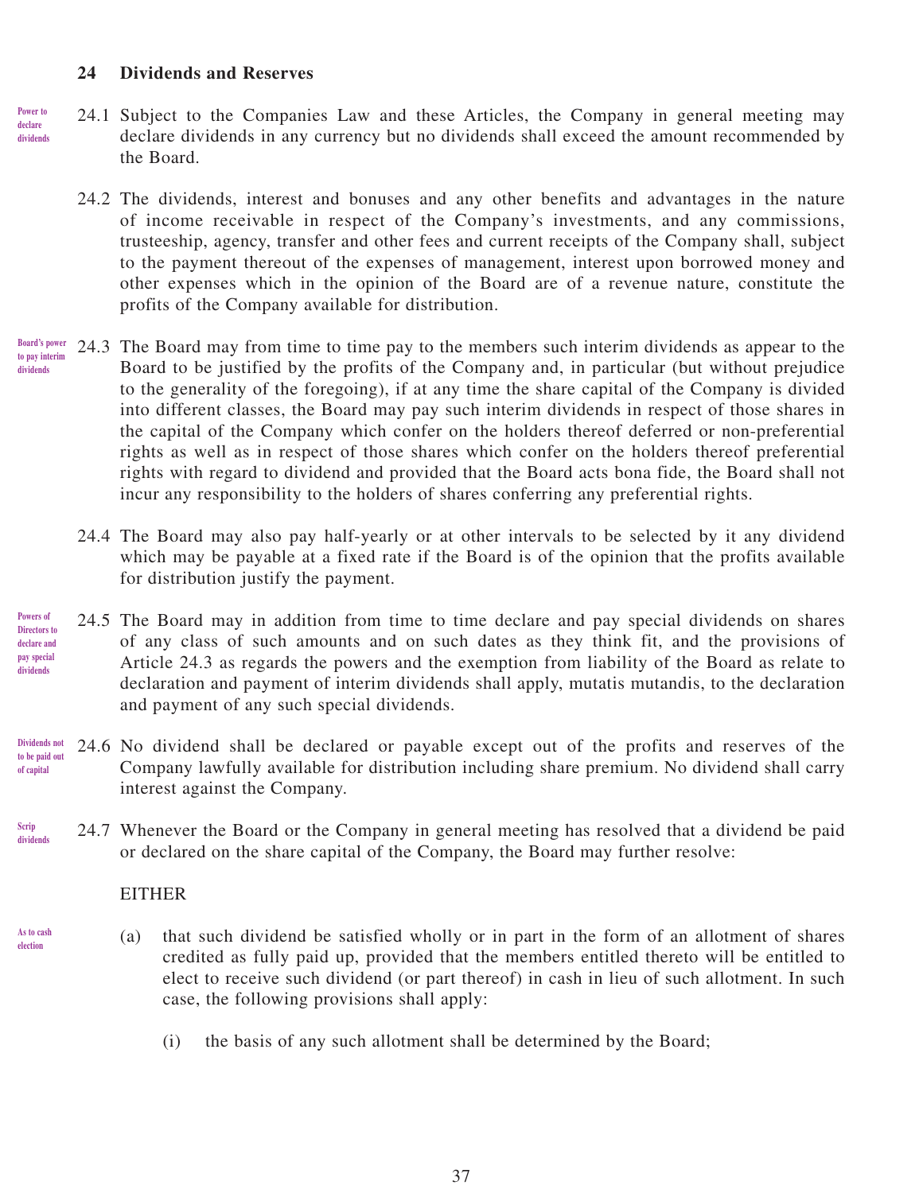## 24 Dividends and Reserves

Power to declare dividends

24.1 Subject to the Companies Law and these Articles, the Company in general meeting may declare dividends in any currency but no dividends shall exceed the amount recommended by the Board.

24.2 The dividends, interest and bonuses and any other benefits and advantages in the nature of income receivable in respect of the Company's investments, and any commissions, trusteeship, agency, transfer and other fees and current receipts of the Company shall, subject to the payment thereout of the expenses of management, interest upon borrowed money and other expenses which in the opinion of the Board are of a revenue nature, constitute the profits of the Company available for distribution.

Board's power to pay interim dividends

24.3 The Board may from time to time pay to the members such interim dividends as appear to the Board to be justified by the profits of the Company and, in particular (but without prejudice to the generality of the foregoing), if at any time the share capital of the Company is divided into different classes, the Board may pay such interim dividends in respect of those shares in the capital of the Company which confer on the holders thereof deferred or non-preferential rights as well as in respect of those shares which confer on the holders thereof preferential rights with regard to dividend and provided that the Board acts bona fide, the Board shall not incur any responsibility to the holders of shares conferring any preferential rights.

24.4 The Board may also pay half-yearly or at other intervals to be selected by it any dividend which may be payable at a fixed rate if the Board is of the opinion that the profits available for distribution justify the payment.

Powers of Directors to declare and pay special dividends

24.5 The Board may in addition from time to time declare and pay special dividends on shares of any class of such amounts and on such dates as they think fit, and the provisions of Article 24.3 as regards the powers and the exemption from liability of the Board as relate to declaration and payment of interim dividends shall apply, mutatis mutandis, to the declaration and payment of any such special dividends.

Dividends not to be paid out of capital

24.6 No dividend shall be declared or payable except out of the profits and reserves of the Company lawfully available for distribution including share premium. No dividend shall carry interest against the Company.

Scrip dividends

24.7 Whenever the Board or the Company in general meeting has resolved that a dividend be paid or declared on the share capital of the Company, the Board may further resolve:

EITHER

As to cash election

(a) that such dividend be satisfied wholly or in part in the form of an allotment of shares credited as fully paid up, provided that the members entitled thereto will be entitled to elect to receive such dividend (or part thereof) in cash in lieu of such allotment. In such case, the following provisions shall apply:

   (i) the basis of any such allotment shall be determined by the Board;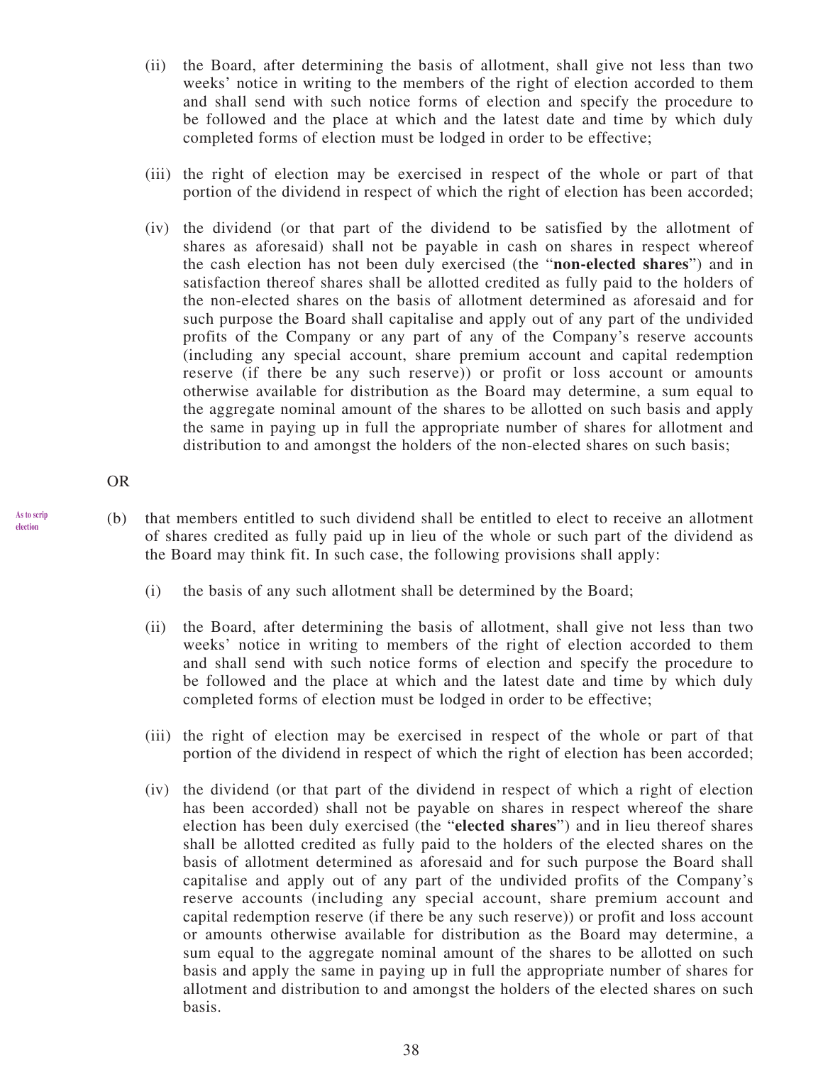(ii) the Board, after determining the basis of allotment, shall give not less than two weeks' notice in writing to the members of the right of election accorded to them and shall send with such notice forms of election and specify the procedure to be followed and the place at which and the latest date and time by which duly completed forms of election must be lodged in order to be effective;

(iii) the right of election may be exercised in respect of the whole or part of that portion of the dividend in respect of which the right of election has been accorded;

(iv) the dividend (or that part of the dividend to be satisfied by the allotment of shares as aforesaid) shall not be payable in cash on shares in respect whereof the cash election has not been duly exercised (the "**non-elected shares**") and in satisfaction thereof shares shall be allotted credited as fully paid to the holders of the non-elected shares on the basis of allotment determined as aforesaid and for such purpose the Board shall capitalise and apply out of any part of the undivided profits of the Company or any part of any of the Company's reserve accounts (including any special account, share premium account and capital redemption reserve (if there be any such reserve)) or profit or loss account or amounts otherwise available for distribution as the Board may determine, a sum equal to the aggregate nominal amount of the shares to be allotted on such basis and apply the same in paying up in full the appropriate number of shares for allotment and distribution to and amongst the holders of the non-elected shares on such basis;

OR

As to scrip election

(b) that members entitled to such dividend shall be entitled to elect to receive an allotment of shares credited as fully paid up in lieu of the whole or such part of the dividend as the Board may think fit. In such case, the following provisions shall apply:

(i) the basis of any such allotment shall be determined by the Board;

(ii) the Board, after determining the basis of allotment, shall give not less than two weeks' notice in writing to members of the right of election accorded to them and shall send with such notice forms of election and specify the procedure to be followed and the place at which and the latest date and time by which duly completed forms of election must be lodged in order to be effective;

(iii) the right of election may be exercised in respect of the whole or part of that portion of the dividend in respect of which the right of election has been accorded;

(iv) the dividend (or that part of the dividend in respect of which a right of election has been accorded) shall not be payable on shares in respect whereof the share election has been duly exercised (the "**elected shares**") and in lieu thereof shares shall be allotted credited as fully paid to the holders of the elected shares on the basis of allotment determined as aforesaid and for such purpose the Board shall capitalise and apply out of any part of the undivided profits of the Company's reserve accounts (including any special account, share premium account and capital redemption reserve (if there be any such reserve)) or profit and loss account or amounts otherwise available for distribution as the Board may determine, a sum equal to the aggregate nominal amount of the shares to be allotted on such basis and apply the same in paying up in full the appropriate number of shares for allotment and distribution to and amongst the holders of the elected shares on such basis.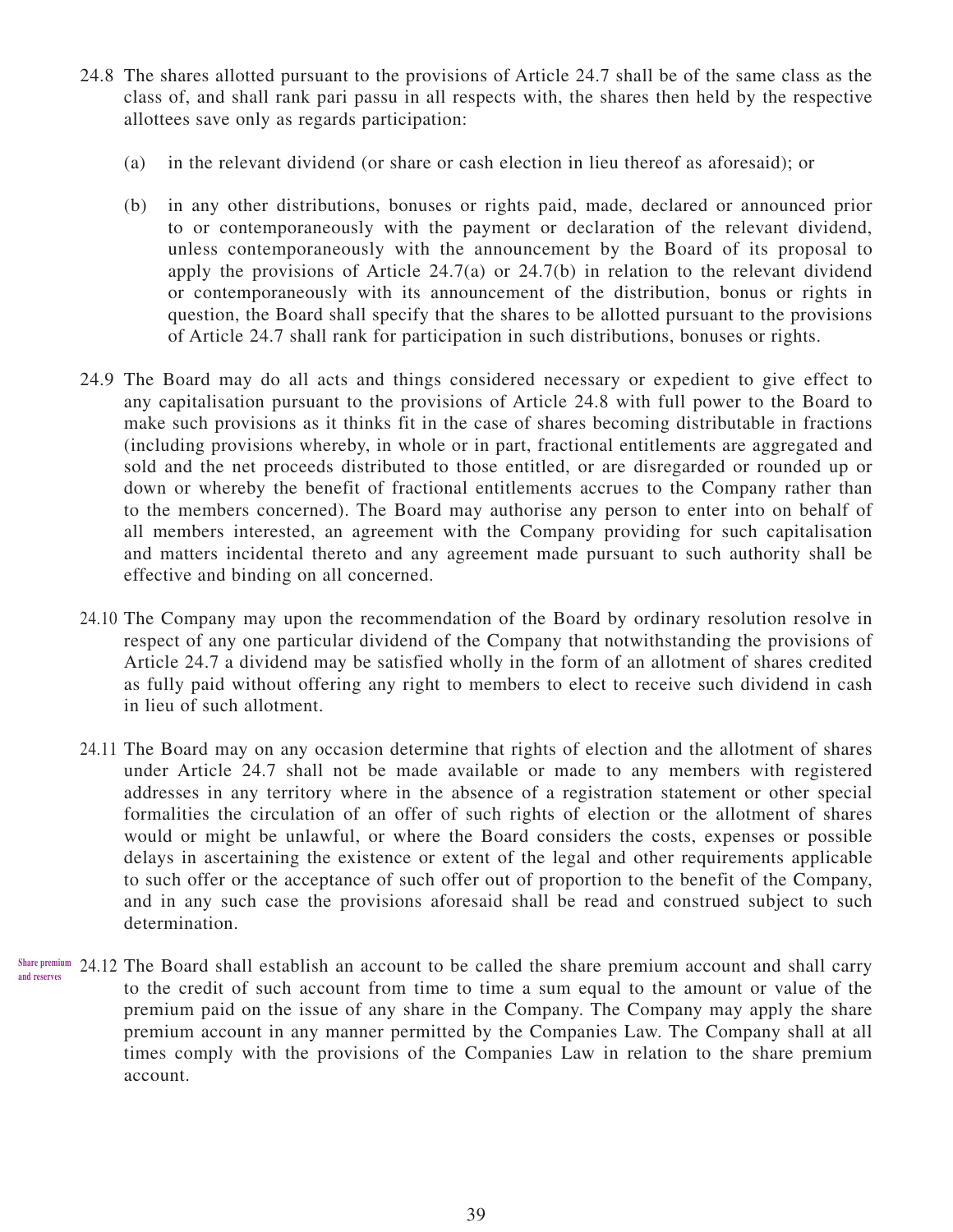24.8 The shares allotted pursuant to the provisions of Article 24.7 shall be of the same class as the class of, and shall rank pari passu in all respects with, the shares then held by the respective allottees save only as regards participation:

(a) in the relevant dividend (or share or cash election in lieu thereof as aforesaid); or

(b) in any other distributions, bonuses or rights paid, made, declared or announced prior to or contemporaneously with the payment or declaration of the relevant dividend, unless contemporaneously with the announcement by the Board of its proposal to apply the provisions of Article 24.7(a) or 24.7(b) in relation to the relevant dividend or contemporaneously with its announcement of the distribution, bonus or rights in question, the Board shall specify that the shares to be allotted pursuant to the provisions of Article 24.7 shall rank for participation in such distributions, bonuses or rights.

24.9 The Board may do all acts and things considered necessary or expedient to give effect to any capitalisation pursuant to the provisions of Article 24.8 with full power to the Board to make such provisions as it thinks fit in the case of shares becoming distributable in fractions (including provisions whereby, in whole or in part, fractional entitlements are aggregated and sold and the net proceeds distributed to those entitled, or are disregarded or rounded up or down or whereby the benefit of fractional entitlements accrues to the Company rather than to the members concerned). The Board may authorise any person to enter into on behalf of all members interested, an agreement with the Company providing for such capitalisation and matters incidental thereto and any agreement made pursuant to such authority shall be effective and binding on all concerned.

24.10 The Company may upon the recommendation of the Board by ordinary resolution resolve in respect of any one particular dividend of the Company that notwithstanding the provisions of Article 24.7 a dividend may be satisfied wholly in the form of an allotment of shares credited as fully paid without offering any right to members to elect to receive such dividend in cash in lieu of such allotment.

24.11 The Board may on any occasion determine that rights of election and the allotment of shares under Article 24.7 shall not be made available or made to any members with registered addresses in any territory where in the absence of a registration statement or other special formalities the circulation of an offer of such rights of election or the allotment of shares would or might be unlawful, or where the Board considers the costs, expenses or possible delays in ascertaining the existence or extent of the legal and other requirements applicable to such offer or the acceptance of such offer out of proportion to the benefit of the Company, and in any such case the provisions aforesaid shall be read and construed subject to such determination.

Share premium and reserves

24.12 The Board shall establish an account to be called the share premium account and shall carry to the credit of such account from time to time a sum equal to the amount or value of the premium paid on the issue of any share in the Company. The Company may apply the share premium account in any manner permitted by the Companies Law. The Company shall at all times comply with the provisions of the Companies Law in relation to the share premium account.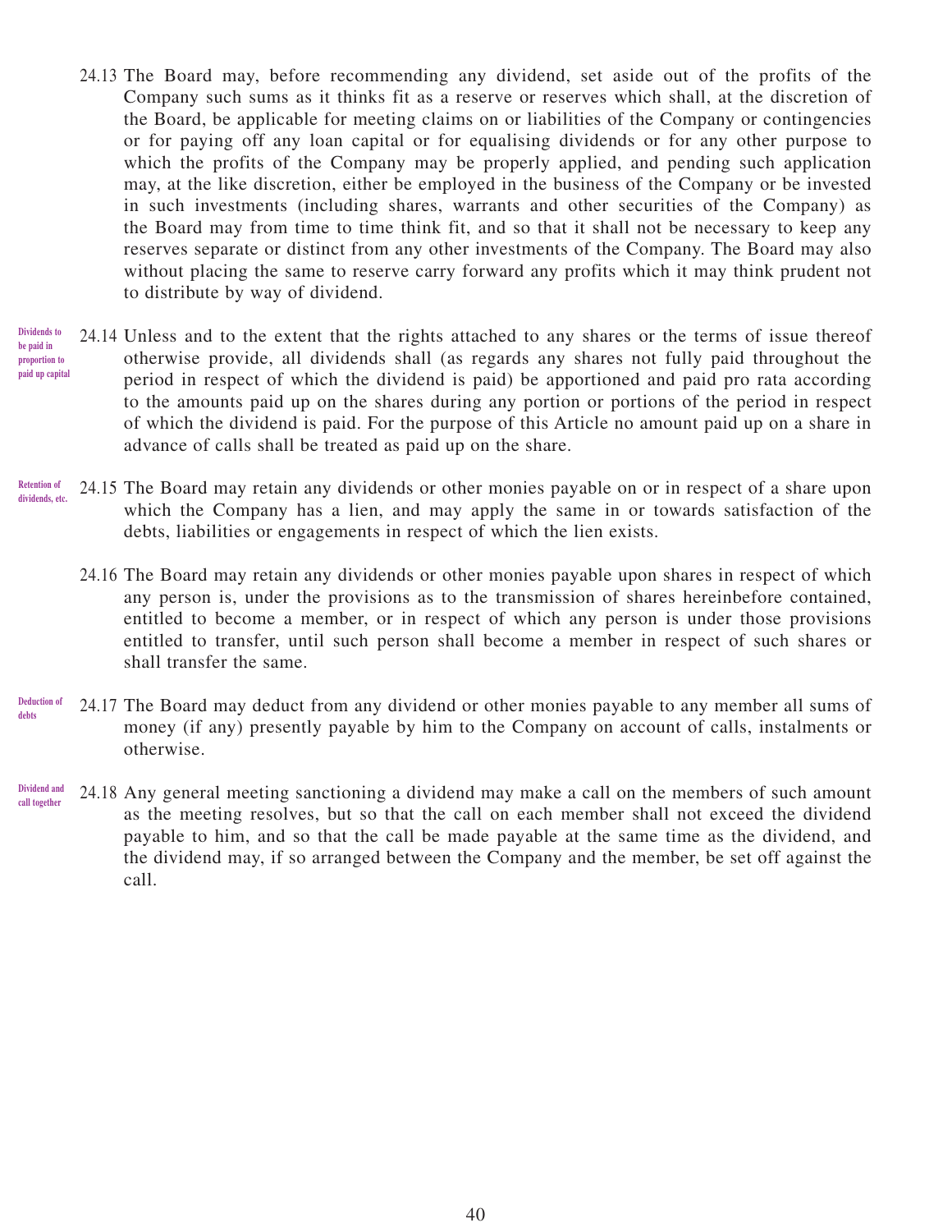24.13 The Board may, before recommending any dividend, set aside out of the profits of the Company such sums as it thinks fit as a reserve or reserves which shall, at the discretion of the Board, be applicable for meeting claims on or liabilities of the Company or contingencies or for paying off any loan capital or for equalising dividends or for any other purpose to which the profits of the Company may be properly applied, and pending such application may, at the like discretion, either be employed in the business of the Company or be invested in such investments (including shares, warrants and other securities of the Company) as the Board may from time to time think fit, and so that it shall not be necessary to keep any reserves separate or distinct from any other investments of the Company. The Board may also without placing the same to reserve carry forward any profits which it may think prudent not to distribute by way of dividend.

*Dividends to be paid in proportion to paid up capital*

24.14 Unless and to the extent that the rights attached to any shares or the terms of issue thereof otherwise provide, all dividends shall (as regards any shares not fully paid throughout the period in respect of which the dividend is paid) be apportioned and paid pro rata according to the amounts paid up on the shares during any portion or portions of the period in respect of which the dividend is paid. For the purpose of this Article no amount paid up on a share in advance of calls shall be treated as paid up on the share.

*Retention of dividends, etc.*

24.15 The Board may retain any dividends or other monies payable on or in respect of a share upon which the Company has a lien, and may apply the same in or towards satisfaction of the debts, liabilities or engagements in respect of which the lien exists.

24.16 The Board may retain any dividends or other monies payable upon shares in respect of which any person is, under the provisions as to the transmission of shares hereinbefore contained, entitled to become a member, or in respect of which any person is under those provisions entitled to transfer, until such person shall become a member in respect of such shares or shall transfer the same.

*Deduction of debts*

24.17 The Board may deduct from any dividend or other monies payable to any member all sums of money (if any) presently payable by him to the Company on account of calls, instalments or otherwise.

*Dividend and call together*

24.18 Any general meeting sanctioning a dividend may make a call on the members of such amount as the meeting resolves, but so that the call on each member shall not exceed the dividend payable to him, and so that the call be made payable at the same time as the dividend, and the dividend may, if so arranged between the Company and the member, be set off against the call.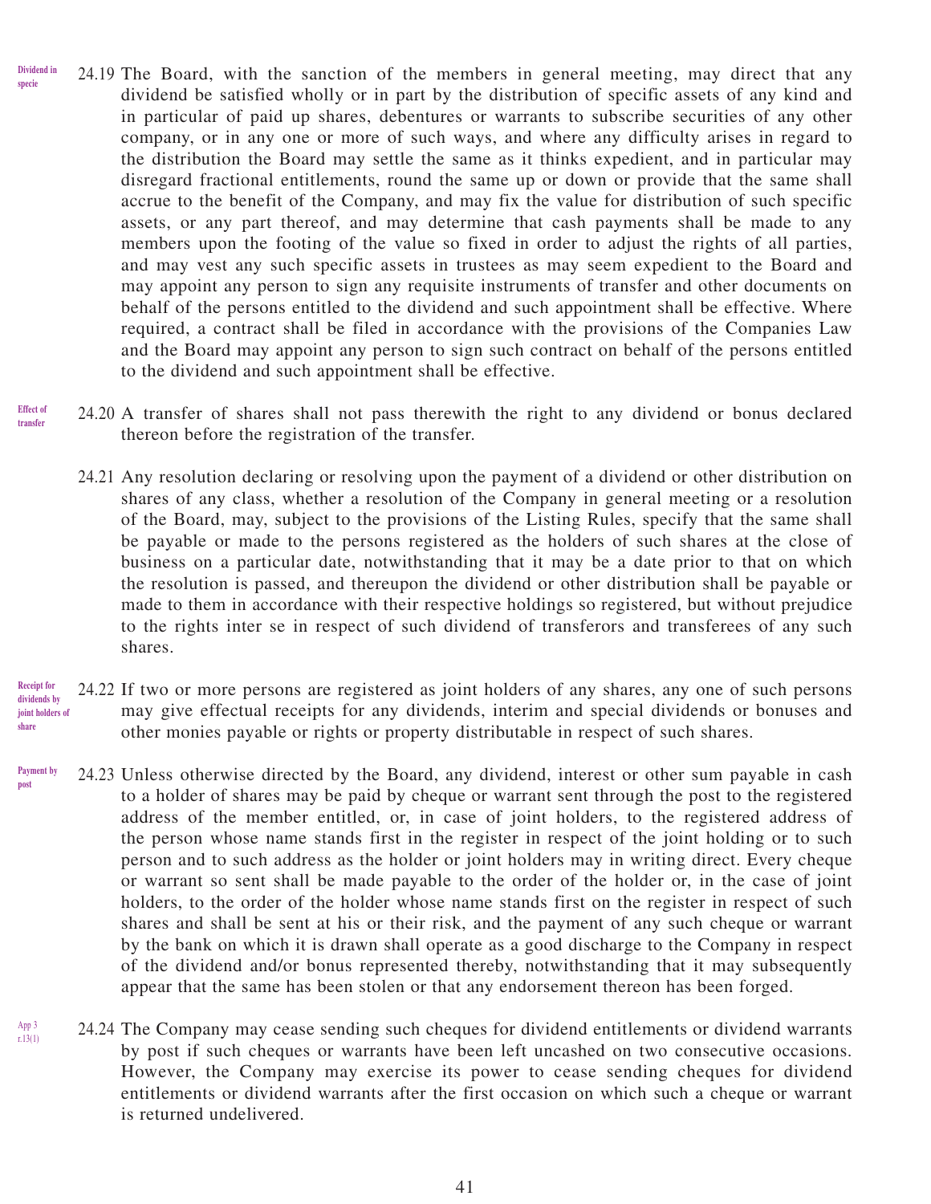Dividend in specie

24.19 The Board, with the sanction of the members in general meeting, may direct that any dividend be satisfied wholly or in part by the distribution of specific assets of any kind and in particular of paid up shares, debentures or warrants to subscribe securities of any other company, or in any one or more of such ways, and where any difficulty arises in regard to the distribution the Board may settle the same as it thinks expedient, and in particular may disregard fractional entitlements, round the same up or down or provide that the same shall accrue to the benefit of the Company, and may fix the value for distribution of such specific assets, or any part thereof, and may determine that cash payments shall be made to any members upon the footing of the value so fixed in order to adjust the rights of all parties, and may vest any such specific assets in trustees as may seem expedient to the Board and may appoint any person to sign any requisite instruments of transfer and other documents on behalf of the persons entitled to the dividend and such appointment shall be effective. Where required, a contract shall be filed in accordance with the provisions of the Companies Law and the Board may appoint any person to sign such contract on behalf of the persons entitled to the dividend and such appointment shall be effective.

Effect of transfer

24.20 A transfer of shares shall not pass therewith the right to any dividend or bonus declared thereon before the registration of the transfer.

24.21 Any resolution declaring or resolving upon the payment of a dividend or other distribution on shares of any class, whether a resolution of the Company in general meeting or a resolution of the Board, may, subject to the provisions of the Listing Rules, specify that the same shall be payable or made to the persons registered as the holders of such shares at the close of business on a particular date, notwithstanding that it may be a date prior to that on which the resolution is passed, and thereupon the dividend or other distribution shall be payable or made to them in accordance with their respective holdings so registered, but without prejudice to the rights inter se in respect of such dividend of transferors and transferees of any such shares.

Receipt for dividends by joint holders of share

24.22 If two or more persons are registered as joint holders of any shares, any one of such persons may give effectual receipts for any dividends, interim and special dividends or bonuses and other monies payable or rights or property distributable in respect of such shares.

Payment by post

24.23 Unless otherwise directed by the Board, any dividend, interest or other sum payable in cash to a holder of shares may be paid by cheque or warrant sent through the post to the registered address of the member entitled, or, in case of joint holders, to the registered address of the person whose name stands first in the register in respect of the joint holding or to such person and to such address as the holder or joint holders may in writing direct. Every cheque or warrant so sent shall be made payable to the order of the holder or, in the case of joint holders, to the order of the holder whose name stands first on the register in respect of such shares and shall be sent at his or their risk, and the payment of any such cheque or warrant by the bank on which it is drawn shall operate as a good discharge to the Company in respect of the dividend and/or bonus represented thereby, notwithstanding that it may subsequently appear that the same has been stolen or that any endorsement thereon has been forged.

App 3 r.13(1)

24.24 The Company may cease sending such cheques for dividend entitlements or dividend warrants by post if such cheques or warrants have been left uncashed on two consecutive occasions. However, the Company may exercise its power to cease sending cheques for dividend entitlements or dividend warrants after the first occasion on which such a cheque or warrant is returned undelivered.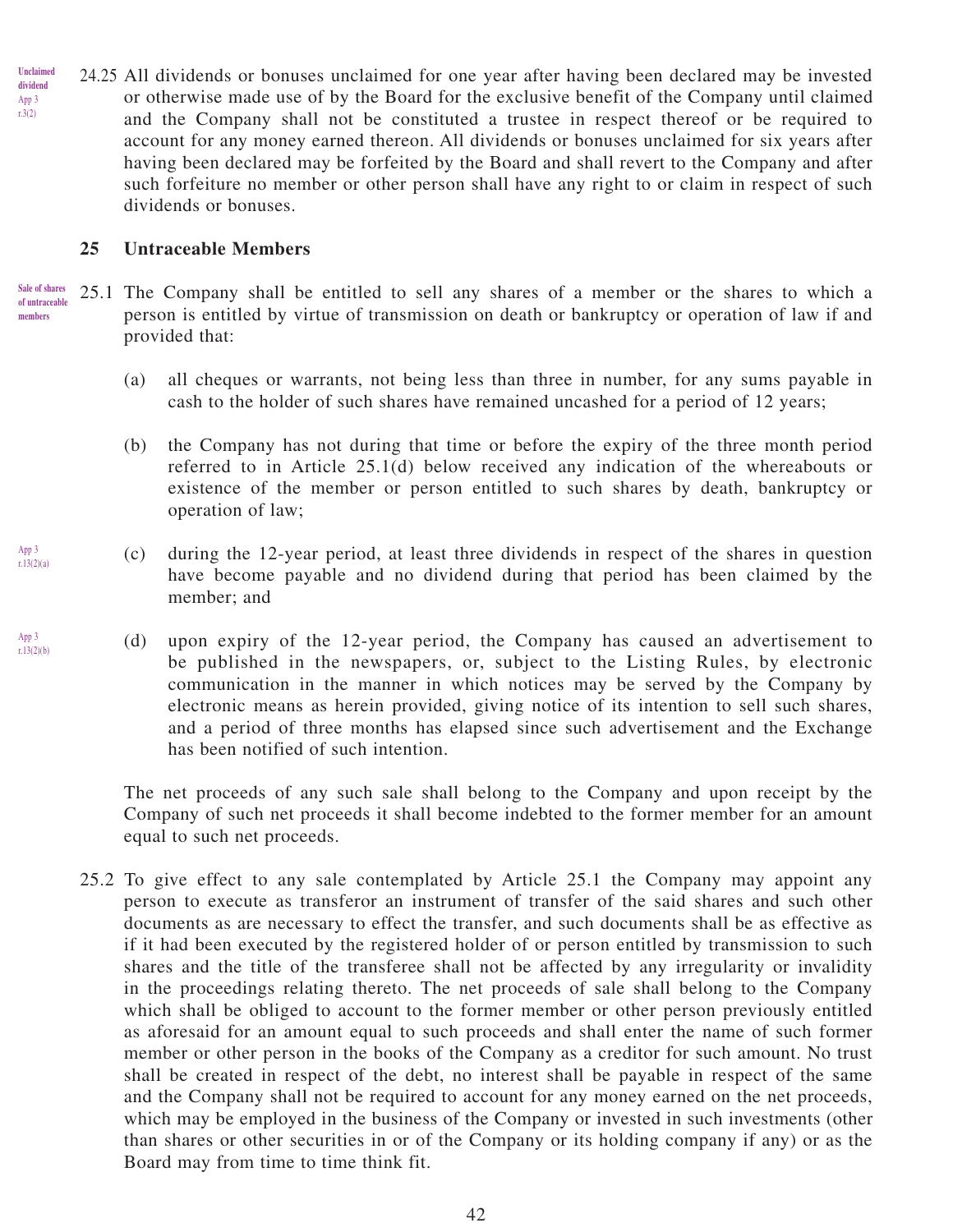24.25 All dividends or bonuses unclaimed for one year after having been declared may be invested or otherwise made use of by the Board for the exclusive benefit of the Company until claimed and the Company shall not be constituted a trustee in respect thereof or be required to account for any money earned thereon. All dividends or bonuses unclaimed for six years after having been declared may be forfeited by the Board and shall revert to the Company and after such forfeiture no member or other person shall have any right to or claim in respect of such dividends or bonuses.

## 25 Untraceable Members

25.1 The Company shall be entitled to sell any shares of a member or the shares to which a person is entitled by virtue of transmission on death or bankruptcy or operation of law if and provided that:

(a) all cheques or warrants, not being less than three in number, for any sums payable in cash to the holder of such shares have remained uncashed for a period of 12 years;

(b) the Company has not during that time or before the expiry of the three month period referred to in Article 25.1(d) below received any indication of the whereabouts or existence of the member or person entitled to such shares by death, bankruptcy or operation of law;

(c) during the 12-year period, at least three dividends in respect of the shares in question have become payable and no dividend during that period has been claimed by the member; and

(d) upon expiry of the 12-year period, the Company has caused an advertisement to be published in the newspapers, or, subject to the Listing Rules, by electronic communication in the manner in which notices may be served by the Company by electronic means as herein provided, giving notice of its intention to sell such shares, and a period of three months has elapsed since such advertisement and the Exchange has been notified of such intention.

The net proceeds of any such sale shall belong to the Company and upon receipt by the Company of such net proceeds it shall become indebted to the former member for an amount equal to such net proceeds.

25.2 To give effect to any sale contemplated by Article 25.1 the Company may appoint any person to execute as transferor an instrument of transfer of the said shares and such other documents as are necessary to effect the transfer, and such documents shall be as effective as if it had been executed by the registered holder of or person entitled by transmission to such shares and the title of the transferee shall not be affected by any irregularity or invalidity in the proceedings relating thereto. The net proceeds of sale shall belong to the Company which shall be obliged to account to the former member or other person previously entitled as aforesaid for an amount equal to such proceeds and shall enter the name of such former member or other person in the books of the Company as a creditor for such amount. No trust shall be created in respect of the debt, no interest shall be payable in respect of the same and the Company shall not be required to account for any money earned on the net proceeds, which may be employed in the business of the Company or invested in such investments (other than shares or other securities in or of the Company or its holding company if any) or as the Board may from time to time think fit.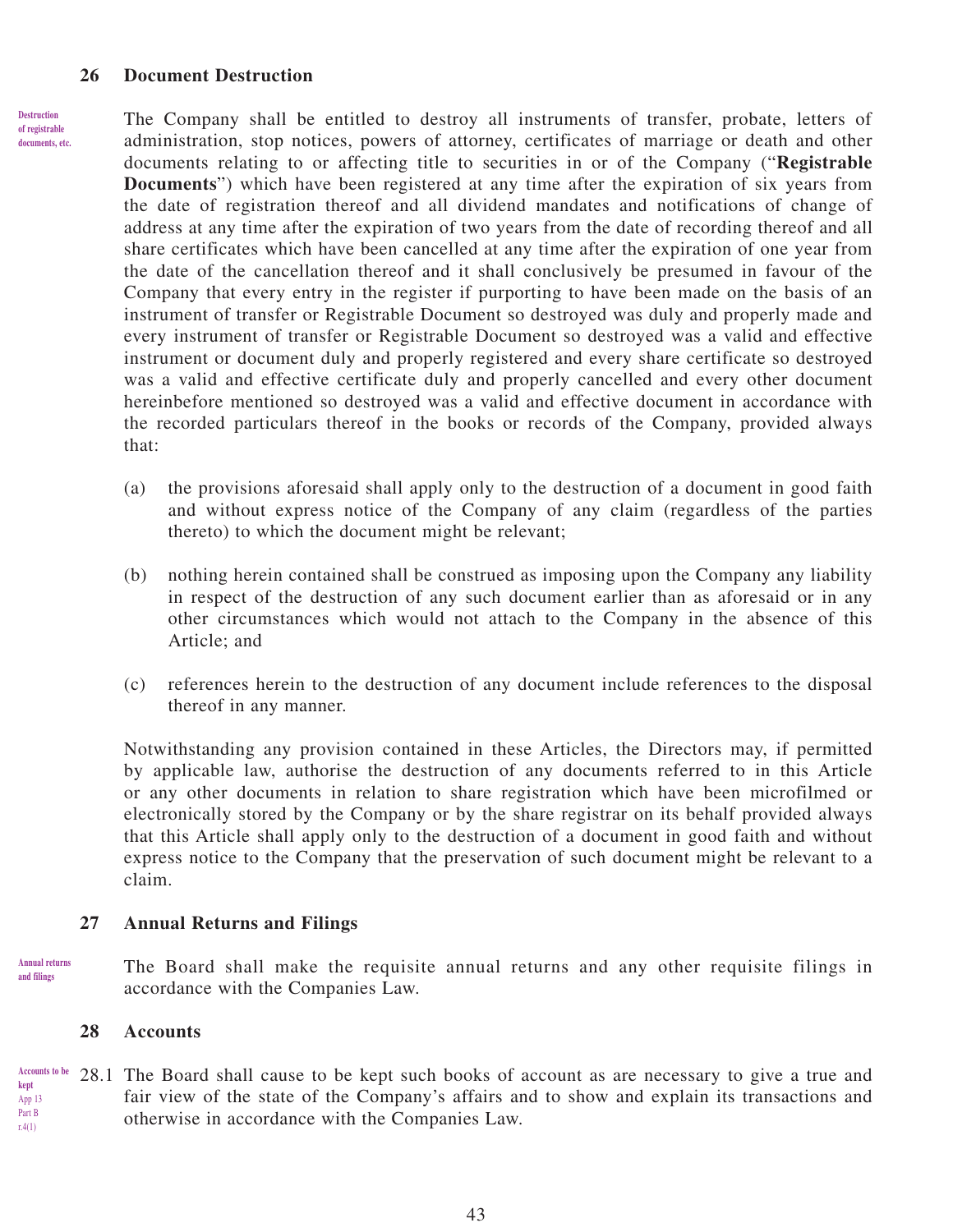## 26 Document Destruction

Destruction of registrable documents, etc.

The Company shall be entitled to destroy all instruments of transfer, probate, letters of administration, stop notices, powers of attorney, certificates of marriage or death and other documents relating to or affecting title to securities in or of the Company ("**Registrable Documents**") which have been registered at any time after the expiration of six years from the date of registration thereof and all dividend mandates and notifications of change of address at any time after the expiration of two years from the date of recording thereof and all share certificates which have been cancelled at any time after the expiration of one year from the date of the cancellation thereof and it shall conclusively be presumed in favour of the Company that every entry in the register if purporting to have been made on the basis of an instrument of transfer or Registrable Document so destroyed was duly and properly made and every instrument of transfer or Registrable Document so destroyed was a valid and effective instrument or document duly and properly registered and every share certificate so destroyed was a valid and effective certificate duly and properly cancelled and every other document hereinbefore mentioned so destroyed was a valid and effective document in accordance with the recorded particulars thereof in the books or records of the Company, provided always that:

(a) the provisions aforesaid shall apply only to the destruction of a document in good faith and without express notice of the Company of any claim (regardless of the parties thereto) to which the document might be relevant;

(b) nothing herein contained shall be construed as imposing upon the Company any liability in respect of the destruction of any such document earlier than as aforesaid or in any other circumstances which would not attach to the Company in the absence of this Article; and

(c) references herein to the destruction of any document include references to the disposal thereof in any manner.

Notwithstanding any provision contained in these Articles, the Directors may, if permitted by applicable law, authorise the destruction of any documents referred to in this Article or any other documents in relation to share registration which have been microfilmed or electronically stored by the Company or by the share registrar on its behalf provided always that this Article shall apply only to the destruction of a document in good faith and without express notice to the Company that the preservation of such document might be relevant to a claim.

## 27 Annual Returns and Filings

Annual returns and filings

The Board shall make the requisite annual returns and any other requisite filings in accordance with the Companies Law.

## 28 Accounts

Accounts to be kept
App 13 Part B r.4(1)

28.1 The Board shall cause to be kept such books of account as are necessary to give a true and fair view of the state of the Company's affairs and to show and explain its transactions and otherwise in accordance with the Companies Law.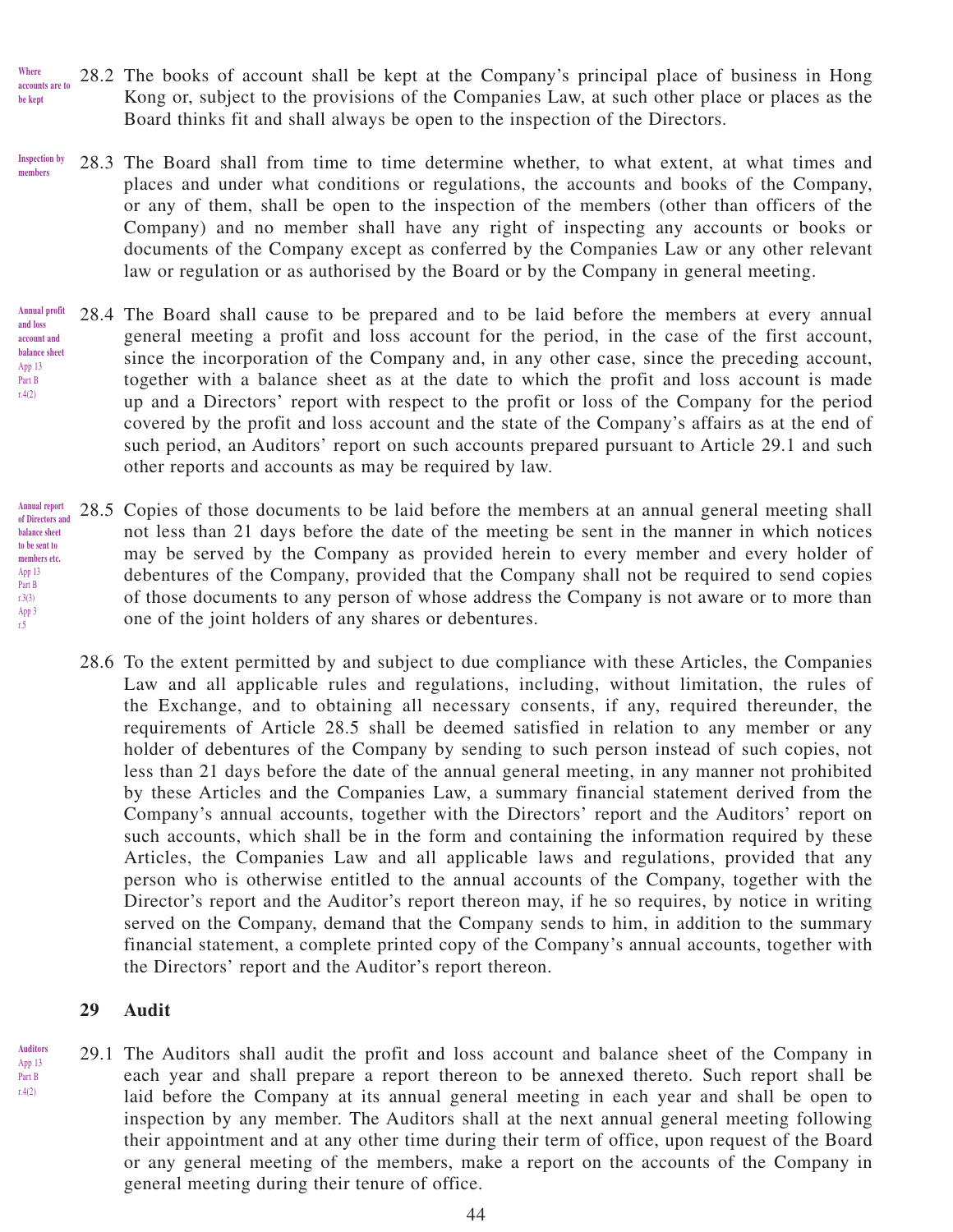Where accounts are to be kept

28.2 The books of account shall be kept at the Company's principal place of business in Hong Kong or, subject to the provisions of the Companies Law, at such other place or places as the Board thinks fit and shall always be open to the inspection of the Directors.

Inspection by members

28.3 The Board shall from time to time determine whether, to what extent, at what times and places and under what conditions or regulations, the accounts and books of the Company, or any of them, shall be open to the inspection of the members (other than officers of the Company) and no member shall have any right of inspecting any accounts or books or documents of the Company except as conferred by the Companies Law or any other relevant law or regulation or as authorised by the Board or by the Company in general meeting.

Annual profit and loss account and balance sheet
App 13 Part B r.4(2)

28.4 The Board shall cause to be prepared and to be laid before the members at every annual general meeting a profit and loss account for the period, in the case of the first account, since the incorporation of the Company and, in any other case, since the preceding account, together with a balance sheet as at the date to which the profit and loss account is made up and a Directors' report with respect to the profit or loss of the Company for the period covered by the profit and loss account and the state of the Company's affairs as at the end of such period, an Auditors' report on such accounts prepared pursuant to Article 29.1 and such other reports and accounts as may be required by law.

Annual report of Directors and balance sheet to be sent to members etc.
App 13 Part B r.3(3)
App 3 r.5

28.5 Copies of those documents to be laid before the members at an annual general meeting shall not less than 21 days before the date of the meeting be sent in the manner in which notices may be served by the Company as provided herein to every member and every holder of debentures of the Company, provided that the Company shall not be required to send copies of those documents to any person of whose address the Company is not aware or to more than one of the joint holders of any shares or debentures.

28.6 To the extent permitted by and subject to due compliance with these Articles, the Companies Law and all applicable rules and regulations, including, without limitation, the rules of the Exchange, and to obtaining all necessary consents, if any, required thereunder, the requirements of Article 28.5 shall be deemed satisfied in relation to any member or any holder of debentures of the Company by sending to such person instead of such copies, not less than 21 days before the date of the annual general meeting, in any manner not prohibited by these Articles and the Companies Law, a summary financial statement derived from the Company's annual accounts, together with the Directors' report and the Auditors' report on such accounts, which shall be in the form and containing the information required by these Articles, the Companies Law and all applicable laws and regulations, provided that any person who is otherwise entitled to the annual accounts of the Company, together with the Director's report and the Auditor's report thereon may, if he so requires, by notice in writing served on the Company, demand that the Company sends to him, in addition to the summary financial statement, a complete printed copy of the Company's annual accounts, together with the Directors' report and the Auditor's report thereon.

## 29 Audit

Auditors
App 13 Part B r.4(2)

29.1 The Auditors shall audit the profit and loss account and balance sheet of the Company in each year and shall prepare a report thereon to be annexed thereto. Such report shall be laid before the Company at its annual general meeting in each year and shall be open to inspection by any member. The Auditors shall at the next annual general meeting following their appointment and at any other time during their term of office, upon request of the Board or any general meeting of the members, make a report on the accounts of the Company in general meeting during their tenure of office.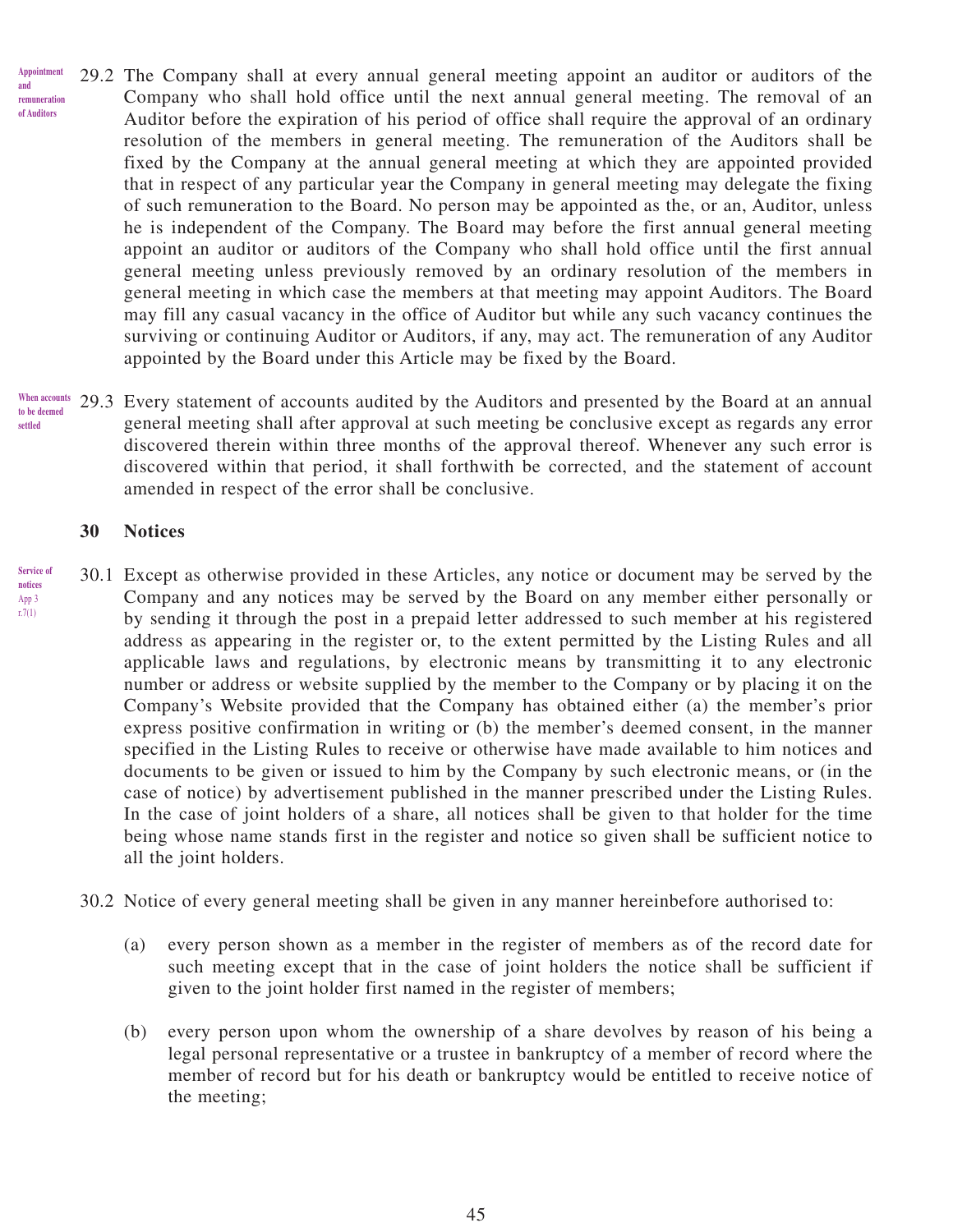Appointment and remuneration of Auditors

29.2 The Company shall at every annual general meeting appoint an auditor or auditors of the Company who shall hold office until the next annual general meeting. The removal of an Auditor before the expiration of his period of office shall require the approval of an ordinary resolution of the members in general meeting. The remuneration of the Auditors shall be fixed by the Company at the annual general meeting at which they are appointed provided that in respect of any particular year the Company in general meeting may delegate the fixing of such remuneration to the Board. No person may be appointed as the, or an, Auditor, unless he is independent of the Company. The Board may before the first annual general meeting appoint an auditor or auditors of the Company who shall hold office until the first annual general meeting unless previously removed by an ordinary resolution of the members in general meeting in which case the members at that meeting may appoint Auditors. The Board may fill any casual vacancy in the office of Auditor but while any such vacancy continues the surviving or continuing Auditor or Auditors, if any, may act. The remuneration of any Auditor appointed by the Board under this Article may be fixed by the Board.

When accounts to be deemed settled

29.3 Every statement of accounts audited by the Auditors and presented by the Board at an annual general meeting shall after approval at such meeting be conclusive except as regards any error discovered therein within three months of the approval thereof. Whenever any such error is discovered within that period, it shall forthwith be corrected, and the statement of account amended in respect of the error shall be conclusive.

## 30 Notices

Service of notices App 3 r.7(1)

30.1 Except as otherwise provided in these Articles, any notice or document may be served by the Company and any notices may be served by the Board on any member either personally or by sending it through the post in a prepaid letter addressed to such member at his registered address as appearing in the register or, to the extent permitted by the Listing Rules and all applicable laws and regulations, by electronic means by transmitting it to any electronic number or address or website supplied by the member to the Company or by placing it on the Company's Website provided that the Company has obtained either (a) the member's prior express positive confirmation in writing or (b) the member's deemed consent, in the manner specified in the Listing Rules to receive or otherwise have made available to him notices and documents to be given or issued to him by the Company by such electronic means, or (in the case of notice) by advertisement published in the manner prescribed under the Listing Rules. In the case of joint holders of a share, all notices shall be given to that holder for the time being whose name stands first in the register and notice so given shall be sufficient notice to all the joint holders.

30.2 Notice of every general meeting shall be given in any manner hereinbefore authorised to:

(a) every person shown as a member in the register of members as of the record date for such meeting except that in the case of joint holders the notice shall be sufficient if given to the joint holder first named in the register of members;

(b) every person upon whom the ownership of a share devolves by reason of his being a legal personal representative or a trustee in bankruptcy of a member of record where the member of record but for his death or bankruptcy would be entitled to receive notice of the meeting;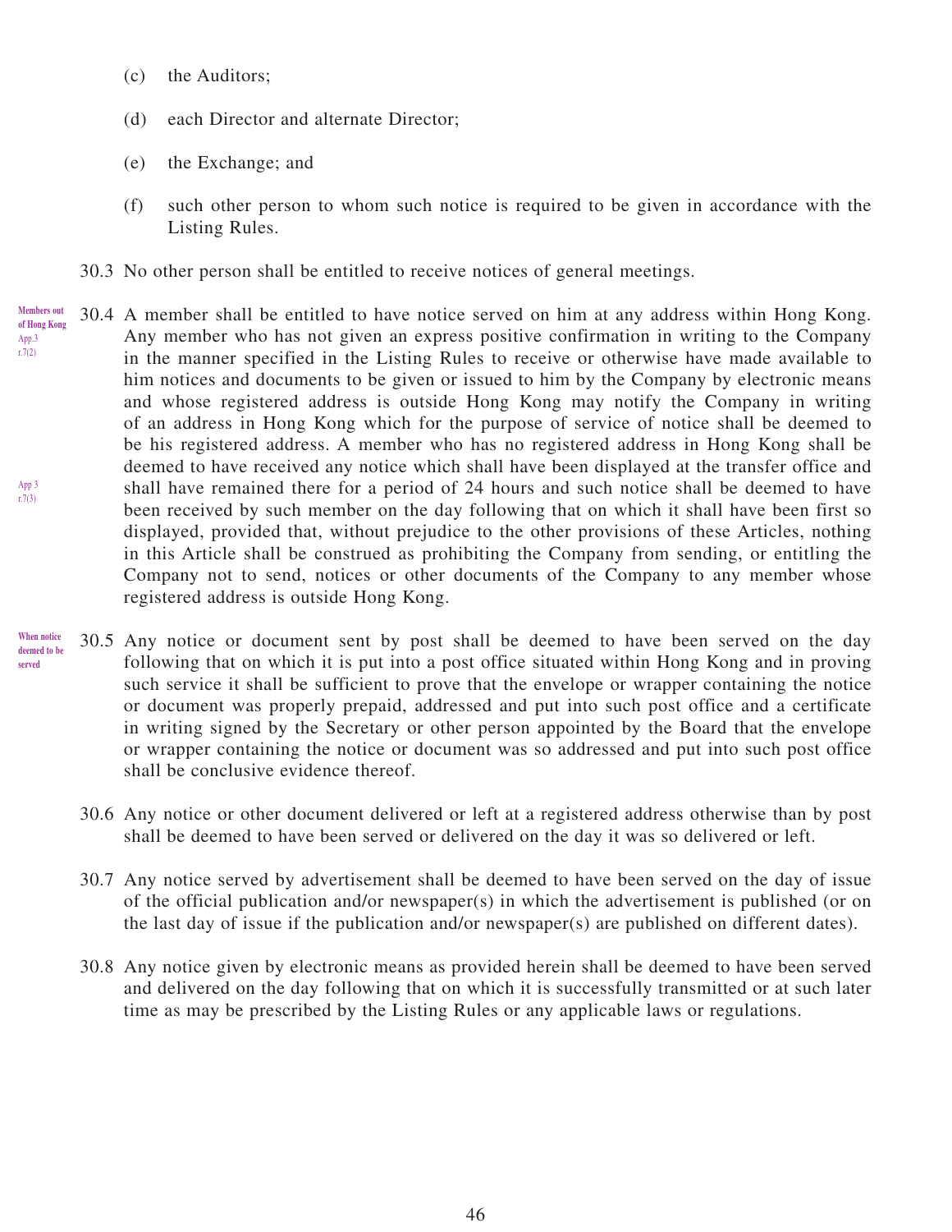(c) the Auditors;

(d) each Director and alternate Director;

(e) the Exchange; and

(f) such other person to whom such notice is required to be given in accordance with the Listing Rules.

30.3 No other person shall be entitled to receive notices of general meetings.

Members out of Hong Kong
App.3 r.7(2)

30.4 A member shall be entitled to have notice served on him at any address within Hong Kong. Any member who has not given an express positive confirmation in writing to the Company in the manner specified in the Listing Rules to receive or otherwise have made available to him notices and documents to be given or issued to him by the Company by electronic means and whose registered address is outside Hong Kong may notify the Company in writing of an address in Hong Kong which for the purpose of service of notice shall be deemed to be his registered address. A member who has no registered address in Hong Kong shall be deemed to have received any notice which shall have been displayed at the transfer office and shall have remained there for a period of 24 hours and such notice shall be deemed to have been received by such member on the day following that on which it shall have been first so displayed, provided that, without prejudice to the other provisions of these Articles, nothing in this Article shall be construed as prohibiting the Company from sending, or entitling the Company not to send, notices or other documents of the Company to any member whose registered address is outside Hong Kong.

App 3 r.7(3)

When notice deemed to be served

30.5 Any notice or document sent by post shall be deemed to have been served on the day following that on which it is put into a post office situated within Hong Kong and in proving such service it shall be sufficient to prove that the envelope or wrapper containing the notice or document was properly prepaid, addressed and put into such post office and a certificate in writing signed by the Secretary or other person appointed by the Board that the envelope or wrapper containing the notice or document was so addressed and put into such post office shall be conclusive evidence thereof.

30.6 Any notice or other document delivered or left at a registered address otherwise than by post shall be deemed to have been served or delivered on the day it was so delivered or left.

30.7 Any notice served by advertisement shall be deemed to have been served on the day of issue of the official publication and/or newspaper(s) in which the advertisement is published (or on the last day of issue if the publication and/or newspaper(s) are published on different dates).

30.8 Any notice given by electronic means as provided herein shall be deemed to have been served and delivered on the day following that on which it is successfully transmitted or at such later time as may be prescribed by the Listing Rules or any applicable laws or regulations.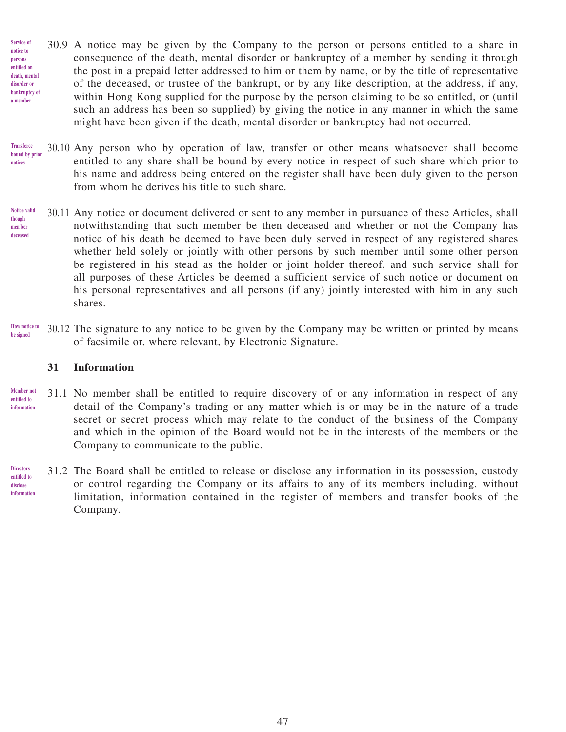Service of notice to persons entitled on death, mental disorder or bankruptcy of a member

30.9 A notice may be given by the Company to the person or persons entitled to a share in consequence of the death, mental disorder or bankruptcy of a member by sending it through the post in a prepaid letter addressed to him or them by name, or by the title of representative of the deceased, or trustee of the bankrupt, or by any like description, at the address, if any, within Hong Kong supplied for the purpose by the person claiming to be so entitled, or (until such an address has been so supplied) by giving the notice in any manner in which the same might have been given if the death, mental disorder or bankruptcy had not occurred.

Transferee bound by prior notices

30.10 Any person who by operation of law, transfer or other means whatsoever shall become entitled to any share shall be bound by every notice in respect of such share which prior to his name and address being entered on the register shall have been duly given to the person from whom he derives his title to such share.

Notice valid though member deceased

30.11 Any notice or document delivered or sent to any member in pursuance of these Articles, shall notwithstanding that such member be then deceased and whether or not the Company has notice of his death be deemed to have been duly served in respect of any registered shares whether held solely or jointly with other persons by such member until some other person be registered in his stead as the holder or joint holder thereof, and such service shall for all purposes of these Articles be deemed a sufficient service of such notice or document on his personal representatives and all persons (if any) jointly interested with him in any such shares.

How notice to be signed

30.12 The signature to any notice to be given by the Company may be written or printed by means of facsimile or, where relevant, by Electronic Signature.

## 31 Information

Member not entitled to information

31.1 No member shall be entitled to require discovery of or any information in respect of any detail of the Company's trading or any matter which is or may be in the nature of a trade secret or secret process which may relate to the conduct of the business of the Company and which in the opinion of the Board would not be in the interests of the members or the Company to communicate to the public.

Directors entitled to disclose information

31.2 The Board shall be entitled to release or disclose any information in its possession, custody or control regarding the Company or its affairs to any of its members including, without limitation, information contained in the register of members and transfer books of the Company.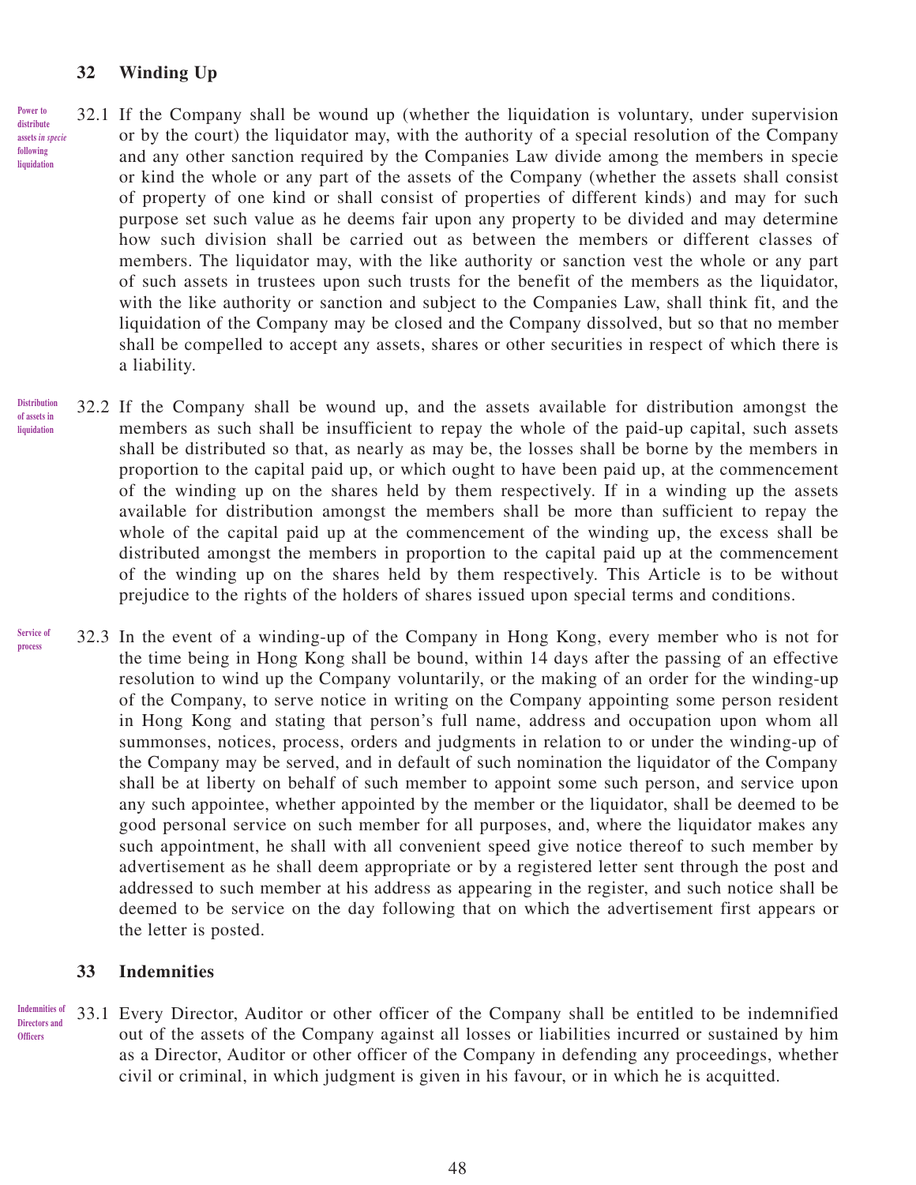## 32 Winding Up

*Power to distribute assets in specie following liquidation*

32.1 If the Company shall be wound up (whether the liquidation is voluntary, under supervision or by the court) the liquidator may, with the authority of a special resolution of the Company and any other sanction required by the Companies Law divide among the members in specie or kind the whole or any part of the assets of the Company (whether the assets shall consist of property of one kind or shall consist of properties of different kinds) and may for such purpose set such value as he deems fair upon any property to be divided and may determine how such division shall be carried out as between the members or different classes of members. The liquidator may, with the like authority or sanction vest the whole or any part of such assets in trustees upon such trusts for the benefit of the members as the liquidator, with the like authority or sanction and subject to the Companies Law, shall think fit, and the liquidation of the Company may be closed and the Company dissolved, but so that no member shall be compelled to accept any assets, shares or other securities in respect of which there is a liability.

*Distribution of assets in liquidation*

32.2 If the Company shall be wound up, and the assets available for distribution amongst the members as such shall be insufficient to repay the whole of the paid-up capital, such assets shall be distributed so that, as nearly as may be, the losses shall be borne by the members in proportion to the capital paid up, or which ought to have been paid up, at the commencement of the winding up on the shares held by them respectively. If in a winding up the assets available for distribution amongst the members shall be more than sufficient to repay the whole of the capital paid up at the commencement of the winding up, the excess shall be distributed amongst the members in proportion to the capital paid up at the commencement of the winding up on the shares held by them respectively. This Article is to be without prejudice to the rights of the holders of shares issued upon special terms and conditions.

*Service of process*

32.3 In the event of a winding-up of the Company in Hong Kong, every member who is not for the time being in Hong Kong shall be bound, within 14 days after the passing of an effective resolution to wind up the Company voluntarily, or the making of an order for the winding-up of the Company, to serve notice in writing on the Company appointing some person resident in Hong Kong and stating that person's full name, address and occupation upon whom all summonses, notices, process, orders and judgments in relation to or under the winding-up of the Company may be served, and in default of such nomination the liquidator of the Company shall be at liberty on behalf of such member to appoint some such person, and service upon any such appointee, whether appointed by the member or the liquidator, shall be deemed to be good personal service on such member for all purposes, and, where the liquidator makes any such appointment, he shall with all convenient speed give notice thereof to such member by advertisement as he shall deem appropriate or by a registered letter sent through the post and addressed to such member at his address as appearing in the register, and such notice shall be deemed to be service on the day following that on which the advertisement first appears or the letter is posted.

## 33 Indemnities

*Indemnities of Directors and Officers*

33.1 Every Director, Auditor or other officer of the Company shall be entitled to be indemnified out of the assets of the Company against all losses or liabilities incurred or sustained by him as a Director, Auditor or other officer of the Company in defending any proceedings, whether civil or criminal, in which judgment is given in his favour, or in which he is acquitted.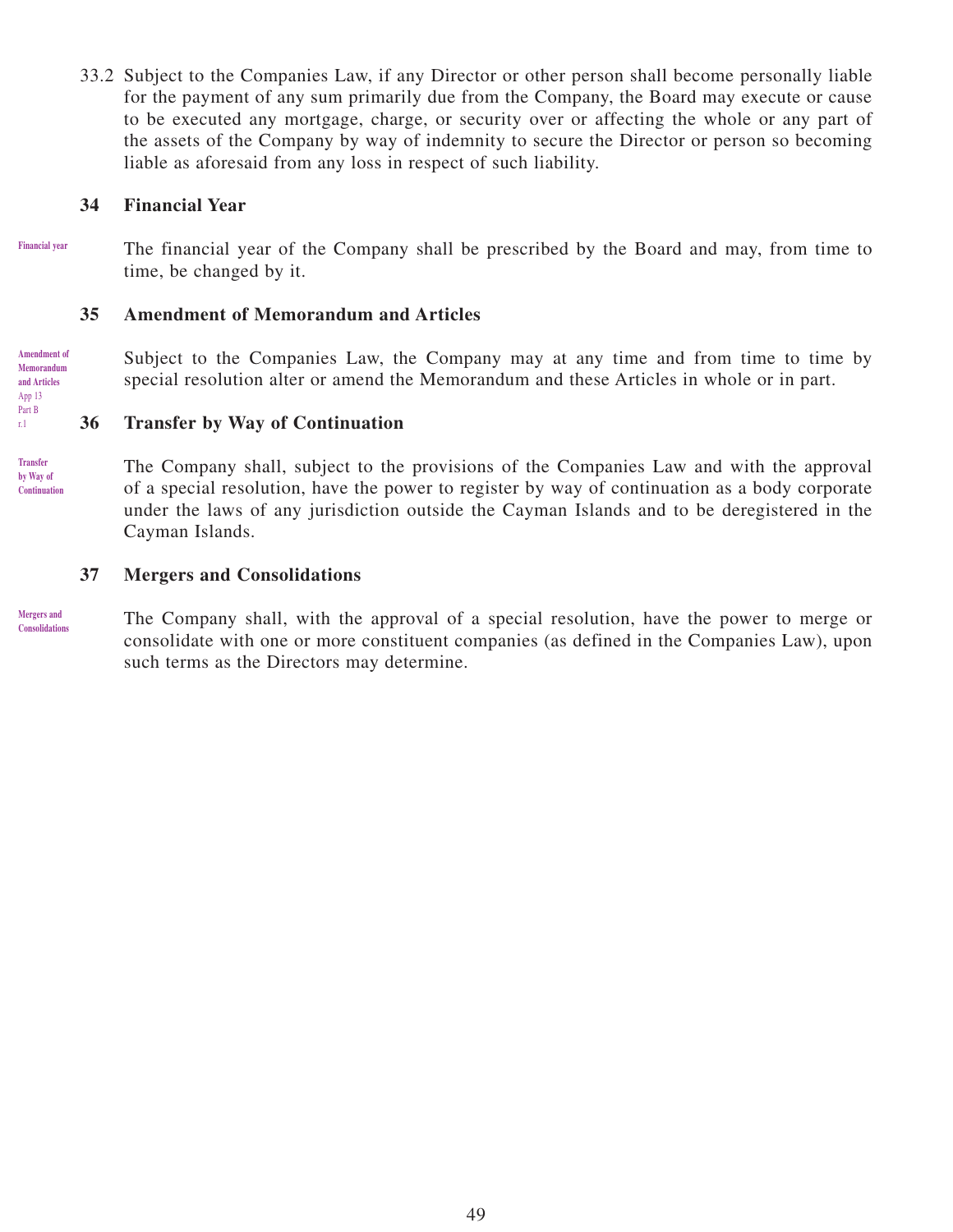33.2 Subject to the Companies Law, if any Director or other person shall become personally liable for the payment of any sum primarily due from the Company, the Board may execute or cause to be executed any mortgage, charge, or security over or affecting the whole or any part of the assets of the Company by way of indemnity to secure the Director or person so becoming liable as aforesaid from any loss in respect of such liability.

## 34 Financial Year

Financial year

The financial year of the Company shall be prescribed by the Board and may, from time to time, be changed by it.

## 35 Amendment of Memorandum and Articles

Amendment of Memorandum and Articles
App 13 Part B r.1

Subject to the Companies Law, the Company may at any time and from time to time by special resolution alter or amend the Memorandum and these Articles in whole or in part.

## 36 Transfer by Way of Continuation

Transfer by Way of Continuation

The Company shall, subject to the provisions of the Companies Law and with the approval of a special resolution, have the power to register by way of continuation as a body corporate under the laws of any jurisdiction outside the Cayman Islands and to be deregistered in the Cayman Islands.

## 37 Mergers and Consolidations

Mergers and Consolidations

The Company shall, with the approval of a special resolution, have the power to merge or consolidate with one or more constituent companies (as defined in the Companies Law), upon such terms as the Directors may determine.